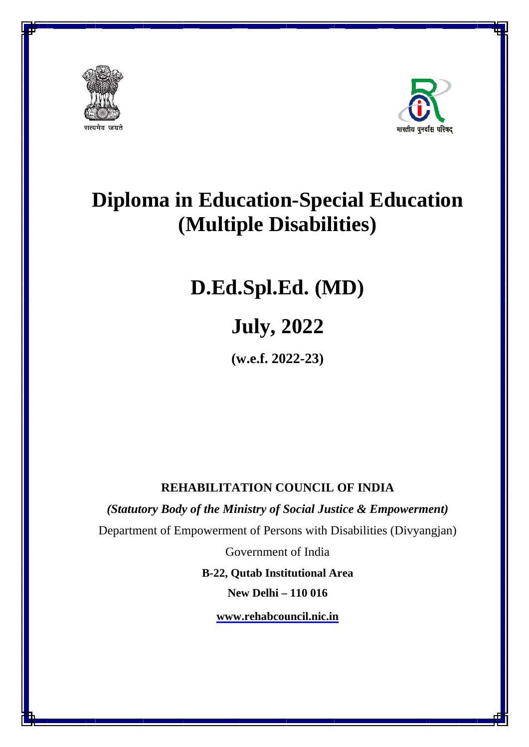सत्यमेव जयते

भारतीय पुनर्वास परिषद

# Diploma in Education-Special Education (Multiple Disabilities)

# D.Ed.Spl.Ed. (MD)

# July, 2022

**(w.e.f. 2022-23)**

**REHABILITATION COUNCIL OF INDIA**

***(Statutory Body of the Ministry of Social Justice & Empowerment)***

Department of Empowerment of Persons with Disabilities (Divyangjan)

Government of India

**B-22, Qutab Institutional Area**

**New Delhi – 110 016**

**www.rehabcouncil.nic.in**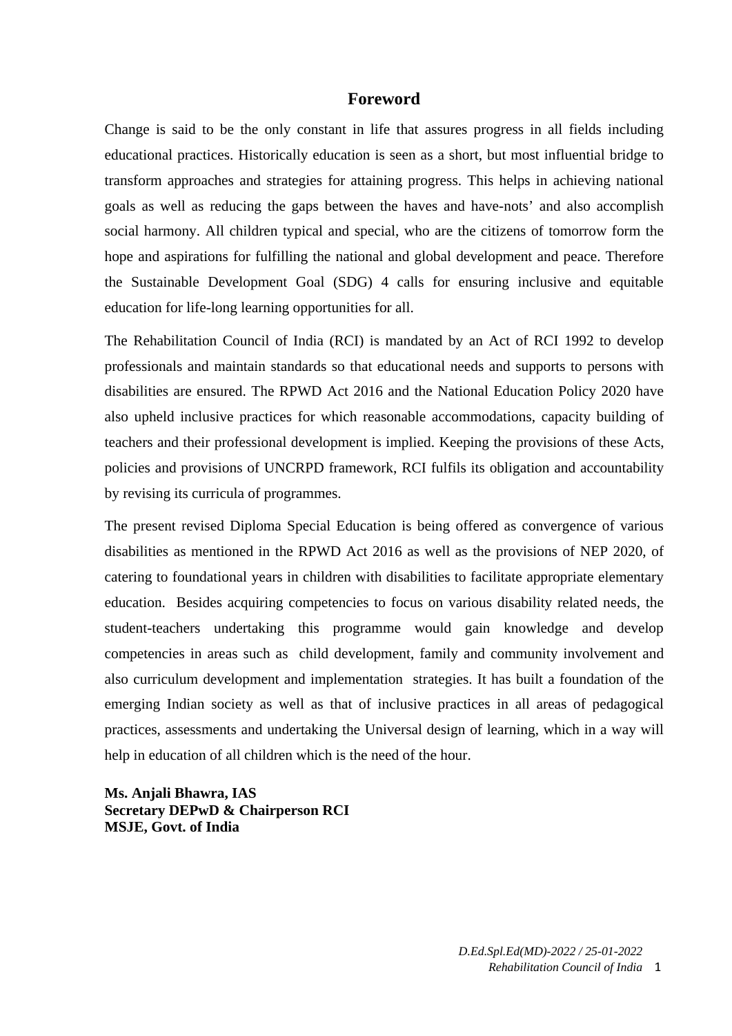# Foreword

Change is said to be the only constant in life that assures progress in all fields including educational practices. Historically education is seen as a short, but most influential bridge to transform approaches and strategies for attaining progress. This helps in achieving national goals as well as reducing the gaps between the haves and have-nots' and also accomplish social harmony. All children typical and special, who are the citizens of tomorrow form the hope and aspirations for fulfilling the national and global development and peace. Therefore the Sustainable Development Goal (SDG) 4 calls for ensuring inclusive and equitable education for life-long learning opportunities for all.

The Rehabilitation Council of India (RCI) is mandated by an Act of RCI 1992 to develop professionals and maintain standards so that educational needs and supports to persons with disabilities are ensured. The RPWD Act 2016 and the National Education Policy 2020 have also upheld inclusive practices for which reasonable accommodations, capacity building of teachers and their professional development is implied. Keeping the provisions of these Acts, policies and provisions of UNCRPD framework, RCI fulfils its obligation and accountability by revising its curricula of programmes.

The present revised Diploma Special Education is being offered as convergence of various disabilities as mentioned in the RPWD Act 2016 as well as the provisions of NEP 2020, of catering to foundational years in children with disabilities to facilitate appropriate elementary education. Besides acquiring competencies to focus on various disability related needs, the student-teachers undertaking this programme would gain knowledge and develop competencies in areas such as child development, family and community involvement and also curriculum development and implementation strategies. It has built a foundation of the emerging Indian society as well as that of inclusive practices in all areas of pedagogical practices, assessments and undertaking the Universal design of learning, which in a way will help in education of all children which is the need of the hour.

**Ms. Anjali Bhawra, IAS**
**Secretary DEPwD & Chairperson RCI**
**MSJE, Govt. of India**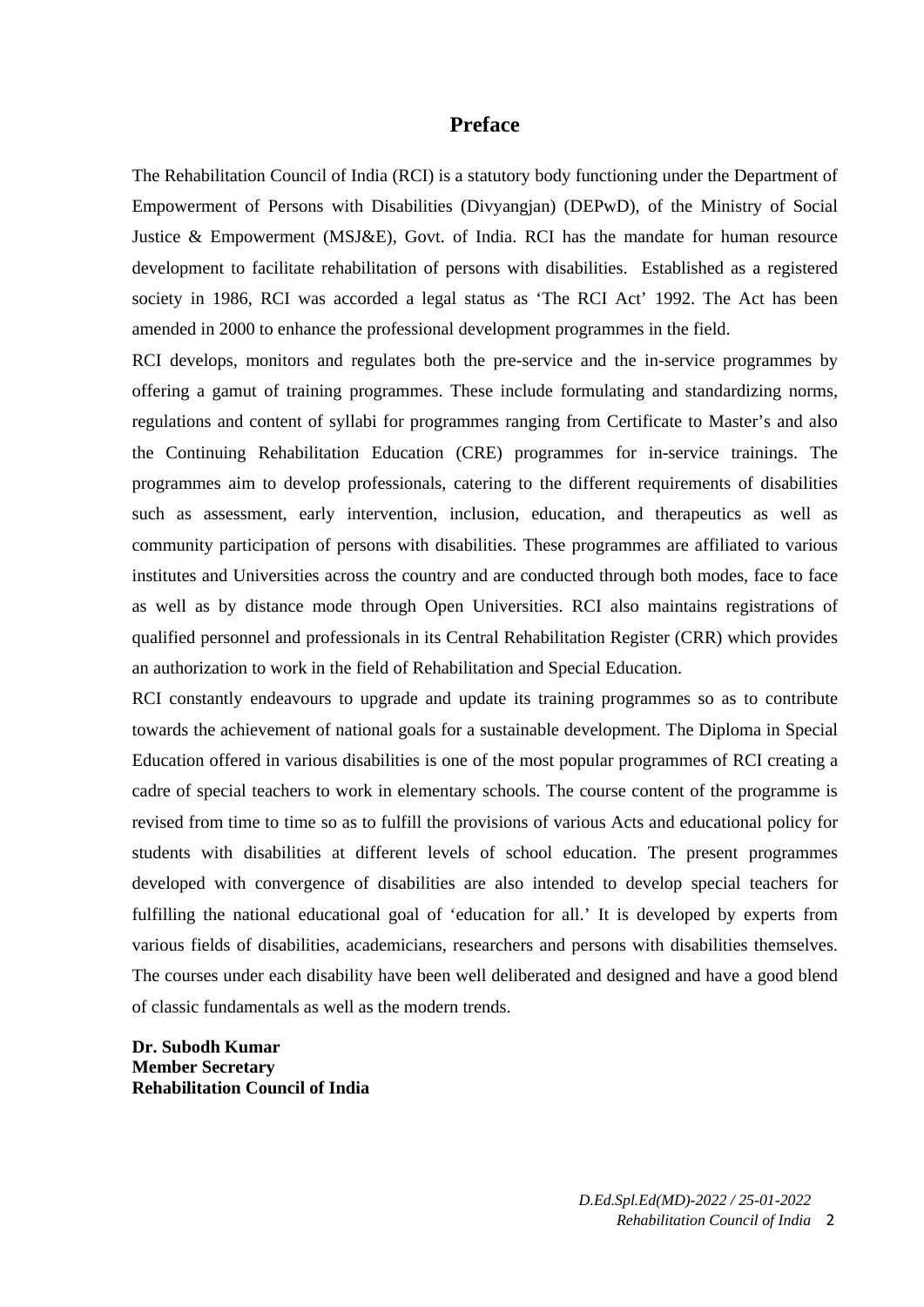# Preface

The Rehabilitation Council of India (RCI) is a statutory body functioning under the Department of Empowerment of Persons with Disabilities (Divyangjan) (DEPwD), of the Ministry of Social Justice & Empowerment (MSJ&E), Govt. of India. RCI has the mandate for human resource development to facilitate rehabilitation of persons with disabilities. Established as a registered society in 1986, RCI was accorded a legal status as 'The RCI Act' 1992. The Act has been amended in 2000 to enhance the professional development programmes in the field.

RCI develops, monitors and regulates both the pre-service and the in-service programmes by offering a gamut of training programmes. These include formulating and standardizing norms, regulations and content of syllabi for programmes ranging from Certificate to Master's and also the Continuing Rehabilitation Education (CRE) programmes for in-service trainings. The programmes aim to develop professionals, catering to the different requirements of disabilities such as assessment, early intervention, inclusion, education, and therapeutics as well as community participation of persons with disabilities. These programmes are affiliated to various institutes and Universities across the country and are conducted through both modes, face to face as well as by distance mode through Open Universities. RCI also maintains registrations of qualified personnel and professionals in its Central Rehabilitation Register (CRR) which provides an authorization to work in the field of Rehabilitation and Special Education.

RCI constantly endeavours to upgrade and update its training programmes so as to contribute towards the achievement of national goals for a sustainable development. The Diploma in Special Education offered in various disabilities is one of the most popular programmes of RCI creating a cadre of special teachers to work in elementary schools. The course content of the programme is revised from time to time so as to fulfill the provisions of various Acts and educational policy for students with disabilities at different levels of school education. The present programmes developed with convergence of disabilities are also intended to develop special teachers for fulfilling the national educational goal of 'education for all.' It is developed by experts from various fields of disabilities, academicians, researchers and persons with disabilities themselves. The courses under each disability have been well deliberated and designed and have a good blend of classic fundamentals as well as the modern trends.

**Dr. Subodh Kumar**
**Member Secretary**
**Rehabilitation Council of India**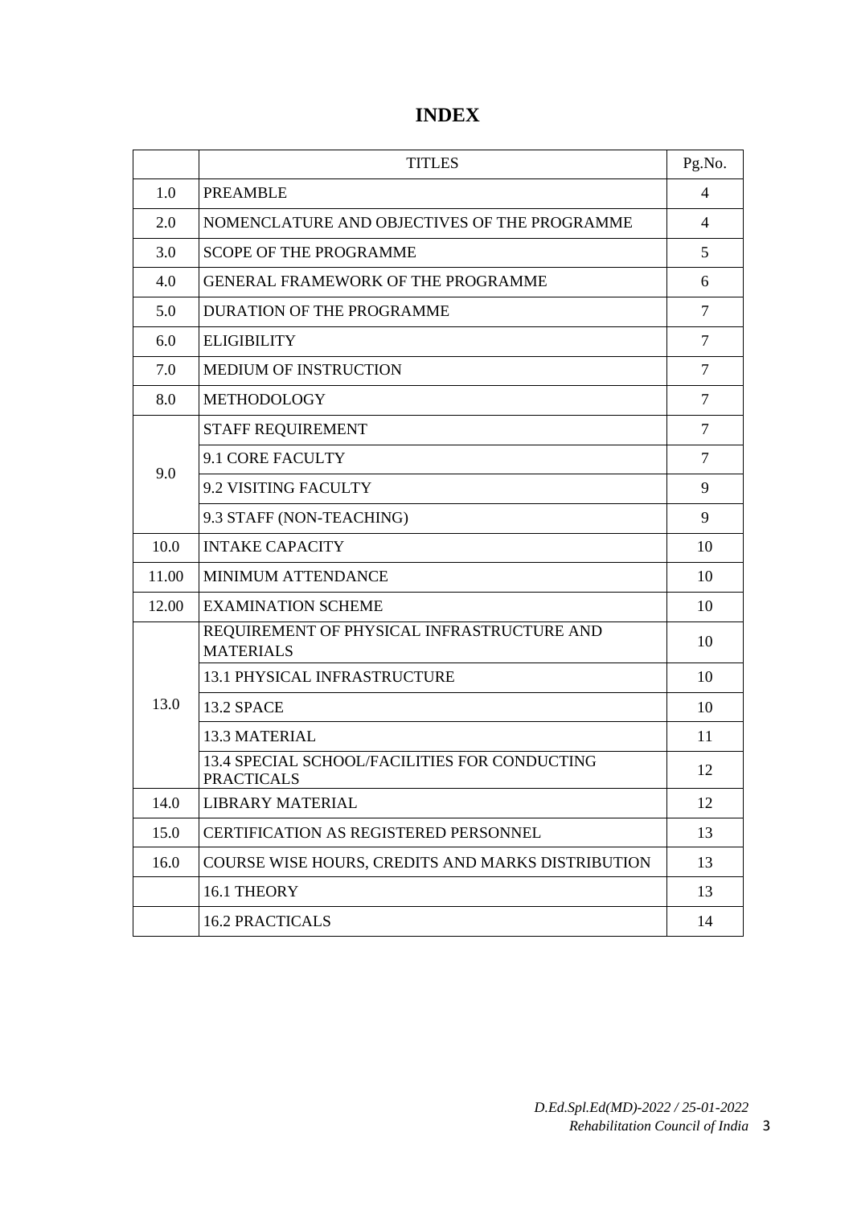# INDEX

| | TITLES | Pg.No. |
|---|---|---|
| 1.0 | PREAMBLE | 4 |
| 2.0 | NOMENCLATURE AND OBJECTIVES OF THE PROGRAMME | 4 |
| 3.0 | SCOPE OF THE PROGRAMME | 5 |
| 4.0 | GENERAL FRAMEWORK OF THE PROGRAMME | 6 |
| 5.0 | DURATION OF THE PROGRAMME | 7 |
| 6.0 | ELIGIBILITY | 7 |
| 7.0 | MEDIUM OF INSTRUCTION | 7 |
| 8.0 | METHODOLOGY | 7 |
| 9.0 | STAFF REQUIREMENT | 7 |
| | 9.1 CORE FACULTY | 7 |
| | 9.2 VISITING FACULTY | 9 |
| | 9.3 STAFF (NON-TEACHING) | 9 |
| 10.0 | INTAKE CAPACITY | 10 |
| 11.00 | MINIMUM ATTENDANCE | 10 |
| 12.00 | EXAMINATION SCHEME | 10 |
| 13.0 | REQUIREMENT OF PHYSICAL INFRASTRUCTURE AND MATERIALS | 10 |
| | 13.1 PHYSICAL INFRASTRUCTURE | 10 |
| | 13.2 SPACE | 10 |
| | 13.3 MATERIAL | 11 |
| | 13.4 SPECIAL SCHOOL/FACILITIES FOR CONDUCTING PRACTICALS | 12 |
| 14.0 | LIBRARY MATERIAL | 12 |
| 15.0 | CERTIFICATION AS REGISTERED PERSONNEL | 13 |
| 16.0 | COURSE WISE HOURS, CREDITS AND MARKS DISTRIBUTION | 13 |
| | 16.1 THEORY | 13 |
| | 16.2 PRACTICALS | 14 |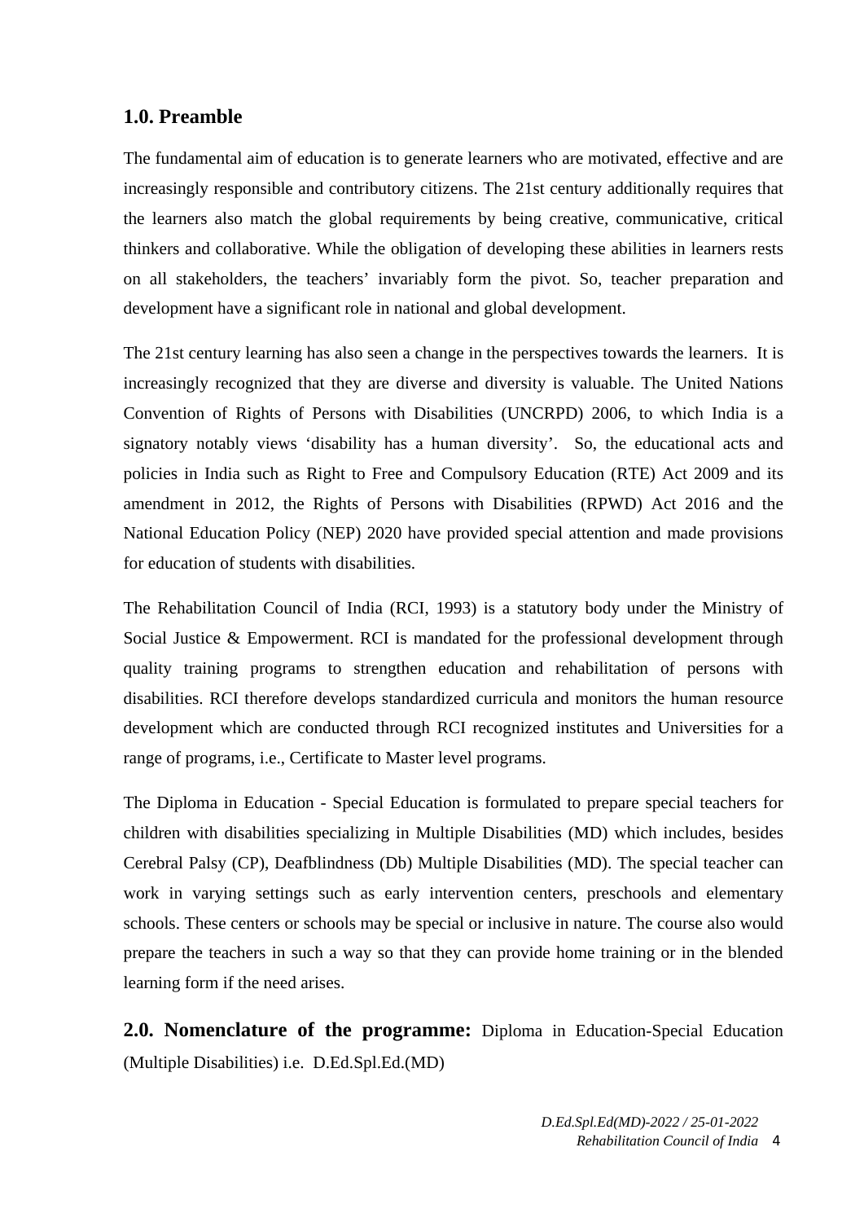## 1.0. Preamble

The fundamental aim of education is to generate learners who are motivated, effective and are increasingly responsible and contributory citizens. The 21st century additionally requires that the learners also match the global requirements by being creative, communicative, critical thinkers and collaborative. While the obligation of developing these abilities in learners rests on all stakeholders, the teachers' invariably form the pivot. So, teacher preparation and development have a significant role in national and global development.

The 21st century learning has also seen a change in the perspectives towards the learners. It is increasingly recognized that they are diverse and diversity is valuable. The United Nations Convention of Rights of Persons with Disabilities (UNCRPD) 2006, to which India is a signatory notably views 'disability has a human diversity'. So, the educational acts and policies in India such as Right to Free and Compulsory Education (RTE) Act 2009 and its amendment in 2012, the Rights of Persons with Disabilities (RPWD) Act 2016 and the National Education Policy (NEP) 2020 have provided special attention and made provisions for education of students with disabilities.

The Rehabilitation Council of India (RCI, 1993) is a statutory body under the Ministry of Social Justice & Empowerment. RCI is mandated for the professional development through quality training programs to strengthen education and rehabilitation of persons with disabilities. RCI therefore develops standardized curricula and monitors the human resource development which are conducted through RCI recognized institutes and Universities for a range of programs, i.e., Certificate to Master level programs.

The Diploma in Education - Special Education is formulated to prepare special teachers for children with disabilities specializing in Multiple Disabilities (MD) which includes, besides Cerebral Palsy (CP), Deafblindness (Db) Multiple Disabilities (MD). The special teacher can work in varying settings such as early intervention centers, preschools and elementary schools. These centers or schools may be special or inclusive in nature. The course also would prepare the teachers in such a way so that they can provide home training or in the blended learning form if the need arises.

**2.0. Nomenclature of the programme:** Diploma in Education-Special Education (Multiple Disabilities) i.e. D.Ed.Spl.Ed.(MD)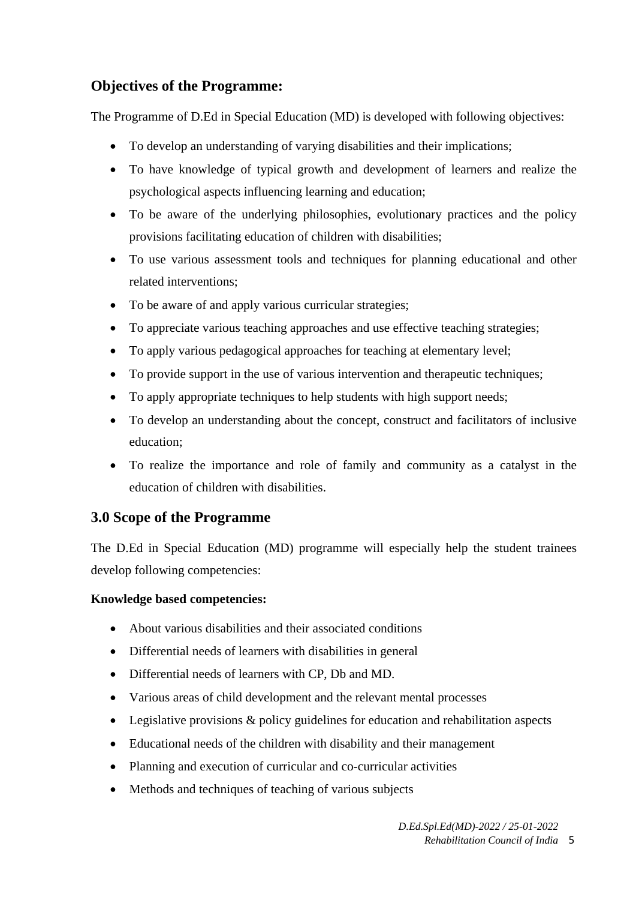## Objectives of the Programme:

The Programme of D.Ed in Special Education (MD) is developed with following objectives:

- To develop an understanding of varying disabilities and their implications;
- To have knowledge of typical growth and development of learners and realize the psychological aspects influencing learning and education;
- To be aware of the underlying philosophies, evolutionary practices and the policy provisions facilitating education of children with disabilities;
- To use various assessment tools and techniques for planning educational and other related interventions;
- To be aware of and apply various curricular strategies;
- To appreciate various teaching approaches and use effective teaching strategies;
- To apply various pedagogical approaches for teaching at elementary level;
- To provide support in the use of various intervention and therapeutic techniques;
- To apply appropriate techniques to help students with high support needs;
- To develop an understanding about the concept, construct and facilitators of inclusive education;
- To realize the importance and role of family and community as a catalyst in the education of children with disabilities.

## 3.0 Scope of the Programme

The D.Ed in Special Education (MD) programme will especially help the student trainees develop following competencies:

**Knowledge based competencies:**

- About various disabilities and their associated conditions
- Differential needs of learners with disabilities in general
- Differential needs of learners with CP, Db and MD.
- Various areas of child development and the relevant mental processes
- Legislative provisions & policy guidelines for education and rehabilitation aspects
- Educational needs of the children with disability and their management
- Planning and execution of curricular and co-curricular activities
- Methods and techniques of teaching of various subjects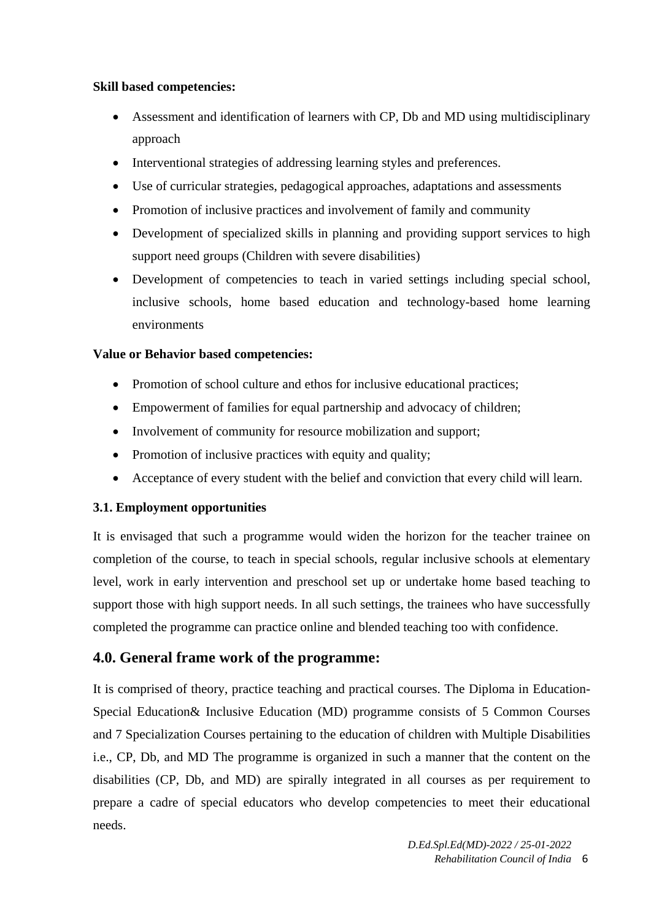**Skill based competencies:**

- Assessment and identification of learners with CP, Db and MD using multidisciplinary approach
- Interventional strategies of addressing learning styles and preferences.
- Use of curricular strategies, pedagogical approaches, adaptations and assessments
- Promotion of inclusive practices and involvement of family and community
- Development of specialized skills in planning and providing support services to high support need groups (Children with severe disabilities)
- Development of competencies to teach in varied settings including special school, inclusive schools, home based education and technology-based home learning environments

**Value or Behavior based competencies:**

- Promotion of school culture and ethos for inclusive educational practices;
- Empowerment of families for equal partnership and advocacy of children;
- Involvement of community for resource mobilization and support;
- Promotion of inclusive practices with equity and quality;
- Acceptance of every student with the belief and conviction that every child will learn.

**3.1. Employment opportunities**

It is envisaged that such a programme would widen the horizon for the teacher trainee on completion of the course, to teach in special schools, regular inclusive schools at elementary level, work in early intervention and preschool set up or undertake home based teaching to support those with high support needs. In all such settings, the trainees who have successfully completed the programme can practice online and blended teaching too with confidence.

## 4.0. General frame work of the programme:

It is comprised of theory, practice teaching and practical courses. The Diploma in Education-Special Education& Inclusive Education (MD) programme consists of 5 Common Courses and 7 Specialization Courses pertaining to the education of children with Multiple Disabilities i.e., CP, Db, and MD The programme is organized in such a manner that the content on the disabilities (CP, Db, and MD) are spirally integrated in all courses as per requirement to prepare a cadre of special educators who develop competencies to meet their educational needs.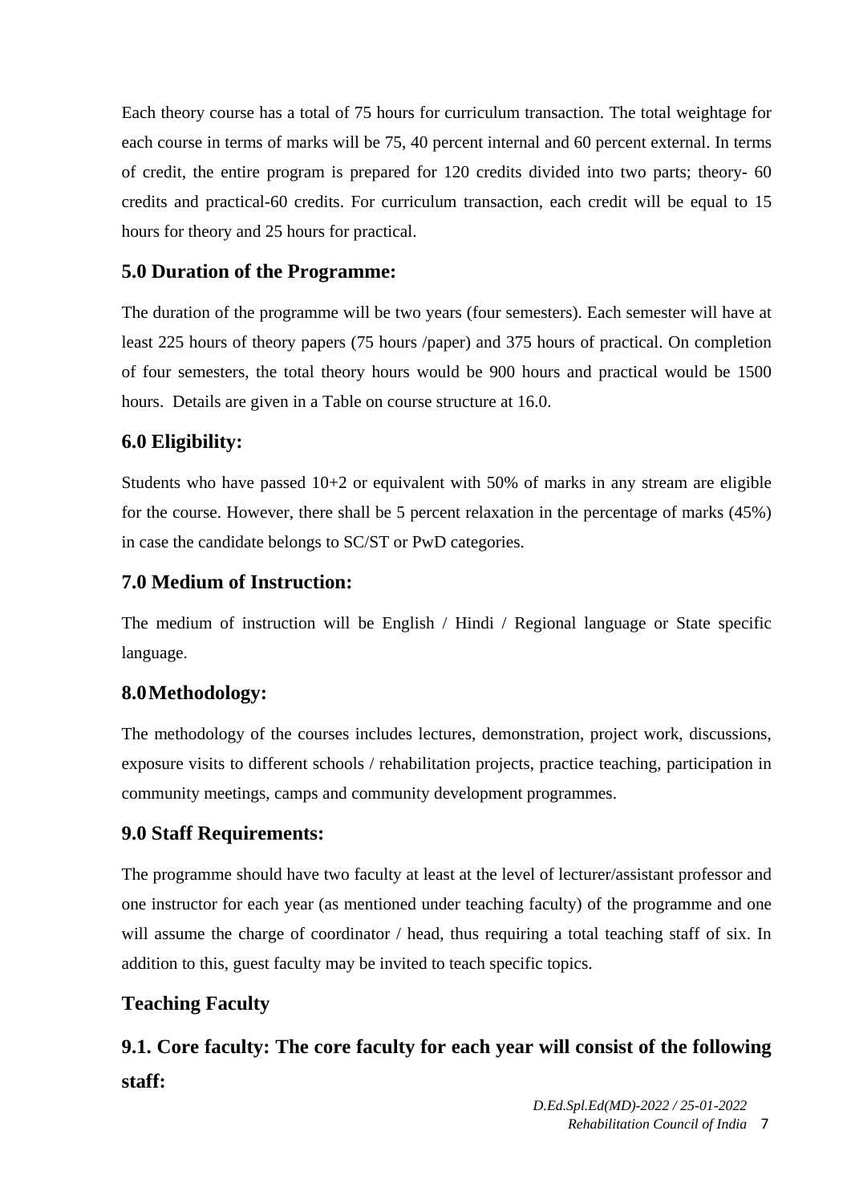Each theory course has a total of 75 hours for curriculum transaction. The total weightage for each course in terms of marks will be 75, 40 percent internal and 60 percent external. In terms of credit, the entire program is prepared for 120 credits divided into two parts; theory- 60 credits and practical-60 credits. For curriculum transaction, each credit will be equal to 15 hours for theory and 25 hours for practical.

## 5.0 Duration of the Programme:

The duration of the programme will be two years (four semesters). Each semester will have at least 225 hours of theory papers (75 hours /paper) and 375 hours of practical. On completion of four semesters, the total theory hours would be 900 hours and practical would be 1500 hours.  Details are given in a Table on course structure at 16.0.

## 6.0 Eligibility:

Students who have passed 10+2 or equivalent with 50% of marks in any stream are eligible for the course. However, there shall be 5 percent relaxation in the percentage of marks (45%) in case the candidate belongs to SC/ST or PwD categories.

## 7.0 Medium of Instruction:

The medium of instruction will be English / Hindi / Regional language or State specific language.

## 8.0 Methodology:

The methodology of the courses includes lectures, demonstration, project work, discussions, exposure visits to different schools / rehabilitation projects, practice teaching, participation in community meetings, camps and community development programmes.

## 9.0 Staff Requirements:

The programme should have two faculty at least at the level of lecturer/assistant professor and one instructor for each year (as mentioned under teaching faculty) of the programme and one will assume the charge of coordinator / head, thus requiring a total teaching staff of six. In addition to this, guest faculty may be invited to teach specific topics.

## Teaching Faculty

## 9.1. Core faculty: The core faculty for each year will consist of the following staff: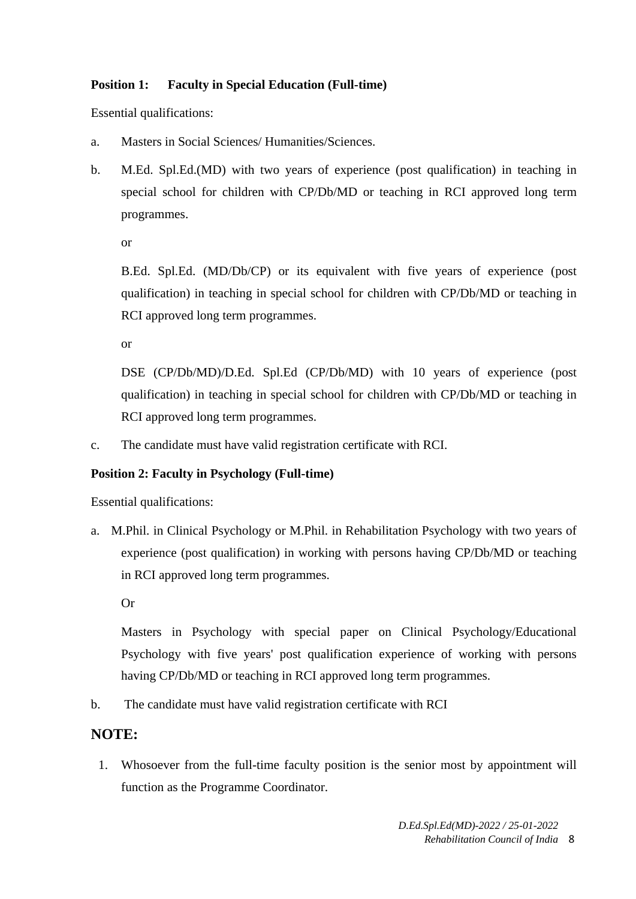**Position 1: Faculty in Special Education (Full-time)**

Essential qualifications:

a. Masters in Social Sciences/ Humanities/Sciences.

b. M.Ed. Spl.Ed.(MD) with two years of experience (post qualification) in teaching in special school for children with CP/Db/MD or teaching in RCI approved long term programmes.

   or

   B.Ed. Spl.Ed. (MD/Db/CP) or its equivalent with five years of experience (post qualification) in teaching in special school for children with CP/Db/MD or teaching in RCI approved long term programmes.

   or

   DSE (CP/Db/MD)/D.Ed. Spl.Ed (CP/Db/MD) with 10 years of experience (post qualification) in teaching in special school for children with CP/Db/MD or teaching in RCI approved long term programmes.

c. The candidate must have valid registration certificate with RCI.

**Position 2: Faculty in Psychology (Full-time)**

Essential qualifications:

a. M.Phil. in Clinical Psychology or M.Phil. in Rehabilitation Psychology with two years of experience (post qualification) in working with persons having CP/Db/MD or teaching in RCI approved long term programmes.

   Or

   Masters in Psychology with special paper on Clinical Psychology/Educational Psychology with five years' post qualification experience of working with persons having CP/Db/MD or teaching in RCI approved long term programmes.

b. The candidate must have valid registration certificate with RCI

## NOTE:

1. Whosoever from the full-time faculty position is the senior most by appointment will function as the Programme Coordinator.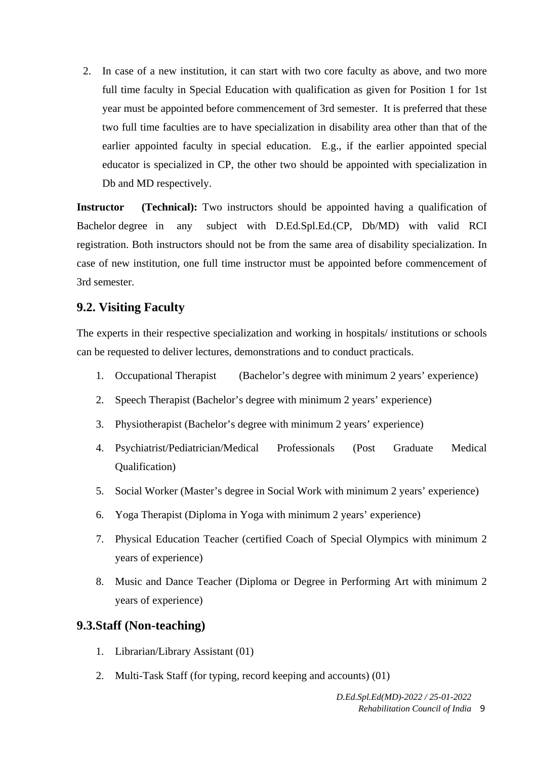2. In case of a new institution, it can start with two core faculty as above, and two more full time faculty in Special Education with qualification as given for Position 1 for 1st year must be appointed before commencement of 3rd semester. It is preferred that these two full time faculties are to have specialization in disability area other than that of the earlier appointed faculty in special education. E.g., if the earlier appointed special educator is specialized in CP, the other two should be appointed with specialization in Db and MD respectively.

**Instructor (Technical):** Two instructors should be appointed having a qualification of Bachelor degree in any subject with D.Ed.Spl.Ed.(CP, Db/MD) with valid RCI registration. Both instructors should not be from the same area of disability specialization. In case of new institution, one full time instructor must be appointed before commencement of 3rd semester.

## 9.2. Visiting Faculty

The experts in their respective specialization and working in hospitals/ institutions or schools can be requested to deliver lectures, demonstrations and to conduct practicals.

1. Occupational Therapist (Bachelor's degree with minimum 2 years' experience)
2. Speech Therapist (Bachelor's degree with minimum 2 years' experience)
3. Physiotherapist (Bachelor's degree with minimum 2 years' experience)
4. Psychiatrist/Pediatrician/Medical Professionals (Post Graduate Medical Qualification)
5. Social Worker (Master's degree in Social Work with minimum 2 years' experience)
6. Yoga Therapist (Diploma in Yoga with minimum 2 years' experience)
7. Physical Education Teacher (certified Coach of Special Olympics with minimum 2 years of experience)
8. Music and Dance Teacher (Diploma or Degree in Performing Art with minimum 2 years of experience)

## 9.3.Staff (Non-teaching)

1. Librarian/Library Assistant (01)
2. Multi-Task Staff (for typing, record keeping and accounts) (01)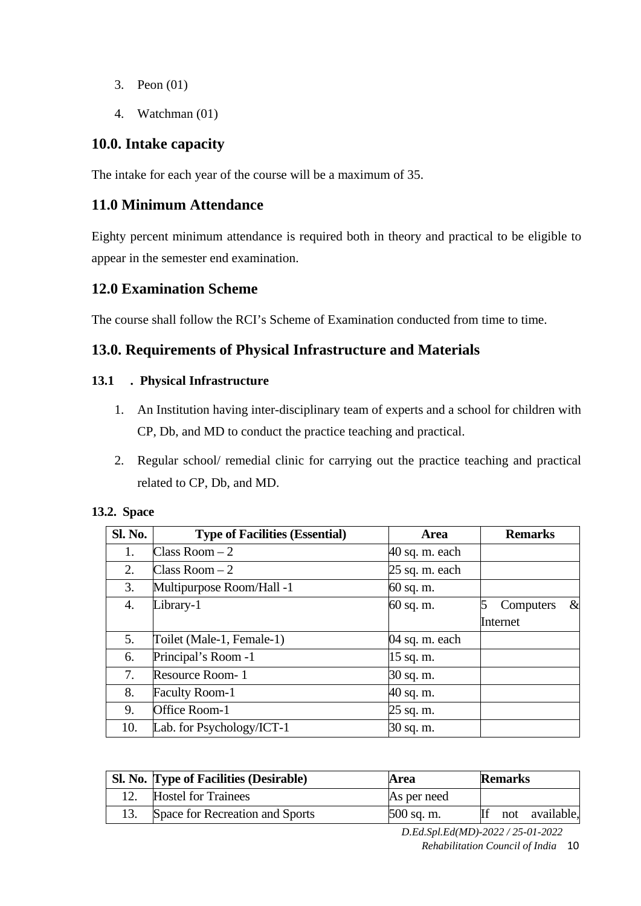3. Peon (01)
4. Watchman (01)

## 10.0. Intake capacity

The intake for each year of the course will be a maximum of 35.

## 11.0 Minimum Attendance

Eighty percent minimum attendance is required both in theory and practical to be eligible to appear in the semester end examination.

## 12.0 Examination Scheme

The course shall follow the RCI's Scheme of Examination conducted from time to time.

## 13.0. Requirements of Physical Infrastructure and Materials

### 13.1 . Physical Infrastructure

1. An Institution having inter-disciplinary team of experts and a school for children with CP, Db, and MD to conduct the practice teaching and practical.
2. Regular school/ remedial clinic for carrying out the practice teaching and practical related to CP, Db, and MD.

### 13.2. Space

| Sl. No. | Type of Facilities (Essential) | Area | Remarks |
|---|---|---|---|
| 1. | Class Room – 2 | 40 sq. m. each | |
| 2. | Class Room – 2 | 25 sq. m. each | |
| 3. | Multipurpose Room/Hall -1 | 60 sq. m. | |
| 4. | Library-1 | 60 sq. m. | 5 Computers & Internet |
| 5. | Toilet (Male-1, Female-1) | 04 sq. m. each | |
| 6. | Principal's Room -1 | 15 sq. m. | |
| 7. | Resource Room- 1 | 30 sq. m. | |
| 8. | Faculty Room-1 | 40 sq. m. | |
| 9. | Office Room-1 | 25 sq. m. | |
| 10. | Lab. for Psychology/ICT-1 | 30 sq. m. | |

| Sl. No. | Type of Facilities (Desirable) | Area | Remarks |
|---|---|---|---|
| 12. | Hostel for Trainees | As per need | |
| 13. | Space for Recreation and Sports | 500 sq. m. | If not available, |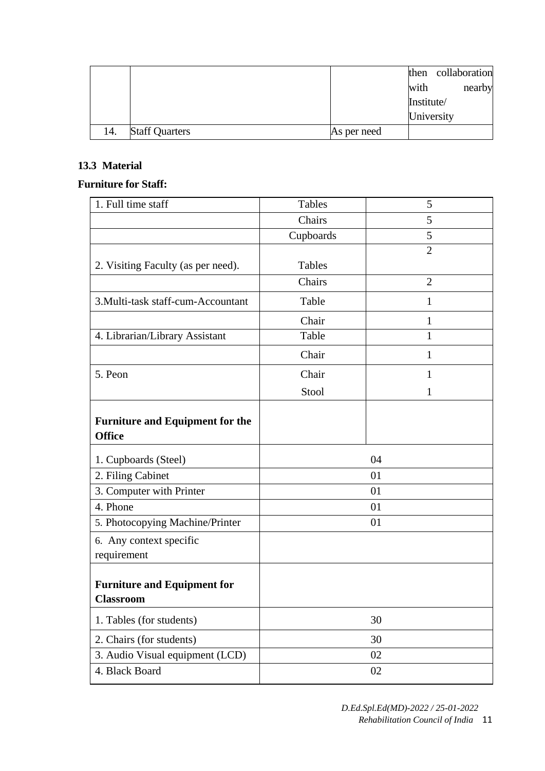| | | | then collaboration with nearby Institute/ University |
|---|---|---|---|
| 14. | Staff Quarters | As per need | |

**13.3 Material**

**Furniture for Staff:**

| | | |
|---|---|---|
| 1. Full time staff | Tables | 5 |
| | Chairs | 5 |
| | Cupboards | 5 |
| 2. Visiting Faculty (as per need). | Tables | 2 |
| | Chairs | 2 |
| 3.Multi-task staff-cum-Accountant | Table | 1 |
| | Chair | 1 |
| 4. Librarian/Library Assistant | Table | 1 |
| | Chair | 1 |
| 5. Peon | Chair | 1 |
| | Stool | 1 |
| **Furniture and Equipment for the Office** | | |
| 1. Cupboards (Steel) | 04 | |
| 2. Filing Cabinet | 01 | |
| 3. Computer with Printer | 01 | |
| 4. Phone | 01 | |
| 5. Photocopying Machine/Printer | 01 | |
| 6. Any context specific requirement | | |
| **Furniture and Equipment for Classroom** | | |
| 1. Tables (for students) | 30 | |
| 2. Chairs (for students) | 30 | |
| 3. Audio Visual equipment (LCD) | 02 | |
| 4. Black Board | 02 | |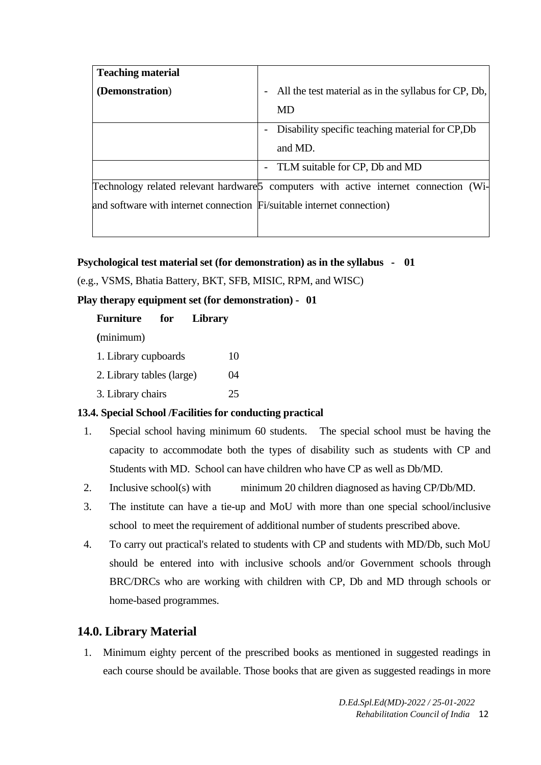| | |
|---|---|
| **Teaching material (Demonstration)** | - All the test material as in the syllabus for CP, Db, MD |
| | - Disability specific teaching material for CP,Db and MD. |
| | - TLM suitable for CP, Db and MD |
| Technology related relevant hardware and software with internet connection | 5 computers with active internet connection (Wi-Fi/suitable internet connection) |

**Psychological test material set (for demonstration) as in the syllabus - 01**

(e.g., VSMS, Bhatia Battery, BKT, SFB, MISIC, RPM, and WISC)

**Play therapy equipment set (for demonstration) - 01**

**Furniture for Library (**minimum)

1. Library cupboards 10
2. Library tables (large) 04
3. Library chairs 25

**13.4. Special School /Facilities for conducting practical**

1. Special school having minimum 60 students. The special school must be having the capacity to accommodate both the types of disability such as students with CP and Students with MD. School can have children who have CP as well as Db/MD.
2. Inclusive school(s) with minimum 20 children diagnosed as having CP/Db/MD.
3. The institute can have a tie-up and MoU with more than one special school/inclusive school to meet the requirement of additional number of students prescribed above.
4. To carry out practical's related to students with CP and students with MD/Db, such MoU should be entered into with inclusive schools and/or Government schools through BRC/DRCs who are working with children with CP, Db and MD through schools or home-based programmes.

## 14.0. Library Material

1. Minimum eighty percent of the prescribed books as mentioned in suggested readings in each course should be available. Those books that are given as suggested readings in more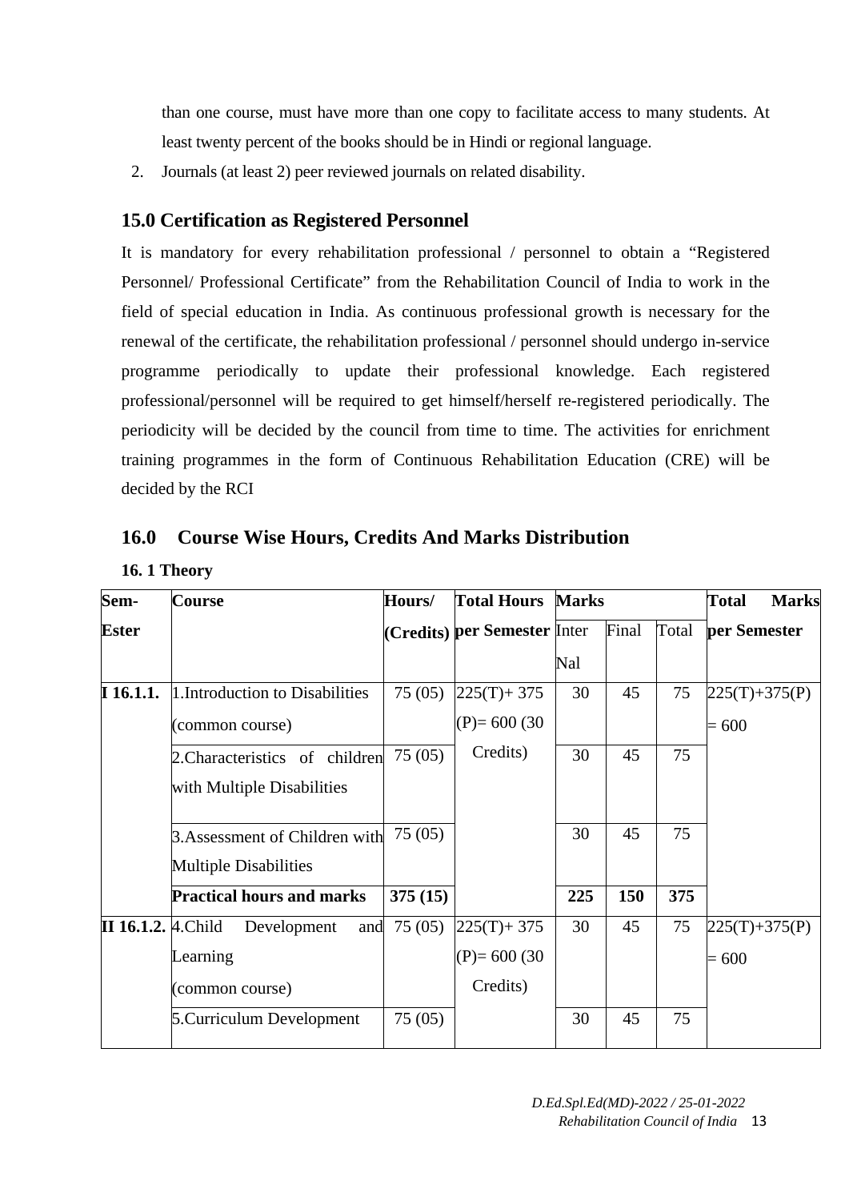than one course, must have more than one copy to facilitate access to many students. At least twenty percent of the books should be in Hindi or regional language.

2. Journals (at least 2) peer reviewed journals on related disability.

## 15.0 Certification as Registered Personnel

It is mandatory for every rehabilitation professional / personnel to obtain a "Registered Personnel/ Professional Certificate" from the Rehabilitation Council of India to work in the field of special education in India. As continuous professional growth is necessary for the renewal of the certificate, the rehabilitation professional / personnel should undergo in-service programme periodically to update their professional knowledge. Each registered professional/personnel will be required to get himself/herself re-registered periodically. The periodicity will be decided by the council from time to time. The activities for enrichment training programmes in the form of Continuous Rehabilitation Education (CRE) will be decided by the RCI

## 16.0 Course Wise Hours, Credits And Marks Distribution

### 16. 1 Theory

| Sem-Ester | Course | Hours/ (Credits) | Total Hours per Semester | Marks | | | Total Marks per Semester |
|---|---|---|---|---|---|---|---|
| | | | | Inter Nal | Final | Total | |
| I 16.1.1. | 1.Introduction to Disabilities (common course) | 75 (05) | 225(T)+ 375 (P)= 600 (30 Credits) | 30 | 45 | 75 | 225(T)+375(P) = 600 |
| | 2.Characteristics of children with Multiple Disabilities | 75 (05) | | 30 | 45 | 75 | |
| | 3.Assessment of Children with Multiple Disabilities | 75 (05) | | 30 | 45 | 75 | |
| | **Practical hours and marks** | **375 (15)** | | **225** | **150** | **375** | |
| II 16.1.2. | 4.Child Development and Learning (common course) | 75 (05) | 225(T)+ 375 (P)= 600 (30 Credits) | 30 | 45 | 75 | 225(T)+375(P) = 600 |
| | 5.Curriculum Development | 75 (05) | | 30 | 45 | 75 | |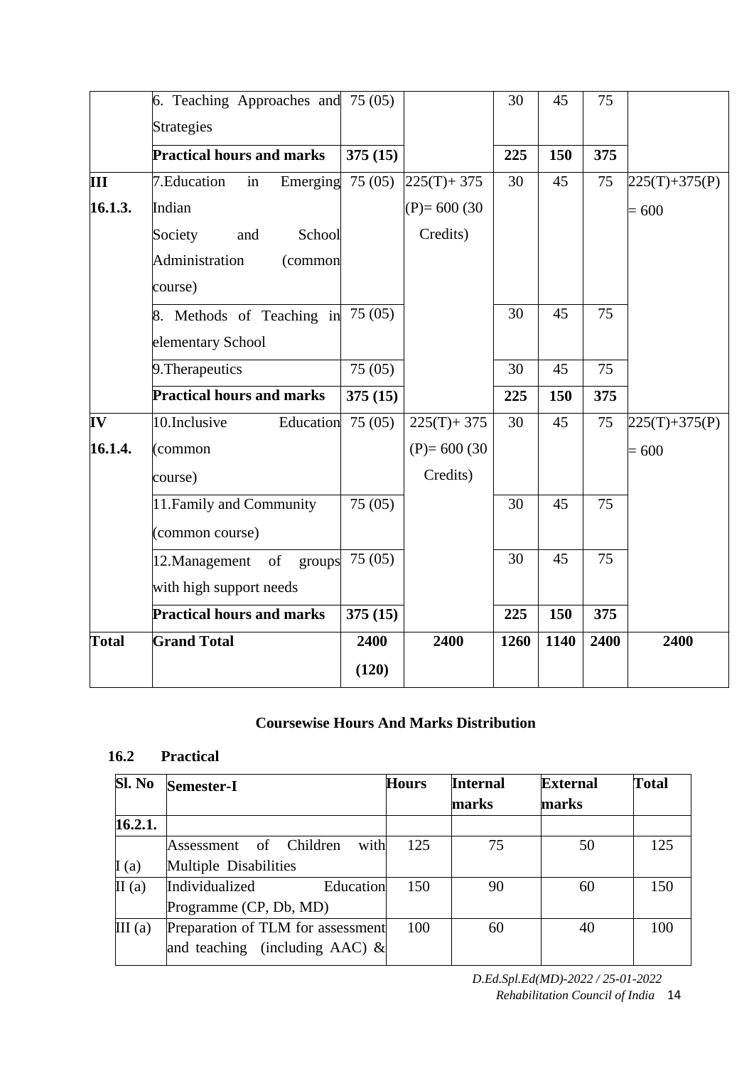| | 6. Teaching Approaches and Strategies | 75 (05) | | 30 | 45 | 75 | |
|---|---|---|---|---|---|---|---|
| | **Practical hours and marks** | **375 (15)** | | **225** | **150** | **375** | |
| **III 16.1.3.** | 7.Education in Emerging Indian Society and School Administration (common course) | 75 (05) | 225(T)+ 375 (P)= 600 (30 Credits) | 30 | 45 | 75 | 225(T)+375(P) = 600 |
| | 8. Methods of Teaching in elementary School | 75 (05) | | 30 | 45 | 75 | |
| | 9.Therapeutics | 75 (05) | | 30 | 45 | 75 | |
| | **Practical hours and marks** | **375 (15)** | | **225** | **150** | **375** | |
| **IV 16.1.4.** | 10.Inclusive Education (common course) | 75 (05) | 225(T)+ 375 (P)= 600 (30 Credits) | 30 | 45 | 75 | 225(T)+375(P) = 600 |
| | 11.Family and Community (common course) | 75 (05) | | 30 | 45 | 75 | |
| | 12.Management of groups with high support needs | 75 (05) | | 30 | 45 | 75 | |
| | **Practical hours and marks** | **375 (15)** | | **225** | **150** | **375** | |
| **Total** | **Grand Total** | **2400 (120)** | **2400** | **1260** | **1140** | **2400** | **2400** |

**Coursewise Hours And Marks Distribution**

**16.2 Practical**

| Sl. No | Semester-I | Hours | Internal marks | External marks | Total |
|---|---|---|---|---|---|
| **16.2.1.** | | | | | |
| I (a) | Assessment of Children with Multiple Disabilities | 125 | 75 | 50 | 125 |
| II (a) | Individualized Education Programme (CP, Db, MD) | 150 | 90 | 60 | 150 |
| III (a) | Preparation of TLM for assessment and teaching (including AAC) & | 100 | 60 | 40 | 100 |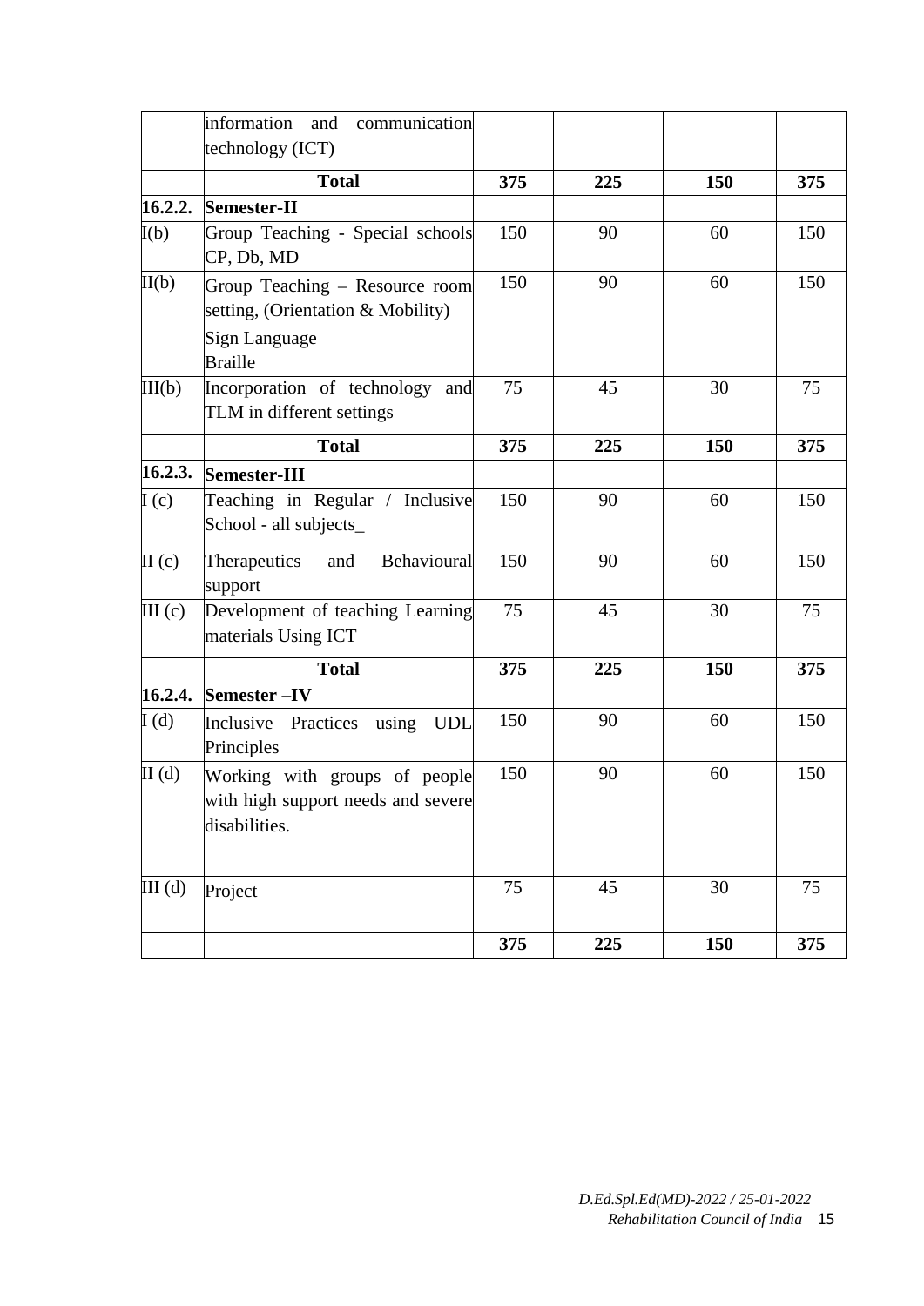| | | | | | |
|---|---|---|---|---|---|
| | information and communication technology (ICT) | | | | |
| | **Total** | **375** | **225** | **150** | **375** |
| **16.2.2.** | **Semester-II** | | | | |
| I(b) | Group Teaching - Special schools CP, Db, MD | 150 | 90 | 60 | 150 |
| II(b) | Group Teaching – Resource room setting, (Orientation & Mobility)<br>Sign Language<br>Braille | 150 | 90 | 60 | 150 |
| III(b) | Incorporation of technology and TLM in different settings | 75 | 45 | 30 | 75 |
| | **Total** | **375** | **225** | **150** | **375** |
| **16.2.3.** | **Semester-III** | | | | |
| I (c) | Teaching in Regular / Inclusive School - all subjects_ | 150 | 90 | 60 | 150 |
| II (c) | Therapeutics and Behavioural support | 150 | 90 | 60 | 150 |
| III (c) | Development of teaching Learning materials Using ICT | 75 | 45 | 30 | 75 |
| | **Total** | **375** | **225** | **150** | **375** |
| **16.2.4.** | **Semester –IV** | | | | |
| I (d) | Inclusive Practices using UDL Principles | 150 | 90 | 60 | 150 |
| II (d) | Working with groups of people with high support needs and severe disabilities. | 150 | 90 | 60 | 150 |
| III (d) | Project | 75 | 45 | 30 | 75 |
| | | **375** | **225** | **150** | **375** |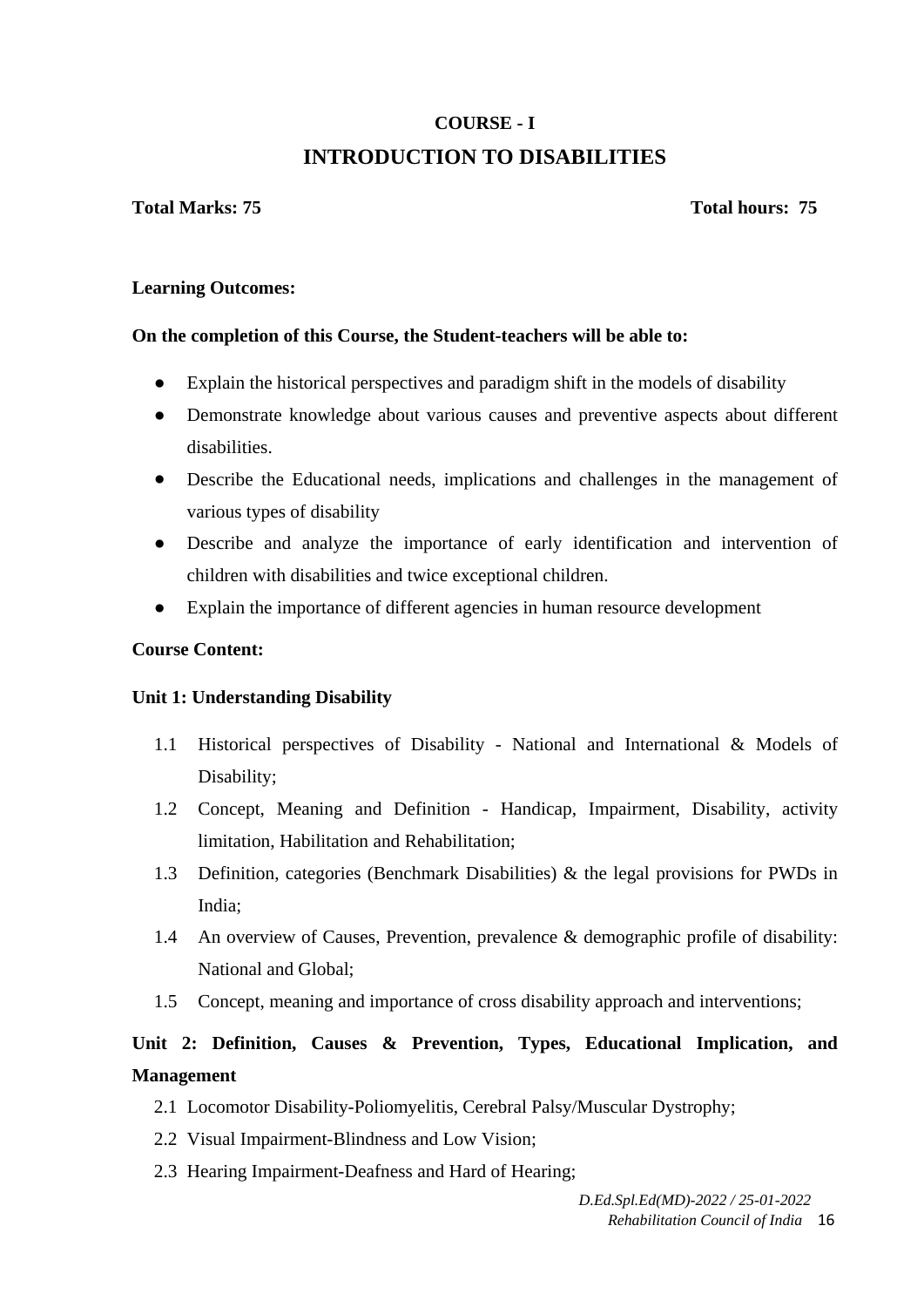## COURSE - I

# INTRODUCTION TO DISABILITIES

**Total Marks: 75** **Total hours: 75**

**Learning Outcomes:**

**On the completion of this Course, the Student-teachers will be able to:**

- Explain the historical perspectives and paradigm shift in the models of disability
- Demonstrate knowledge about various causes and preventive aspects about different disabilities.
- Describe the Educational needs, implications and challenges in the management of various types of disability
- Describe and analyze the importance of early identification and intervention of children with disabilities and twice exceptional children.
- Explain the importance of different agencies in human resource development

**Course Content:**

**Unit 1: Understanding Disability**

1.1 Historical perspectives of Disability - National and International & Models of Disability;

1.2 Concept, Meaning and Definition - Handicap, Impairment, Disability, activity limitation, Habilitation and Rehabilitation;

1.3 Definition, categories (Benchmark Disabilities) & the legal provisions for PWDs in India;

1.4 An overview of Causes, Prevention, prevalence & demographic profile of disability: National and Global;

1.5 Concept, meaning and importance of cross disability approach and interventions;

**Unit 2: Definition, Causes & Prevention, Types, Educational Implication, and Management**

2.1 Locomotor Disability-Poliomyelitis, Cerebral Palsy/Muscular Dystrophy;

2.2 Visual Impairment-Blindness and Low Vision;

2.3 Hearing Impairment-Deafness and Hard of Hearing;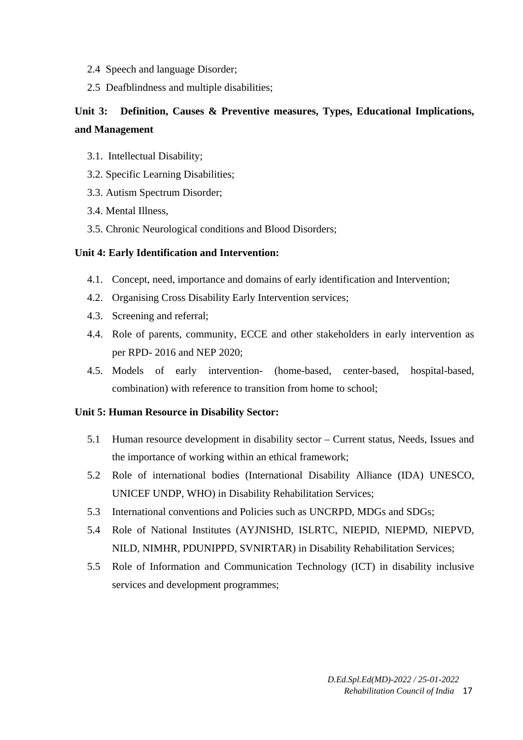2.4 Speech and language Disorder;

2.5 Deafblindness and multiple disabilities;

**Unit 3: Definition, Causes & Preventive measures, Types, Educational Implications, and Management**

3.1. Intellectual Disability;

3.2. Specific Learning Disabilities;

3.3. Autism Spectrum Disorder;

3.4. Mental Illness,

3.5. Chronic Neurological conditions and Blood Disorders;

**Unit 4: Early Identification and Intervention:**

4.1. Concept, need, importance and domains of early identification and Intervention;

4.2. Organising Cross Disability Early Intervention services;

4.3. Screening and referral;

4.4. Role of parents, community, ECCE and other stakeholders in early intervention as per RPD- 2016 and NEP 2020;

4.5. Models of early intervention- (home-based, center-based, hospital-based, combination) with reference to transition from home to school;

**Unit 5: Human Resource in Disability Sector:**

5.1 Human resource development in disability sector – Current status, Needs, Issues and the importance of working within an ethical framework;

5.2 Role of international bodies (International Disability Alliance (IDA) UNESCO, UNICEF UNDP, WHO) in Disability Rehabilitation Services;

5.3 International conventions and Policies such as UNCRPD, MDGs and SDGs;

5.4 Role of National Institutes (AYJNISHD, ISLRTC, NIEPID, NIEPMD, NIEPVD, NILD, NIMHR, PDUNIPPD, SVNIRTAR) in Disability Rehabilitation Services;

5.5 Role of Information and Communication Technology (ICT) in disability inclusive services and development programmes;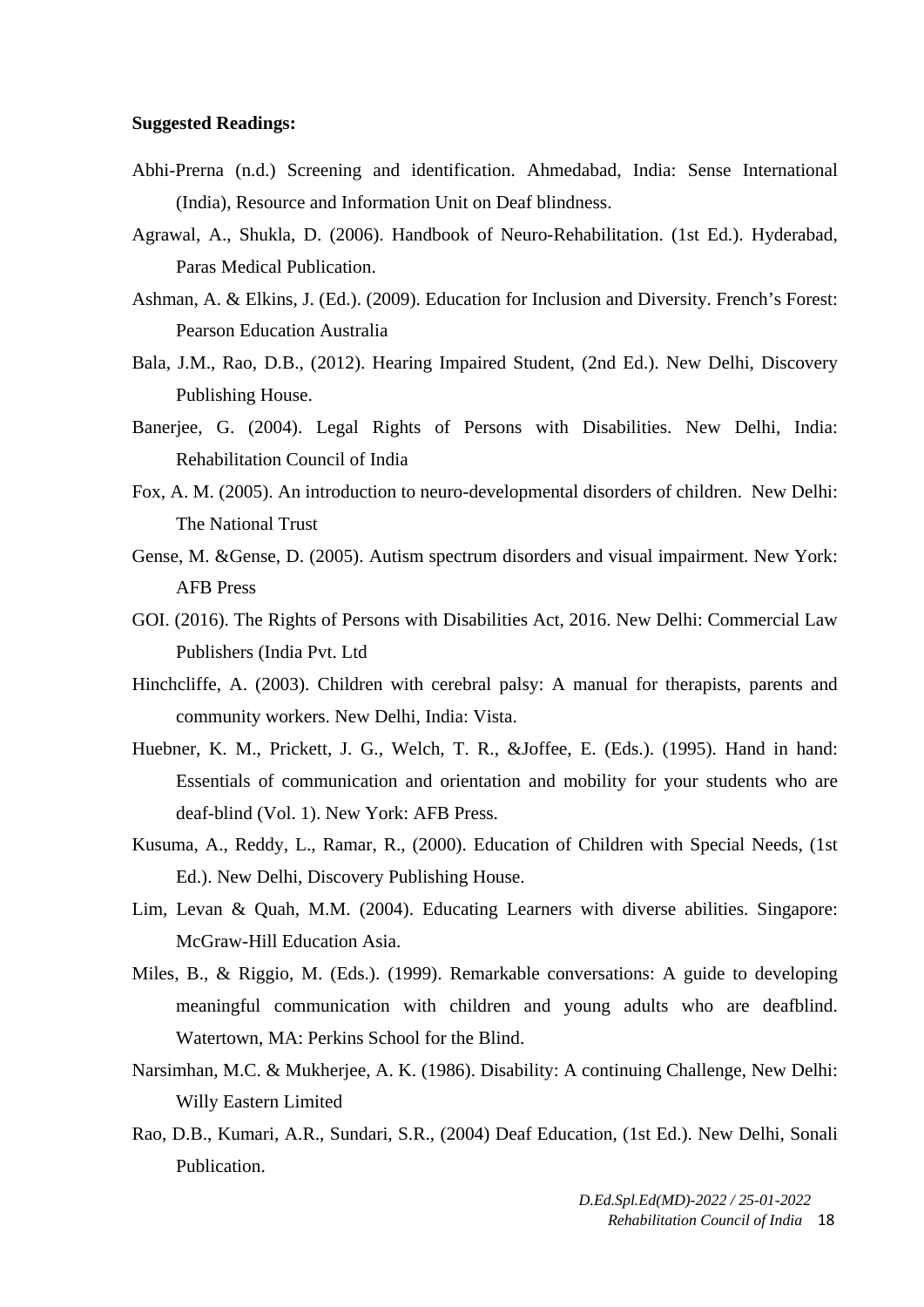**Suggested Readings:**

Abhi-Prerna (n.d.) Screening and identification. Ahmedabad, India: Sense International (India), Resource and Information Unit on Deaf blindness.

Agrawal, A., Shukla, D. (2006). Handbook of Neuro-Rehabilitation. (1st Ed.). Hyderabad, Paras Medical Publication.

Ashman, A. & Elkins, J. (Ed.). (2009). Education for Inclusion and Diversity. French's Forest: Pearson Education Australia

Bala, J.M., Rao, D.B., (2012). Hearing Impaired Student, (2nd Ed.). New Delhi, Discovery Publishing House.

Banerjee, G. (2004). Legal Rights of Persons with Disabilities. New Delhi, India: Rehabilitation Council of India

Fox, A. M. (2005). An introduction to neuro-developmental disorders of children. New Delhi: The National Trust

Gense, M. &Gense, D. (2005). Autism spectrum disorders and visual impairment. New York: AFB Press

GOI. (2016). The Rights of Persons with Disabilities Act, 2016. New Delhi: Commercial Law Publishers (India Pvt. Ltd

Hinchcliffe, A. (2003). Children with cerebral palsy: A manual for therapists, parents and community workers. New Delhi, India: Vista.

Huebner, K. M., Prickett, J. G., Welch, T. R., &Joffee, E. (Eds.). (1995). Hand in hand: Essentials of communication and orientation and mobility for your students who are deaf-blind (Vol. 1). New York: AFB Press.

Kusuma, A., Reddy, L., Ramar, R., (2000). Education of Children with Special Needs, (1st Ed.). New Delhi, Discovery Publishing House.

Lim, Levan & Quah, M.M. (2004). Educating Learners with diverse abilities. Singapore: McGraw-Hill Education Asia.

Miles, B., & Riggio, M. (Eds.). (1999). Remarkable conversations: A guide to developing meaningful communication with children and young adults who are deafblind. Watertown, MA: Perkins School for the Blind.

Narsimhan, M.C. & Mukherjee, A. K. (1986). Disability: A continuing Challenge, New Delhi: Willy Eastern Limited

Rao, D.B., Kumari, A.R., Sundari, S.R., (2004) Deaf Education, (1st Ed.). New Delhi, Sonali Publication.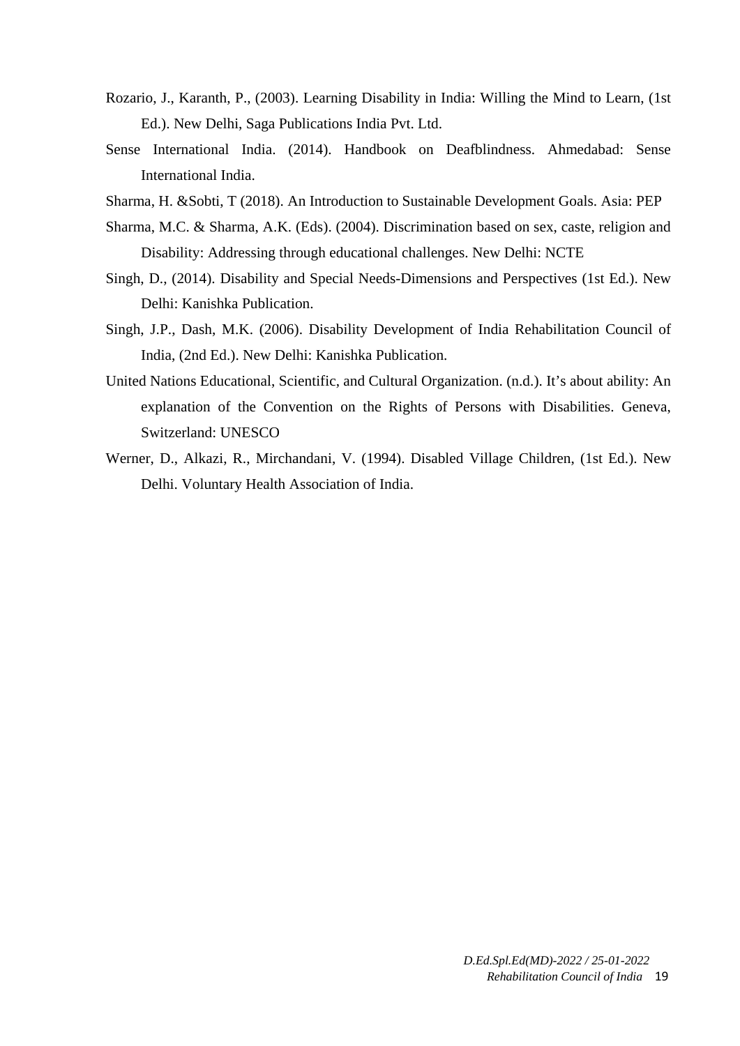Rozario, J., Karanth, P., (2003). Learning Disability in India: Willing the Mind to Learn, (1st Ed.). New Delhi, Saga Publications India Pvt. Ltd.

Sense International India. (2014). Handbook on Deafblindness. Ahmedabad: Sense International India.

Sharma, H. &Sobti, T (2018). An Introduction to Sustainable Development Goals. Asia: PEP

Sharma, M.C. & Sharma, A.K. (Eds). (2004). Discrimination based on sex, caste, religion and Disability: Addressing through educational challenges. New Delhi: NCTE

Singh, D., (2014). Disability and Special Needs-Dimensions and Perspectives (1st Ed.). New Delhi: Kanishka Publication.

Singh, J.P., Dash, M.K. (2006). Disability Development of India Rehabilitation Council of India, (2nd Ed.). New Delhi: Kanishka Publication.

United Nations Educational, Scientific, and Cultural Organization. (n.d.). It's about ability: An explanation of the Convention on the Rights of Persons with Disabilities. Geneva, Switzerland: UNESCO

Werner, D., Alkazi, R., Mirchandani, V. (1994). Disabled Village Children, (1st Ed.). New Delhi. Voluntary Health Association of India.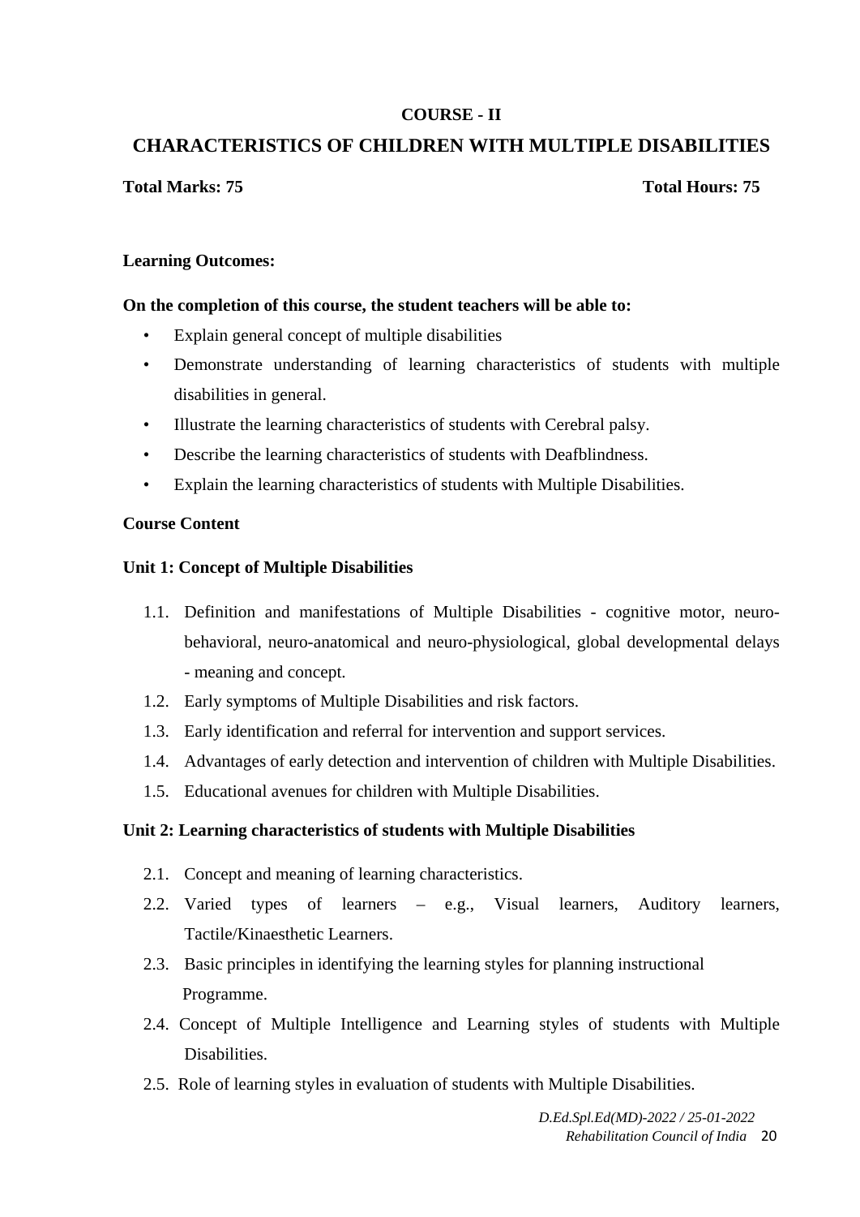# COURSE - II

## CHARACTERISTICS OF CHILDREN WITH MULTIPLE DISABILITIES

**Total Marks: 75** **Total Hours: 75**

**Learning Outcomes:**

**On the completion of this course, the student teachers will be able to:**

- Explain general concept of multiple disabilities
- Demonstrate understanding of learning characteristics of students with multiple disabilities in general.
- Illustrate the learning characteristics of students with Cerebral palsy.
- Describe the learning characteristics of students with Deafblindness.
- Explain the learning characteristics of students with Multiple Disabilities.

**Course Content**

**Unit 1: Concept of Multiple Disabilities**

1.1. Definition and manifestations of Multiple Disabilities - cognitive motor, neuro-behavioral, neuro-anatomical and neuro-physiological, global developmental delays - meaning and concept.

1.2. Early symptoms of Multiple Disabilities and risk factors.

1.3. Early identification and referral for intervention and support services.

1.4. Advantages of early detection and intervention of children with Multiple Disabilities.

1.5. Educational avenues for children with Multiple Disabilities.

**Unit 2: Learning characteristics of students with Multiple Disabilities**

2.1. Concept and meaning of learning characteristics.

2.2. Varied types of learners – e.g., Visual learners, Auditory learners, Tactile/Kinaesthetic Learners.

2.3. Basic principles in identifying the learning styles for planning instructional Programme.

2.4. Concept of Multiple Intelligence and Learning styles of students with Multiple Disabilities.

2.5. Role of learning styles in evaluation of students with Multiple Disabilities.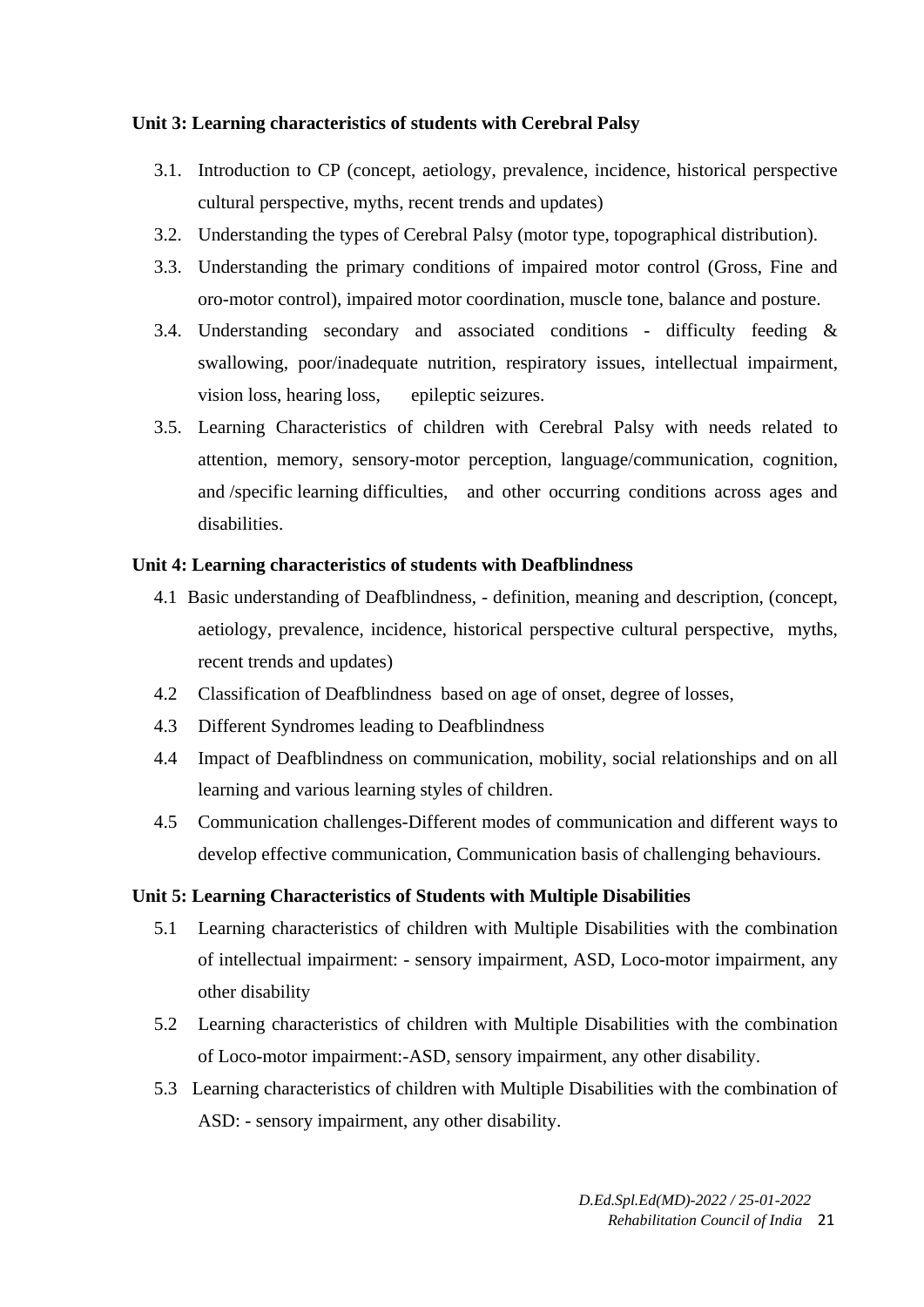**Unit 3: Learning characteristics of students with Cerebral Palsy**

3.1. Introduction to CP (concept, aetiology, prevalence, incidence, historical perspective cultural perspective, myths, recent trends and updates)

3.2. Understanding the types of Cerebral Palsy (motor type, topographical distribution).

3.3. Understanding the primary conditions of impaired motor control (Gross, Fine and oro-motor control), impaired motor coordination, muscle tone, balance and posture.

3.4. Understanding secondary and associated conditions - difficulty feeding & swallowing, poor/inadequate nutrition, respiratory issues, intellectual impairment, vision loss, hearing loss, epileptic seizures.

3.5. Learning Characteristics of children with Cerebral Palsy with needs related to attention, memory, sensory-motor perception, language/communication, cognition, and /specific learning difficulties, and other occurring conditions across ages and disabilities.

**Unit 4: Learning characteristics of students with Deafblindness**

4.1 Basic understanding of Deafblindness, - definition, meaning and description, (concept, aetiology, prevalence, incidence, historical perspective cultural perspective, myths, recent trends and updates)

4.2 Classification of Deafblindness based on age of onset, degree of losses,

4.3 Different Syndromes leading to Deafblindness

4.4 Impact of Deafblindness on communication, mobility, social relationships and on all learning and various learning styles of children.

4.5 Communication challenges-Different modes of communication and different ways to develop effective communication, Communication basis of challenging behaviours.

**Unit 5: Learning Characteristics of Students with Multiple Disabilities**

5.1 Learning characteristics of children with Multiple Disabilities with the combination of intellectual impairment: - sensory impairment, ASD, Loco-motor impairment, any other disability

5.2 Learning characteristics of children with Multiple Disabilities with the combination of Loco-motor impairment:-ASD, sensory impairment, any other disability.

5.3 Learning characteristics of children with Multiple Disabilities with the combination of ASD: - sensory impairment, any other disability.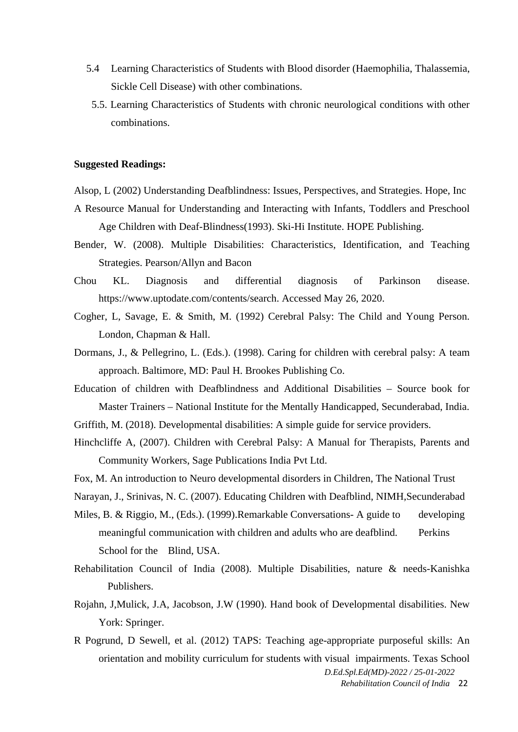5.4 Learning Characteristics of Students with Blood disorder (Haemophilia, Thalassemia, Sickle Cell Disease) with other combinations.

5.5. Learning Characteristics of Students with chronic neurological conditions with other combinations.

**Suggested Readings:**

Alsop, L (2002) Understanding Deafblindness: Issues, Perspectives, and Strategies. Hope, Inc

A Resource Manual for Understanding and Interacting with Infants, Toddlers and Preschool Age Children with Deaf-Blindness(1993). Ski-Hi Institute. HOPE Publishing.

Bender, W. (2008). Multiple Disabilities: Characteristics, Identification, and Teaching Strategies. Pearson/Allyn and Bacon

Chou KL. Diagnosis and differential diagnosis of Parkinson disease. https://www.uptodate.com/contents/search. Accessed May 26, 2020.

Cogher, L, Savage, E. & Smith, M. (1992) Cerebral Palsy: The Child and Young Person. London, Chapman & Hall.

Dormans, J., & Pellegrino, L. (Eds.). (1998). Caring for children with cerebral palsy: A team approach. Baltimore, MD: Paul H. Brookes Publishing Co.

Education of children with Deafblindness and Additional Disabilities – Source book for Master Trainers – National Institute for the Mentally Handicapped, Secunderabad, India.

Griffith, M. (2018). Developmental disabilities: A simple guide for service providers.

Hinchcliffe A, (2007). Children with Cerebral Palsy: A Manual for Therapists, Parents and Community Workers, Sage Publications India Pvt Ltd.

Fox, M. An introduction to Neuro developmental disorders in Children, The National Trust

Narayan, J., Srinivas, N. C. (2007). Educating Children with Deafblind, NIMH,Secunderabad

Miles, B. & Riggio, M., (Eds.). (1999).Remarkable Conversations- A guide to developing meaningful communication with children and adults who are deafblind. Perkins School for the Blind, USA.

Rehabilitation Council of India (2008). Multiple Disabilities, nature & needs-Kanishka Publishers.

Rojahn, J,Mulick, J.A, Jacobson, J.W (1990). Hand book of Developmental disabilities. New York: Springer.

R Pogrund, D Sewell, et al. (2012) TAPS: Teaching age-appropriate purposeful skills: An orientation and mobility curriculum for students with visual impairments. Texas School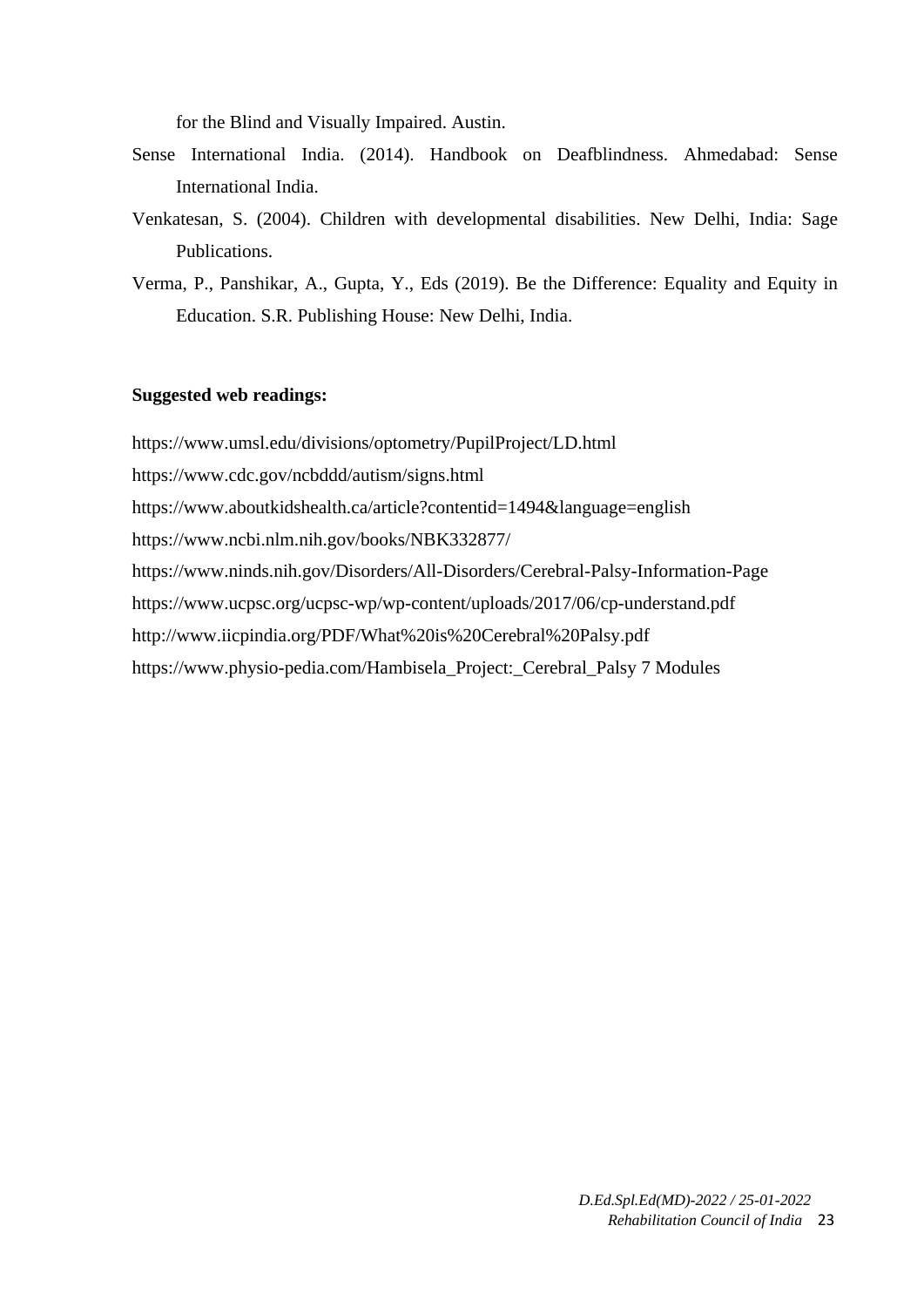for the Blind and Visually Impaired. Austin.

Sense International India. (2014). Handbook on Deafblindness. Ahmedabad: Sense International India.

Venkatesan, S. (2004). Children with developmental disabilities. New Delhi, India: Sage Publications.

Verma, P., Panshikar, A., Gupta, Y., Eds (2019). Be the Difference: Equality and Equity in Education. S.R. Publishing House: New Delhi, India.

**Suggested web readings:**

https://www.umsl.edu/divisions/optometry/PupilProject/LD.html

https://www.cdc.gov/ncbddd/autism/signs.html

https://www.aboutkidshealth.ca/article?contentid=1494&language=english

https://www.ncbi.nlm.nih.gov/books/NBK332877/

https://www.ninds.nih.gov/Disorders/All-Disorders/Cerebral-Palsy-Information-Page

https://www.ucpsc.org/ucpsc-wp/wp-content/uploads/2017/06/cp-understand.pdf

http://www.iicpindia.org/PDF/What%20is%20Cerebral%20Palsy.pdf

https://www.physio-pedia.com/Hambisela_Project:_Cerebral_Palsy 7 Modules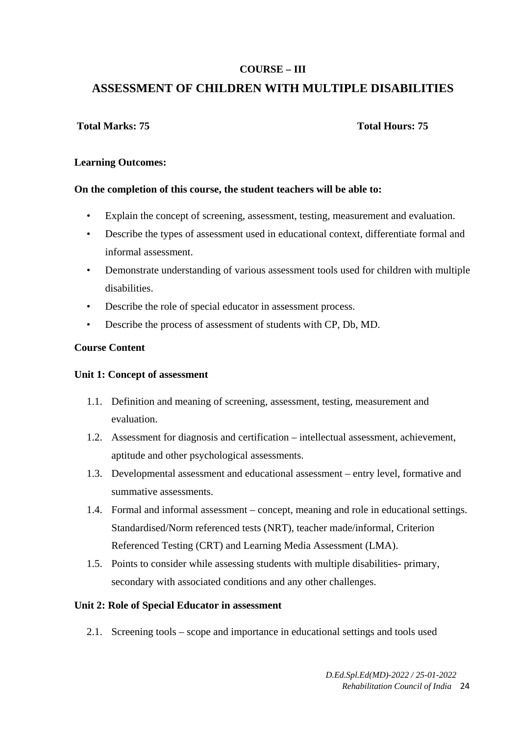## COURSE – III

# ASSESSMENT OF CHILDREN WITH MULTIPLE DISABILITIES

**Total Marks: 75** **Total Hours: 75**

**Learning Outcomes:**

**On the completion of this course, the student teachers will be able to:**

- Explain the concept of screening, assessment, testing, measurement and evaluation.
- Describe the types of assessment used in educational context, differentiate formal and informal assessment.
- Demonstrate understanding of various assessment tools used for children with multiple disabilities.
- Describe the role of special educator in assessment process.
- Describe the process of assessment of students with CP, Db, MD.

**Course Content**

**Unit 1: Concept of assessment**

1.1. Definition and meaning of screening, assessment, testing, measurement and evaluation.

1.2. Assessment for diagnosis and certification – intellectual assessment, achievement, aptitude and other psychological assessments.

1.3. Developmental assessment and educational assessment – entry level, formative and summative assessments.

1.4. Formal and informal assessment – concept, meaning and role in educational settings. Standardised/Norm referenced tests (NRT), teacher made/informal, Criterion Referenced Testing (CRT) and Learning Media Assessment (LMA).

1.5. Points to consider while assessing students with multiple disabilities- primary, secondary with associated conditions and any other challenges.

**Unit 2: Role of Special Educator in assessment**

2.1. Screening tools – scope and importance in educational settings and tools used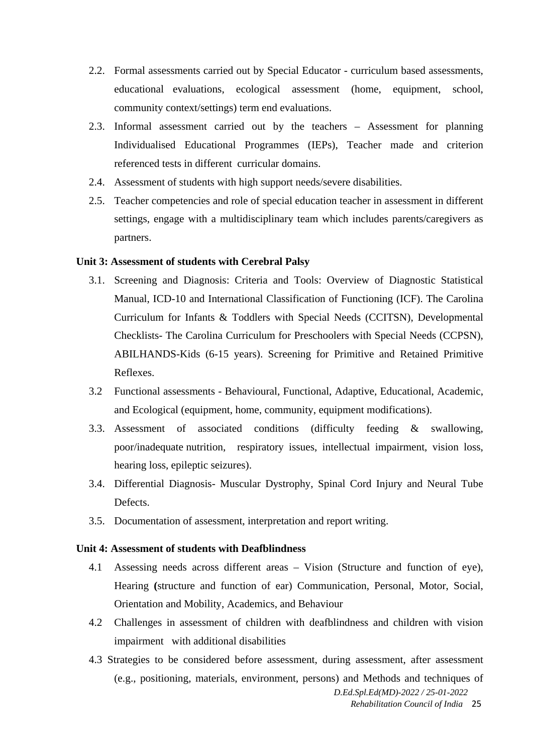2.2. Formal assessments carried out by Special Educator - curriculum based assessments, educational evaluations, ecological assessment (home, equipment, school, community context/settings) term end evaluations.

2.3. Informal assessment carried out by the teachers – Assessment for planning Individualised Educational Programmes (IEPs), Teacher made and criterion referenced tests in different curricular domains.

2.4. Assessment of students with high support needs/severe disabilities.

2.5. Teacher competencies and role of special education teacher in assessment in different settings, engage with a multidisciplinary team which includes parents/caregivers as partners.

**Unit 3: Assessment of students with Cerebral Palsy**

3.1. Screening and Diagnosis: Criteria and Tools: Overview of Diagnostic Statistical Manual, ICD-10 and International Classification of Functioning (ICF). The Carolina Curriculum for Infants & Toddlers with Special Needs (CCITSN), Developmental Checklists- The Carolina Curriculum for Preschoolers with Special Needs (CCPSN), ABILHANDS-Kids (6-15 years). Screening for Primitive and Retained Primitive Reflexes.

3.2 Functional assessments - Behavioural, Functional, Adaptive, Educational, Academic, and Ecological (equipment, home, community, equipment modifications).

3.3. Assessment of associated conditions (difficulty feeding & swallowing, poor/inadequate nutrition, respiratory issues, intellectual impairment, vision loss, hearing loss, epileptic seizures).

3.4. Differential Diagnosis- Muscular Dystrophy, Spinal Cord Injury and Neural Tube Defects.

3.5. Documentation of assessment, interpretation and report writing.

**Unit 4: Assessment of students with Deafblindness**

4.1 Assessing needs across different areas – Vision (Structure and function of eye), Hearing (structure and function of ear) Communication, Personal, Motor, Social, Orientation and Mobility, Academics, and Behaviour

4.2 Challenges in assessment of children with deafblindness and children with vision impairment with additional disabilities

4.3 Strategies to be considered before assessment, during assessment, after assessment (e.g., positioning, materials, environment, persons) and Methods and techniques of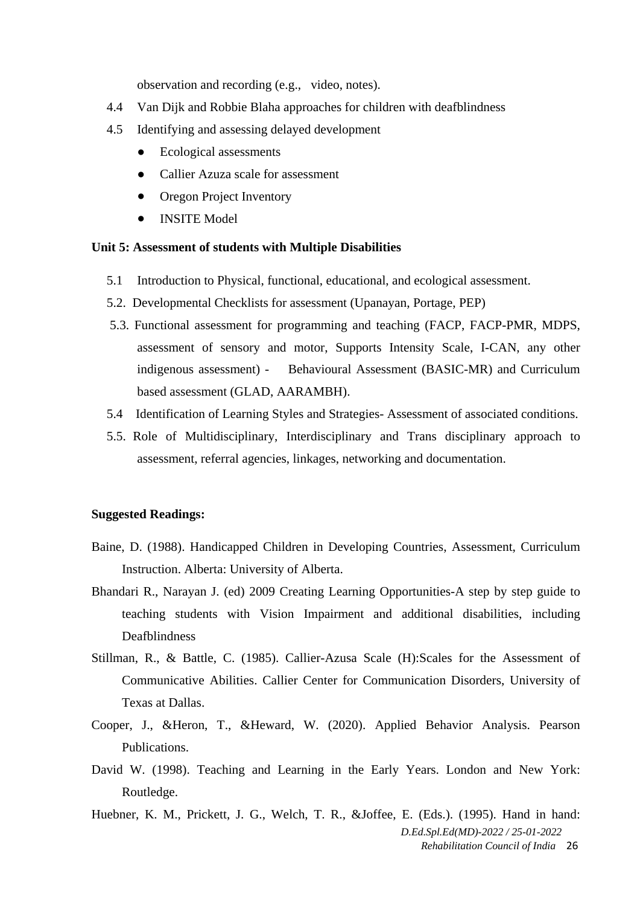observation and recording (e.g., video, notes).

4.4 Van Dijk and Robbie Blaha approaches for children with deafblindness

4.5 Identifying and assessing delayed development

- Ecological assessments
- Callier Azuza scale for assessment
- Oregon Project Inventory
- INSITE Model

**Unit 5: Assessment of students with Multiple Disabilities**

5.1 Introduction to Physical, functional, educational, and ecological assessment.

5.2. Developmental Checklists for assessment (Upanayan, Portage, PEP)

5.3. Functional assessment for programming and teaching (FACP, FACP-PMR, MDPS, assessment of sensory and motor, Supports Intensity Scale, I-CAN, any other indigenous assessment) - Behavioural Assessment (BASIC-MR) and Curriculum based assessment (GLAD, AARAMBH).

5.4 Identification of Learning Styles and Strategies- Assessment of associated conditions.

5.5. Role of Multidisciplinary, Interdisciplinary and Trans disciplinary approach to assessment, referral agencies, linkages, networking and documentation.

**Suggested Readings:**

Baine, D. (1988). Handicapped Children in Developing Countries, Assessment, Curriculum Instruction. Alberta: University of Alberta.

Bhandari R., Narayan J. (ed) 2009 Creating Learning Opportunities-A step by step guide to teaching students with Vision Impairment and additional disabilities, including Deafblindness

Stillman, R., & Battle, C. (1985). Callier-Azusa Scale (H):Scales for the Assessment of Communicative Abilities. Callier Center for Communication Disorders, University of Texas at Dallas.

Cooper, J., &Heron, T., &Heward, W. (2020). Applied Behavior Analysis. Pearson Publications.

David W. (1998). Teaching and Learning in the Early Years. London and New York: Routledge.

Huebner, K. M., Prickett, J. G., Welch, T. R., &Joffee, E. (Eds.). (1995). Hand in hand: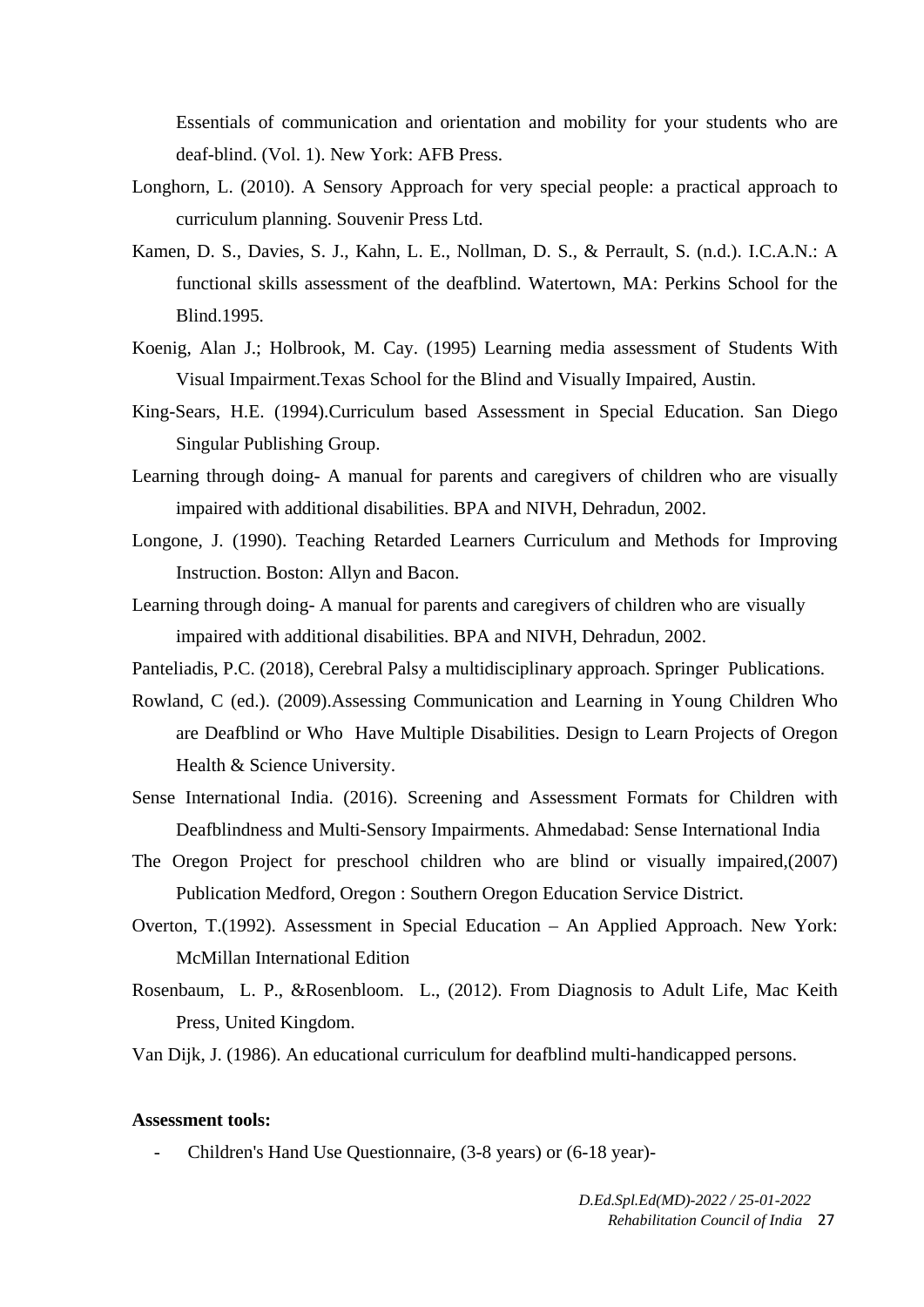Essentials of communication and orientation and mobility for your students who are deaf-blind. (Vol. 1). New York: AFB Press.

Longhorn, L. (2010). A Sensory Approach for very special people: a practical approach to curriculum planning. Souvenir Press Ltd.

Kamen, D. S., Davies, S. J., Kahn, L. E., Nollman, D. S., & Perrault, S. (n.d.). I.C.A.N.: A functional skills assessment of the deafblind. Watertown, MA: Perkins School for the Blind.1995.

Koenig, Alan J.; Holbrook, M. Cay. (1995) Learning media assessment of Students With Visual Impairment.Texas School for the Blind and Visually Impaired, Austin.

King-Sears, H.E. (1994).Curriculum based Assessment in Special Education. San Diego Singular Publishing Group.

Learning through doing- A manual for parents and caregivers of children who are visually impaired with additional disabilities. BPA and NIVH, Dehradun, 2002.

Longone, J. (1990). Teaching Retarded Learners Curriculum and Methods for Improving Instruction. Boston: Allyn and Bacon.

Learning through doing- A manual for parents and caregivers of children who are visually impaired with additional disabilities. BPA and NIVH, Dehradun, 2002.

Panteliadis, P.C. (2018), Cerebral Palsy a multidisciplinary approach. Springer Publications.

Rowland, C (ed.). (2009).Assessing Communication and Learning in Young Children Who are Deafblind or Who Have Multiple Disabilities. Design to Learn Projects of Oregon Health & Science University.

Sense International India. (2016). Screening and Assessment Formats for Children with Deafblindness and Multi-Sensory Impairments. Ahmedabad: Sense International India

The Oregon Project for preschool children who are blind or visually impaired,(2007) Publication Medford, Oregon : Southern Oregon Education Service District.

Overton, T.(1992). Assessment in Special Education – An Applied Approach. New York: McMillan International Edition

Rosenbaum, L. P., &Rosenbloom. L., (2012). From Diagnosis to Adult Life, Mac Keith Press, United Kingdom.

Van Dijk, J. (1986). An educational curriculum for deafblind multi-handicapped persons.

**Assessment tools:**

- Children's Hand Use Questionnaire, (3-8 years) or (6-18 year)-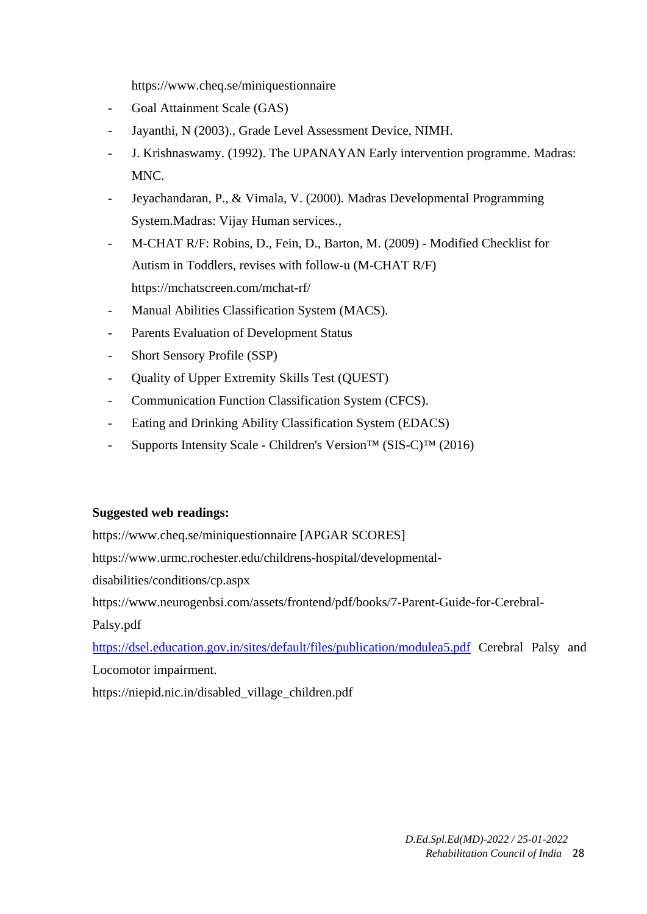https://www.cheq.se/miniquestionnaire

- Goal Attainment Scale (GAS)
- Jayanthi, N (2003)., Grade Level Assessment Device, NIMH.
- J. Krishnaswamy. (1992). The UPANAYAN Early intervention programme. Madras: MNC.
- Jeyachandaran, P., & Vimala, V. (2000). Madras Developmental Programming System.Madras: Vijay Human services.,
- M-CHAT R/F: Robins, D., Fein, D., Barton, M. (2009) - Modified Checklist for Autism in Toddlers, revises with follow-u (M-CHAT R/F) https://mchatscreen.com/mchat-rf/
- Manual Abilities Classification System (MACS).
- Parents Evaluation of Development Status
- Short Sensory Profile (SSP)
- Quality of Upper Extremity Skills Test (QUEST)
- Communication Function Classification System (CFCS).
- Eating and Drinking Ability Classification System (EDACS)
- Supports Intensity Scale - Children's Version™ (SIS-C)™ (2016)

**Suggested web readings:**

https://www.cheq.se/miniquestionnaire [APGAR SCORES]

https://www.urmc.rochester.edu/childrens-hospital/developmental-disabilities/conditions/cp.aspx

https://www.neurogenbsi.com/assets/frontend/pdf/books/7-Parent-Guide-for-Cerebral-Palsy.pdf

https://dsel.education.gov.in/sites/default/files/publication/modulea5.pdf Cerebral Palsy and Locomotor impairment.

https://niepid.nic.in/disabled_village_children.pdf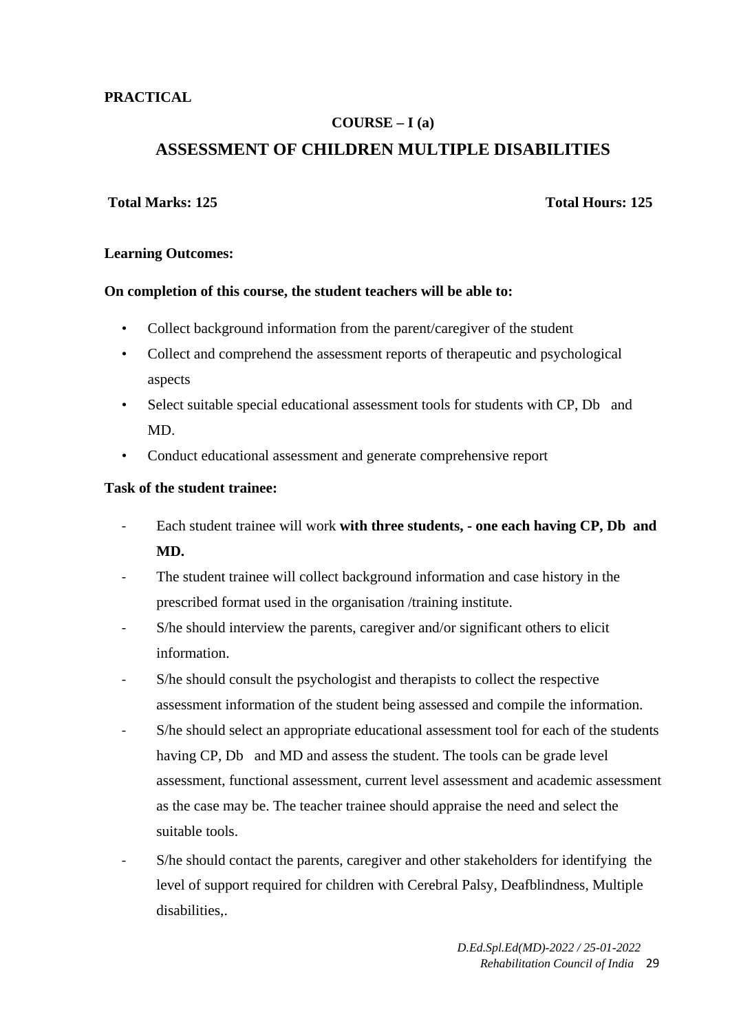**PRACTICAL**

**COURSE – I (a)**

## ASSESSMENT OF CHILDREN MULTIPLE DISABILITIES

**Total Marks: 125** **Total Hours: 125**

**Learning Outcomes:**

**On completion of this course, the student teachers will be able to:**

- Collect background information from the parent/caregiver of the student
- Collect and comprehend the assessment reports of therapeutic and psychological aspects
- Select suitable special educational assessment tools for students with CP, Db and MD.
- Conduct educational assessment and generate comprehensive report

**Task of the student trainee:**

- Each student trainee will work **with three students, - one each having CP, Db and MD.**
- The student trainee will collect background information and case history in the prescribed format used in the organisation /training institute.
- S/he should interview the parents, caregiver and/or significant others to elicit information.
- S/he should consult the psychologist and therapists to collect the respective assessment information of the student being assessed and compile the information.
- S/he should select an appropriate educational assessment tool for each of the students having CP, Db and MD and assess the student. The tools can be grade level assessment, functional assessment, current level assessment and academic assessment as the case may be. The teacher trainee should appraise the need and select the suitable tools.
- S/he should contact the parents, caregiver and other stakeholders for identifying the level of support required for children with Cerebral Palsy, Deafblindness, Multiple disabilities,.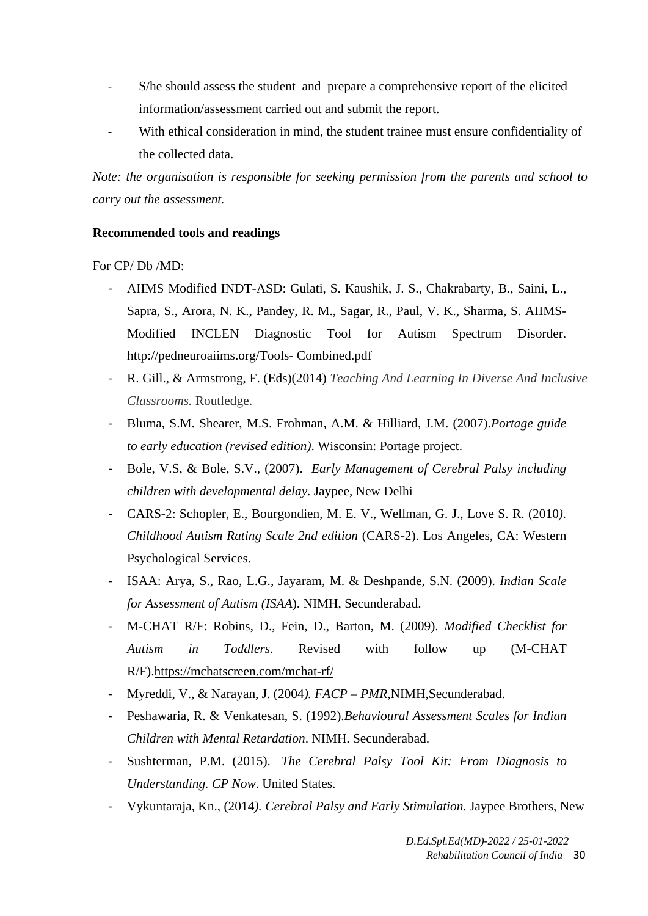- S/he should assess the student and prepare a comprehensive report of the elicited information/assessment carried out and submit the report.
- With ethical consideration in mind, the student trainee must ensure confidentiality of the collected data.

*Note: the organisation is responsible for seeking permission from the parents and school to carry out the assessment.*

**Recommended tools and readings**

For CP/ Db /MD:

- AIIMS Modified INDT-ASD: Gulati, S. Kaushik, J. S., Chakrabarty, B., Saini, L., Sapra, S., Arora, N. K., Pandey, R. M., Sagar, R., Paul, V. K., Sharma, S. AIIMS-Modified INCLEN Diagnostic Tool for Autism Spectrum Disorder. http://pedneuroaiims.org/Tools- Combined.pdf
- R. Gill., & Armstrong, F. (Eds)(2014) *Teaching And Learning In Diverse And Inclusive Classrooms.* Routledge.
- Bluma, S.M. Shearer, M.S. Frohman, A.M. & Hilliard, J.M. (2007).*Portage guide to early education (revised edition)*. Wisconsin: Portage project.
- Bole, V.S, & Bole, S.V., (2007). *Early Management of Cerebral Palsy including children with developmental delay*. Jaypee, New Delhi
- CARS-2: Schopler, E., Bourgondien, M. E. V., Wellman, G. J., Love S. R. (2010*). Childhood Autism Rating Scale 2nd edition* (CARS-2). Los Angeles, CA: Western Psychological Services.
- ISAA: Arya, S., Rao, L.G., Jayaram, M. & Deshpande, S.N. (2009). *Indian Scale for Assessment of Autism (ISAA*). NIMH, Secunderabad.
- M-CHAT R/F: Robins, D., Fein, D., Barton, M. (2009). *Modified Checklist for Autism in Toddlers*. Revised with follow up (M-CHAT R/F).https://mchatscreen.com/mchat-rf/
- Myreddi, V., & Narayan, J. (2004*). FACP – PMR*,NIMH,Secunderabad.
- Peshawaria, R. & Venkatesan, S. (1992).*Behavioural Assessment Scales for Indian Children with Mental Retardation*. NIMH. Secunderabad.
- Sushterman, P.M. (2015). *The Cerebral Palsy Tool Kit: From Diagnosis to Understanding. CP Now*. United States.
- Vykuntaraja, Kn., (2014*). Cerebral Palsy and Early Stimulation*. Jaypee Brothers, New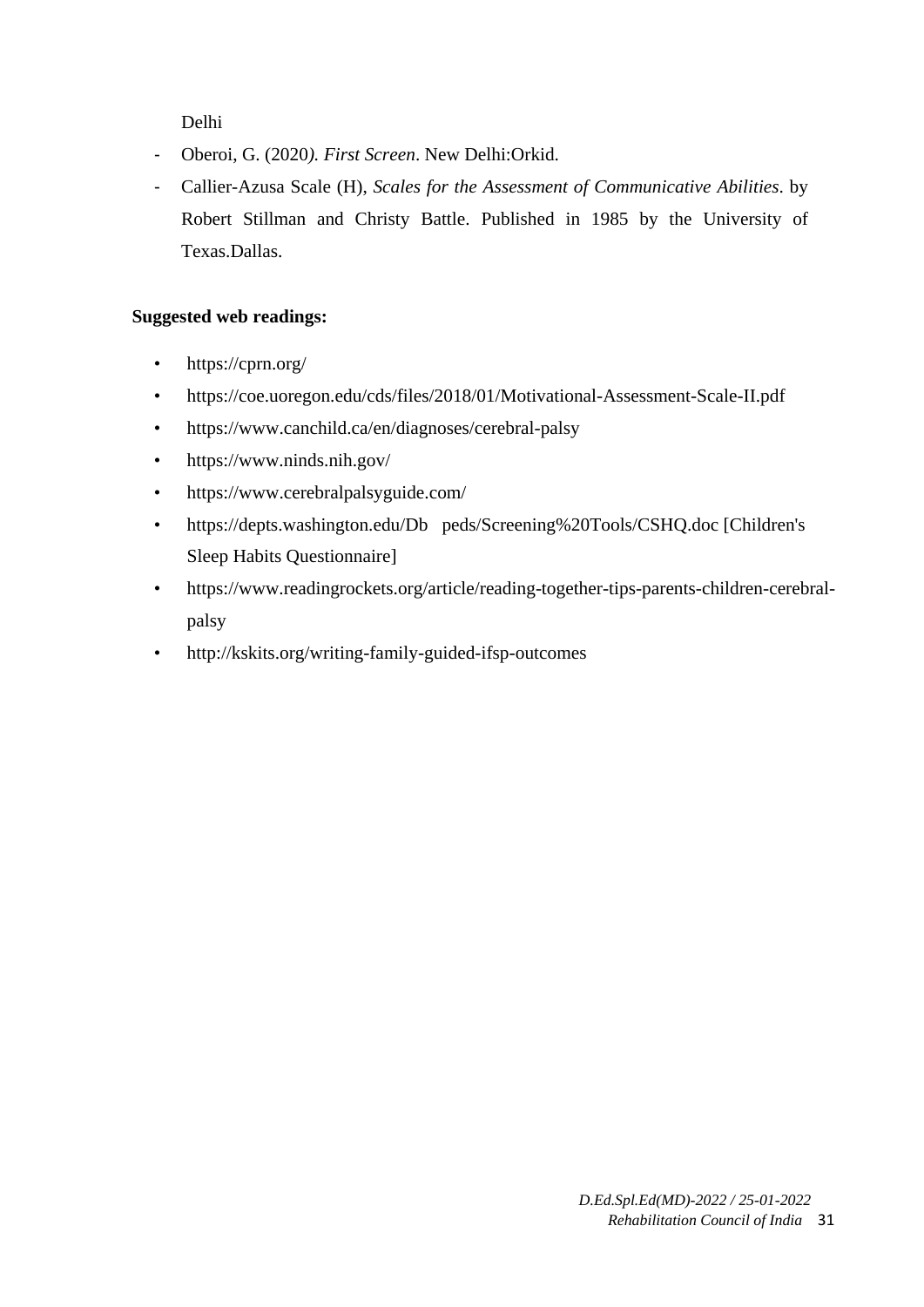Delhi

- Oberoi, G. (2020*). First Screen*. New Delhi:Orkid.
- Callier-Azusa Scale (H), *Scales for the Assessment of Communicative Abilities*. by Robert Stillman and Christy Battle. Published in 1985 by the University of Texas.Dallas.

**Suggested web readings:**

- https://cprn.org/
- https://coe.uoregon.edu/cds/files/2018/01/Motivational-Assessment-Scale-II.pdf
- https://www.canchild.ca/en/diagnoses/cerebral-palsy
- https://www.ninds.nih.gov/
- https://www.cerebralpalsyguide.com/
- https://depts.washington.edu/Db peds/Screening%20Tools/CSHQ.doc [Children's Sleep Habits Questionnaire]
- https://www.readingrockets.org/article/reading-together-tips-parents-children-cerebral-palsy
- http://kskits.org/writing-family-guided-ifsp-outcomes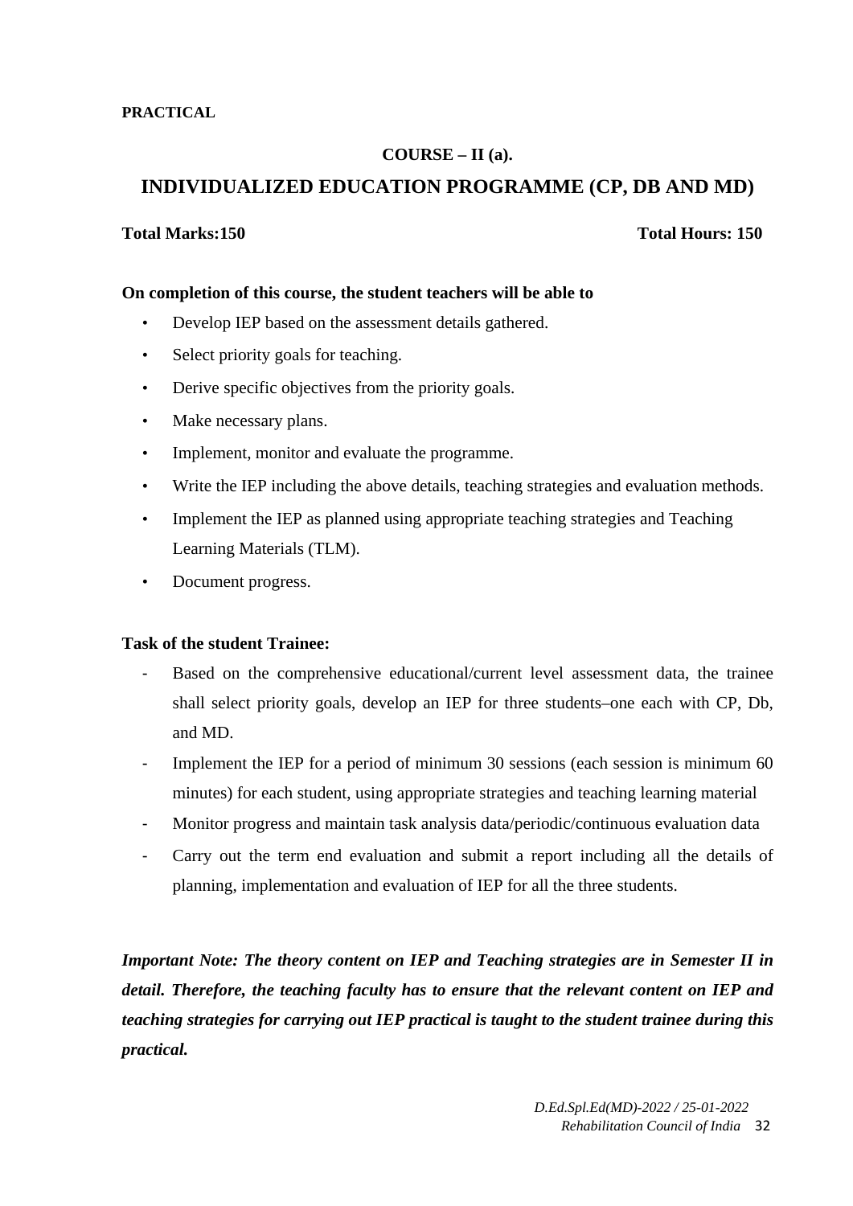**PRACTICAL**

**COURSE – II (a).**

## INDIVIDUALIZED EDUCATION PROGRAMME (CP, DB AND MD)

**Total Marks:150** **Total Hours: 150**

**On completion of this course, the student teachers will be able to**

- Develop IEP based on the assessment details gathered.
- Select priority goals for teaching.
- Derive specific objectives from the priority goals.
- Make necessary plans.
- Implement, monitor and evaluate the programme.
- Write the IEP including the above details, teaching strategies and evaluation methods.
- Implement the IEP as planned using appropriate teaching strategies and Teaching Learning Materials (TLM).
- Document progress.

**Task of the student Trainee:**

- Based on the comprehensive educational/current level assessment data, the trainee shall select priority goals, develop an IEP for three students–one each with CP, Db, and MD.
- Implement the IEP for a period of minimum 30 sessions (each session is minimum 60 minutes) for each student, using appropriate strategies and teaching learning material
- Monitor progress and maintain task analysis data/periodic/continuous evaluation data
- Carry out the term end evaluation and submit a report including all the details of planning, implementation and evaluation of IEP for all the three students.

***Important Note: The theory content on IEP and Teaching strategies are in Semester II in detail. Therefore, the teaching faculty has to ensure that the relevant content on IEP and teaching strategies for carrying out IEP practical is taught to the student trainee during this practical.***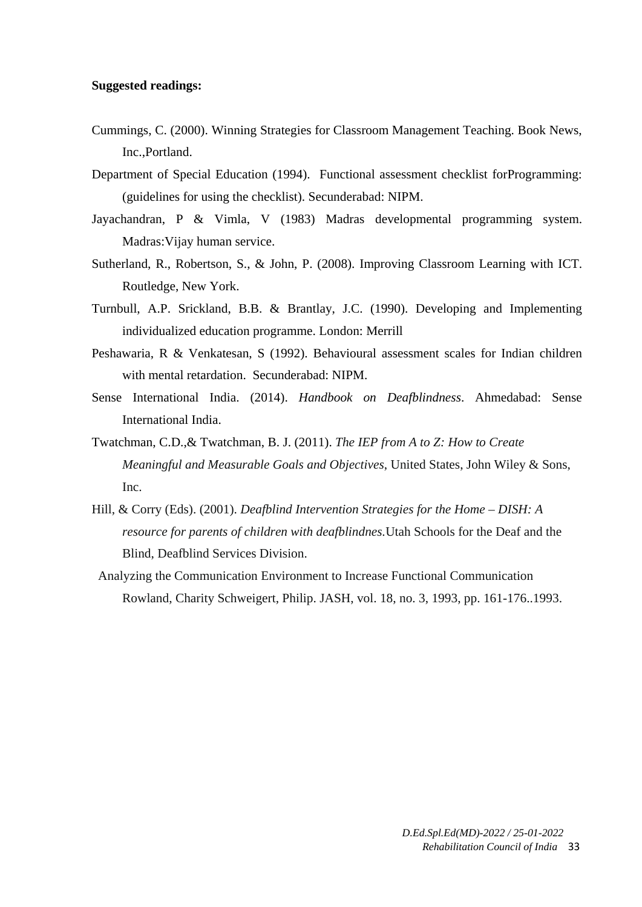**Suggested readings:**

Cummings, C. (2000). Winning Strategies for Classroom Management Teaching. Book News, Inc.,Portland.

Department of Special Education (1994). Functional assessment checklist forProgramming: (guidelines for using the checklist). Secunderabad: NIPM.

Jayachandran, P & Vimla, V (1983) Madras developmental programming system. Madras:Vijay human service.

Sutherland, R., Robertson, S., & John, P. (2008). Improving Classroom Learning with ICT. Routledge, New York.

Turnbull, A.P. Srickland, B.B. & Brantlay, J.C. (1990). Developing and Implementing individualized education programme. London: Merrill

Peshawaria, R & Venkatesan, S (1992). Behavioural assessment scales for Indian children with mental retardation. Secunderabad: NIPM.

Sense International India. (2014). *Handbook on Deafblindness*. Ahmedabad: Sense International India.

Twatchman, C.D.,& Twatchman, B. J. (2011). *The IEP from A to Z: How to Create Meaningful and Measurable Goals and Objectives*, United States, John Wiley & Sons, Inc.

Hill, & Corry (Eds). (2001). *Deafblind Intervention Strategies for the Home – DISH: A resource for parents of children with deafblindnes*.Utah Schools for the Deaf and the Blind, Deafblind Services Division.

Analyzing the Communication Environment to Increase Functional Communication Rowland, Charity Schweigert, Philip. JASH, vol. 18, no. 3, 1993, pp. 161-176..1993.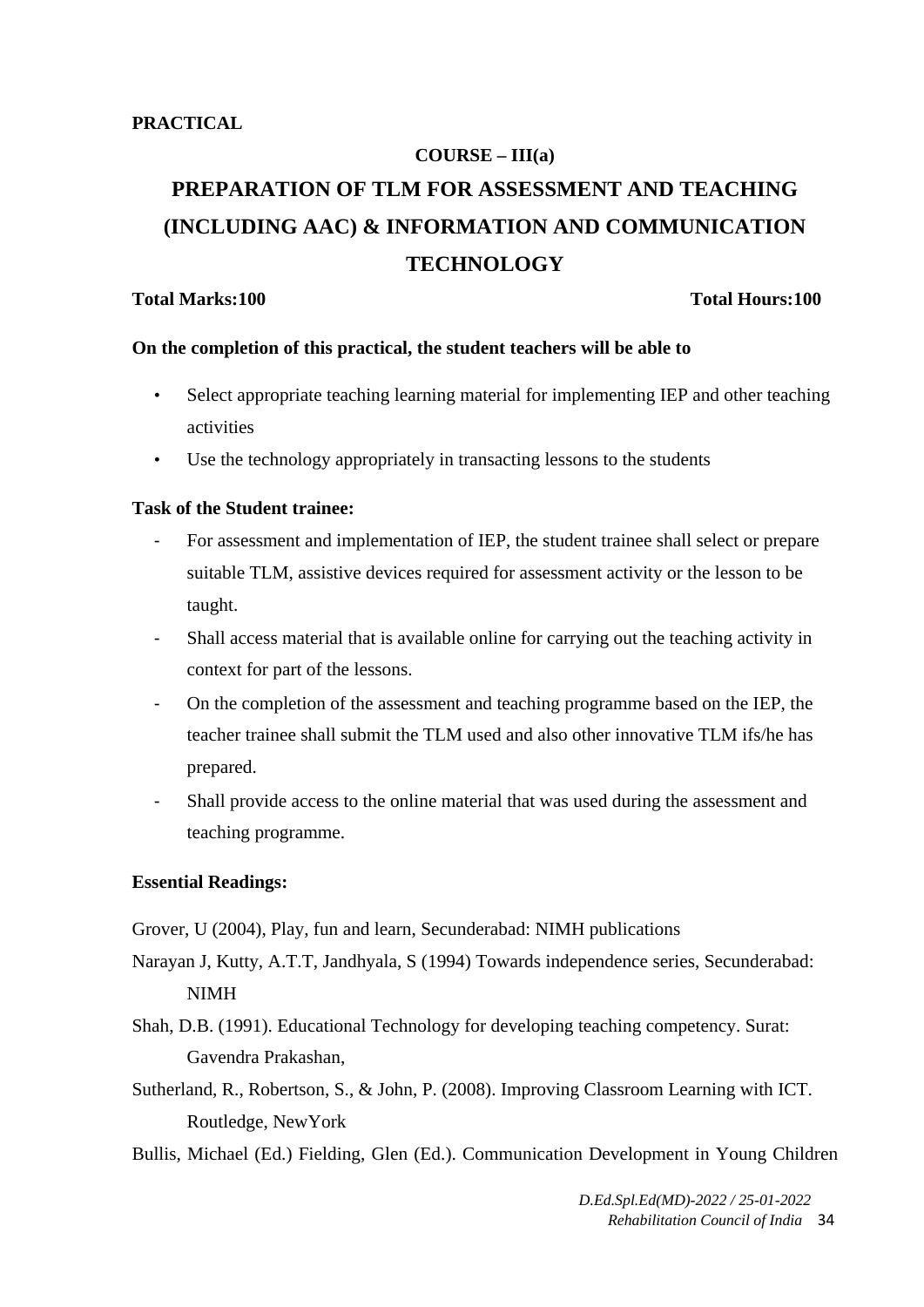**PRACTICAL**

**COURSE – III(a)**

# PREPARATION OF TLM FOR ASSESSMENT AND TEACHING (INCLUDING AAC) & INFORMATION AND COMMUNICATION TECHNOLOGY

**Total Marks:100** **Total Hours:100**

**On the completion of this practical, the student teachers will be able to**

- Select appropriate teaching learning material for implementing IEP and other teaching activities
- Use the technology appropriately in transacting lessons to the students

**Task of the Student trainee:**

- For assessment and implementation of IEP, the student trainee shall select or prepare suitable TLM, assistive devices required for assessment activity or the lesson to be taught.
- Shall access material that is available online for carrying out the teaching activity in context for part of the lessons.
- On the completion of the assessment and teaching programme based on the IEP, the teacher trainee shall submit the TLM used and also other innovative TLM ifs/he has prepared.
- Shall provide access to the online material that was used during the assessment and teaching programme.

**Essential Readings:**

Grover, U (2004), Play, fun and learn, Secunderabad: NIMH publications

Narayan J, Kutty, A.T.T, Jandhyala, S (1994) Towards independence series, Secunderabad: NIMH

Shah, D.B. (1991). Educational Technology for developing teaching competency. Surat: Gavendra Prakashan,

Sutherland, R., Robertson, S., & John, P. (2008). Improving Classroom Learning with ICT. Routledge, NewYork

Bullis, Michael (Ed.) Fielding, Glen (Ed.). Communication Development in Young Children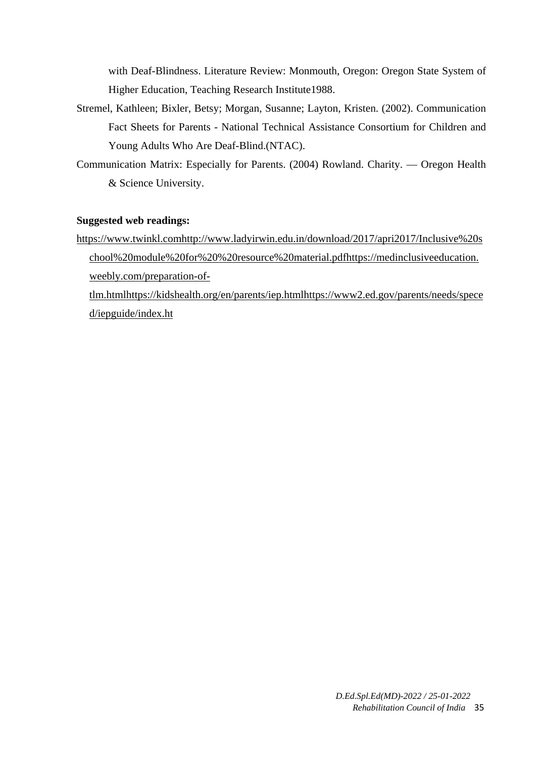with Deaf-Blindness. Literature Review: Monmouth, Oregon: Oregon State System of Higher Education, Teaching Research Institute1988.

Stremel, Kathleen; Bixler, Betsy; Morgan, Susanne; Layton, Kristen. (2002). Communication Fact Sheets for Parents - National Technical Assistance Consortium for Children and Young Adults Who Are Deaf-Blind.(NTAC).

Communication Matrix: Especially for Parents. (2004) Rowland. Charity. — Oregon Health & Science University.

**Suggested web readings:**

https://www.twinkl.comhttp://www.ladyirwin.edu.in/download/2017/apri2017/Inclusive%20school%20module%20for%20%20resource%20material.pdfhttps://medinclusiveeducation.weebly.com/preparation-of-tlm.htmlhttps://kidshealth.org/en/parents/iep.htmlhttps://www2.ed.gov/parents/needs/speced/iepguide/index.ht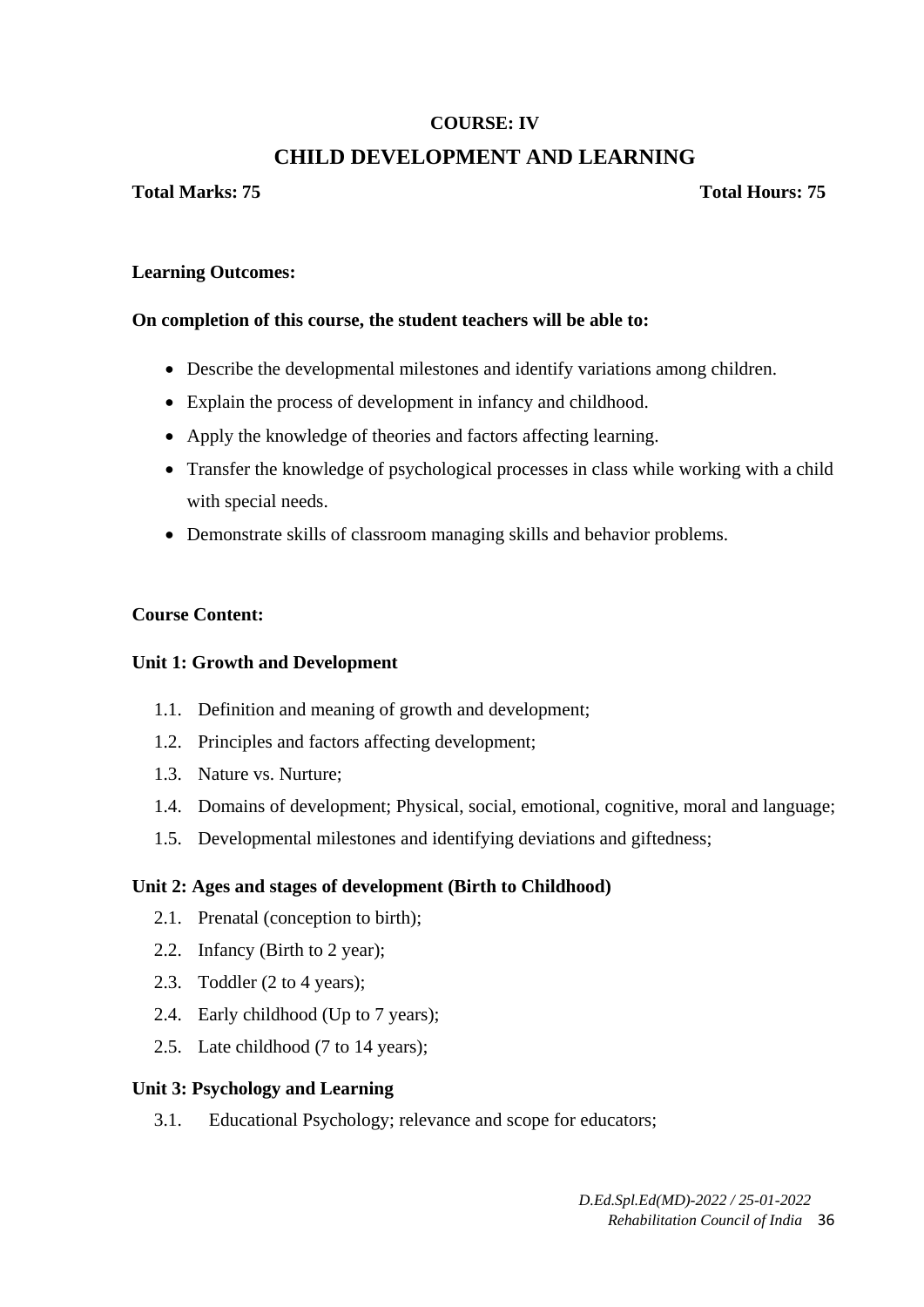## COURSE: IV

# CHILD DEVELOPMENT AND LEARNING

**Total Marks: 75** **Total Hours: 75**

**Learning Outcomes:**

**On completion of this course, the student teachers will be able to:**

- Describe the developmental milestones and identify variations among children.
- Explain the process of development in infancy and childhood.
- Apply the knowledge of theories and factors affecting learning.
- Transfer the knowledge of psychological processes in class while working with a child with special needs.
- Demonstrate skills of classroom managing skills and behavior problems.

**Course Content:**

**Unit 1: Growth and Development**

1.1. Definition and meaning of growth and development;
1.2. Principles and factors affecting development;
1.3. Nature vs. Nurture;
1.4. Domains of development; Physical, social, emotional, cognitive, moral and language;
1.5. Developmental milestones and identifying deviations and giftedness;

**Unit 2: Ages and stages of development (Birth to Childhood)**

2.1. Prenatal (conception to birth);
2.2. Infancy (Birth to 2 year);
2.3. Toddler (2 to 4 years);
2.4. Early childhood (Up to 7 years);
2.5. Late childhood (7 to 14 years);

**Unit 3: Psychology and Learning**

3.1. Educational Psychology; relevance and scope for educators;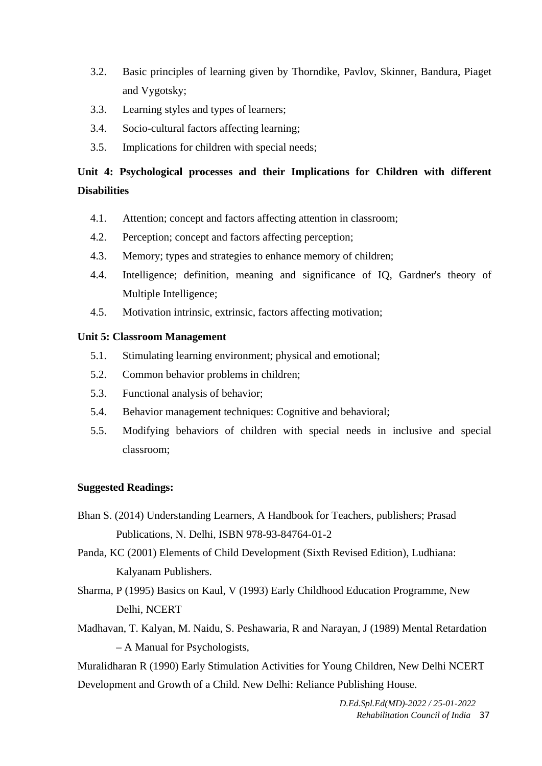3.2. Basic principles of learning given by Thorndike, Pavlov, Skinner, Bandura, Piaget and Vygotsky;

3.3. Learning styles and types of learners;

3.4. Socio-cultural factors affecting learning;

3.5. Implications for children with special needs;

**Unit 4: Psychological processes and their Implications for Children with different Disabilities**

4.1. Attention; concept and factors affecting attention in classroom;

4.2. Perception; concept and factors affecting perception;

4.3. Memory; types and strategies to enhance memory of children;

4.4. Intelligence; definition, meaning and significance of IQ, Gardner's theory of Multiple Intelligence;

4.5. Motivation intrinsic, extrinsic, factors affecting motivation;

**Unit 5: Classroom Management**

5.1. Stimulating learning environment; physical and emotional;

5.2. Common behavior problems in children;

5.3. Functional analysis of behavior;

5.4. Behavior management techniques: Cognitive and behavioral;

5.5. Modifying behaviors of children with special needs in inclusive and special classroom;

**Suggested Readings:**

Bhan S. (2014) Understanding Learners, A Handbook for Teachers, publishers; Prasad Publications, N. Delhi, ISBN 978-93-84764-01-2

Panda, KC (2001) Elements of Child Development (Sixth Revised Edition), Ludhiana: Kalyanam Publishers.

Sharma, P (1995) Basics on Kaul, V (1993) Early Childhood Education Programme, New Delhi, NCERT

Madhavan, T. Kalyan, M. Naidu, S. Peshawaria, R and Narayan, J (1989) Mental Retardation – A Manual for Psychologists,

Muralidharan R (1990) Early Stimulation Activities for Young Children, New Delhi NCERT

Development and Growth of a Child. New Delhi: Reliance Publishing House.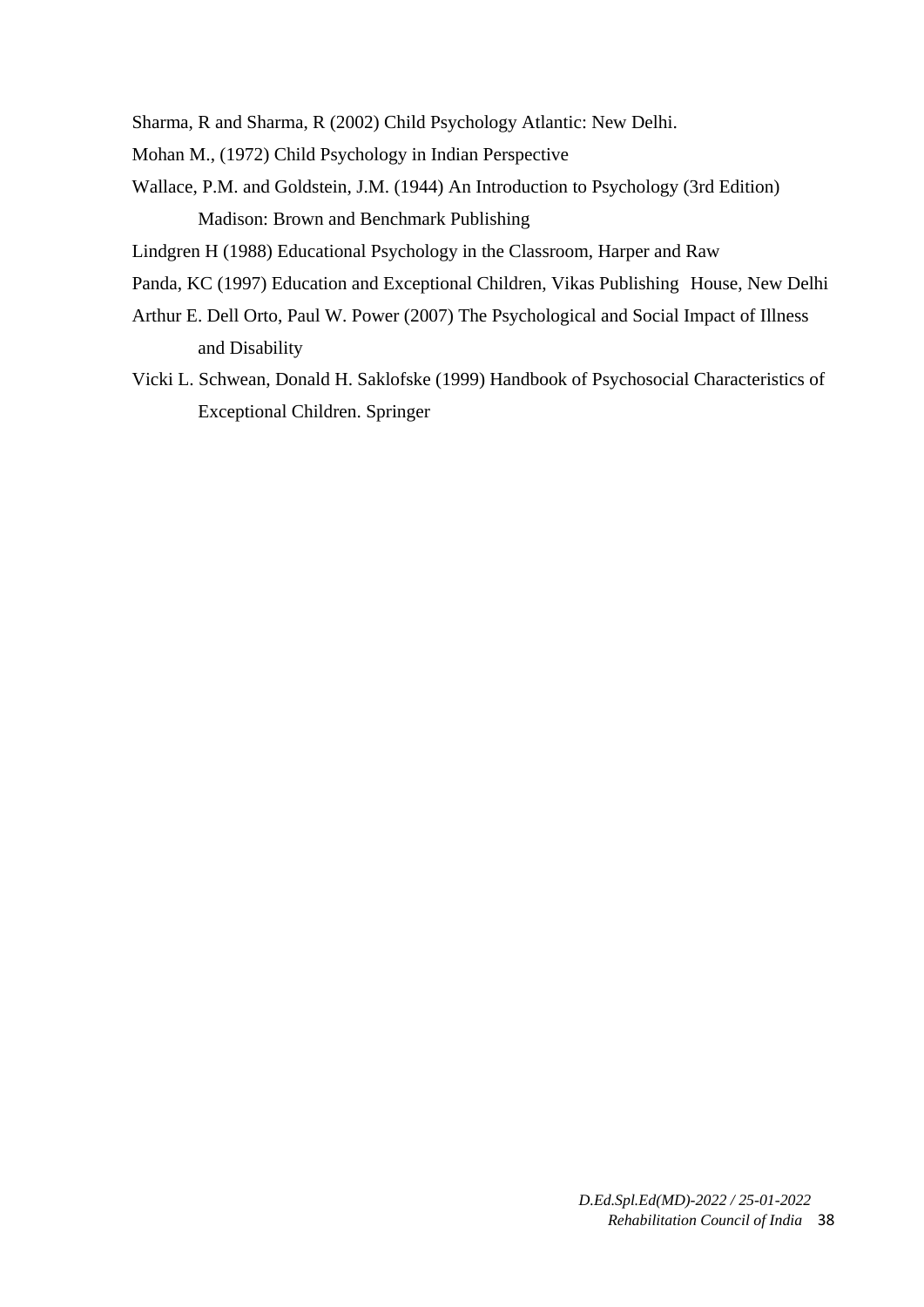Sharma, R and Sharma, R (2002) Child Psychology Atlantic: New Delhi.

Mohan M., (1972) Child Psychology in Indian Perspective

Wallace, P.M. and Goldstein, J.M. (1944) An Introduction to Psychology (3rd Edition) Madison: Brown and Benchmark Publishing

Lindgren H (1988) Educational Psychology in the Classroom, Harper and Raw

Panda, KC (1997) Education and Exceptional Children, Vikas Publishing House, New Delhi

Arthur E. Dell Orto, Paul W. Power (2007) The Psychological and Social Impact of Illness and Disability

Vicki L. Schwean, Donald H. Saklofske (1999) Handbook of Psychosocial Characteristics of Exceptional Children. Springer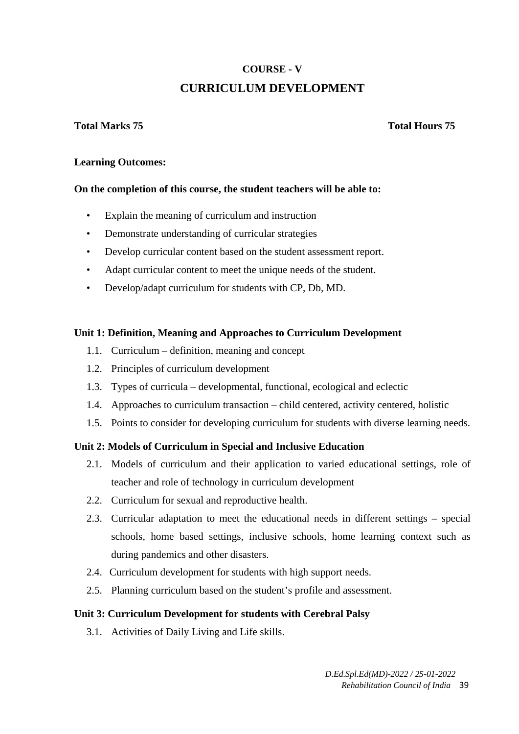## COURSE - V

# CURRICULUM DEVELOPMENT

**Total Marks 75** **Total Hours 75**

**Learning Outcomes:**

**On the completion of this course, the student teachers will be able to:**

- Explain the meaning of curriculum and instruction
- Demonstrate understanding of curricular strategies
- Develop curricular content based on the student assessment report.
- Adapt curricular content to meet the unique needs of the student.
- Develop/adapt curriculum for students with CP, Db, MD.

**Unit 1: Definition, Meaning and Approaches to Curriculum Development**

1.1. Curriculum – definition, meaning and concept
1.2. Principles of curriculum development
1.3. Types of curricula – developmental, functional, ecological and eclectic
1.4. Approaches to curriculum transaction – child centered, activity centered, holistic
1.5. Points to consider for developing curriculum for students with diverse learning needs.

**Unit 2: Models of Curriculum in Special and Inclusive Education**

2.1. Models of curriculum and their application to varied educational settings, role of teacher and role of technology in curriculum development
2.2. Curriculum for sexual and reproductive health.
2.3. Curricular adaptation to meet the educational needs in different settings – special schools, home based settings, inclusive schools, home learning context such as during pandemics and other disasters.
2.4. Curriculum development for students with high support needs.
2.5. Planning curriculum based on the student's profile and assessment.

**Unit 3: Curriculum Development for students with Cerebral Palsy**

3.1. Activities of Daily Living and Life skills.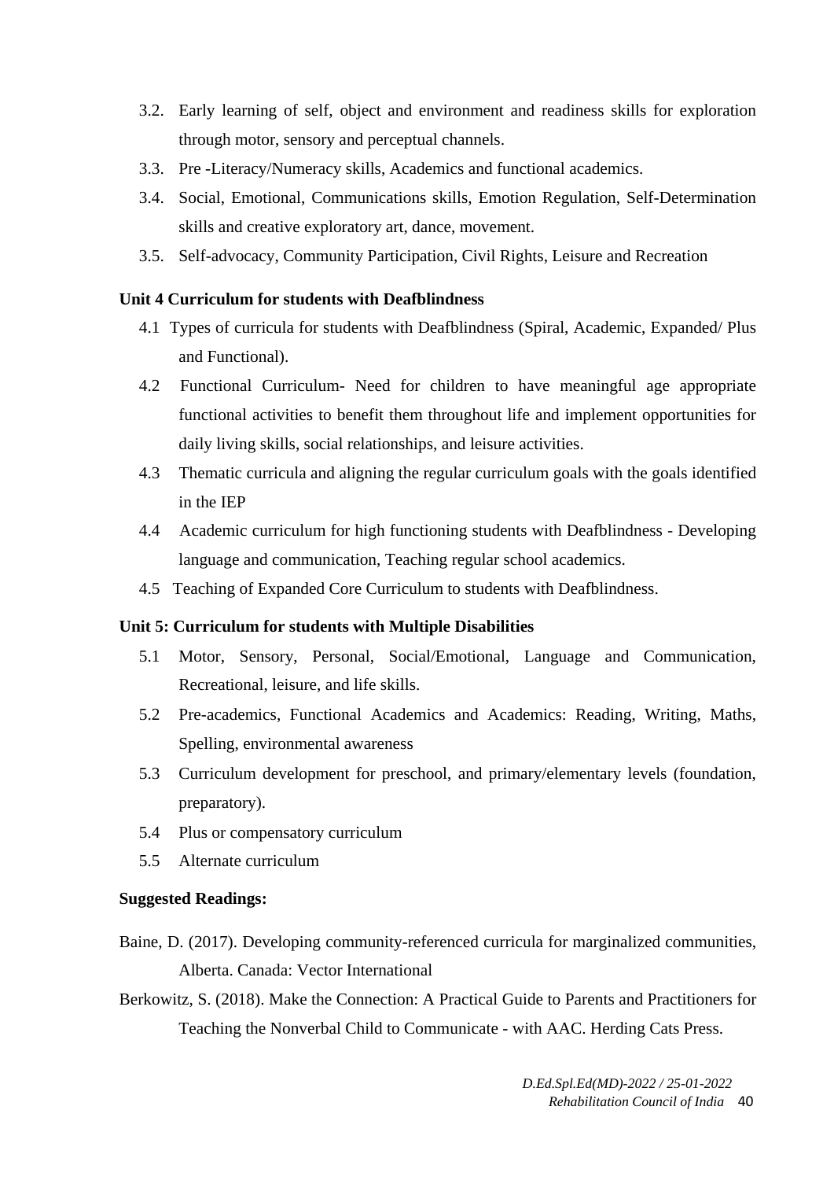3.2. Early learning of self, object and environment and readiness skills for exploration through motor, sensory and perceptual channels.

3.3. Pre -Literacy/Numeracy skills, Academics and functional academics.

3.4. Social, Emotional, Communications skills, Emotion Regulation, Self-Determination skills and creative exploratory art, dance, movement.

3.5. Self-advocacy, Community Participation, Civil Rights, Leisure and Recreation

**Unit 4 Curriculum for students with Deafblindness**

4.1 Types of curricula for students with Deafblindness (Spiral, Academic, Expanded/ Plus and Functional).

4.2 Functional Curriculum- Need for children to have meaningful age appropriate functional activities to benefit them throughout life and implement opportunities for daily living skills, social relationships, and leisure activities.

4.3 Thematic curricula and aligning the regular curriculum goals with the goals identified in the IEP

4.4 Academic curriculum for high functioning students with Deafblindness - Developing language and communication, Teaching regular school academics.

4.5 Teaching of Expanded Core Curriculum to students with Deafblindness.

**Unit 5: Curriculum for students with Multiple Disabilities**

5.1 Motor, Sensory, Personal, Social/Emotional, Language and Communication, Recreational, leisure, and life skills.

5.2 Pre-academics, Functional Academics and Academics: Reading, Writing, Maths, Spelling, environmental awareness

5.3 Curriculum development for preschool, and primary/elementary levels (foundation, preparatory).

5.4 Plus or compensatory curriculum

5.5 Alternate curriculum

**Suggested Readings:**

Baine, D. (2017). Developing community-referenced curricula for marginalized communities, Alberta. Canada: Vector International

Berkowitz, S. (2018). Make the Connection: A Practical Guide to Parents and Practitioners for Teaching the Nonverbal Child to Communicate - with AAC. Herding Cats Press.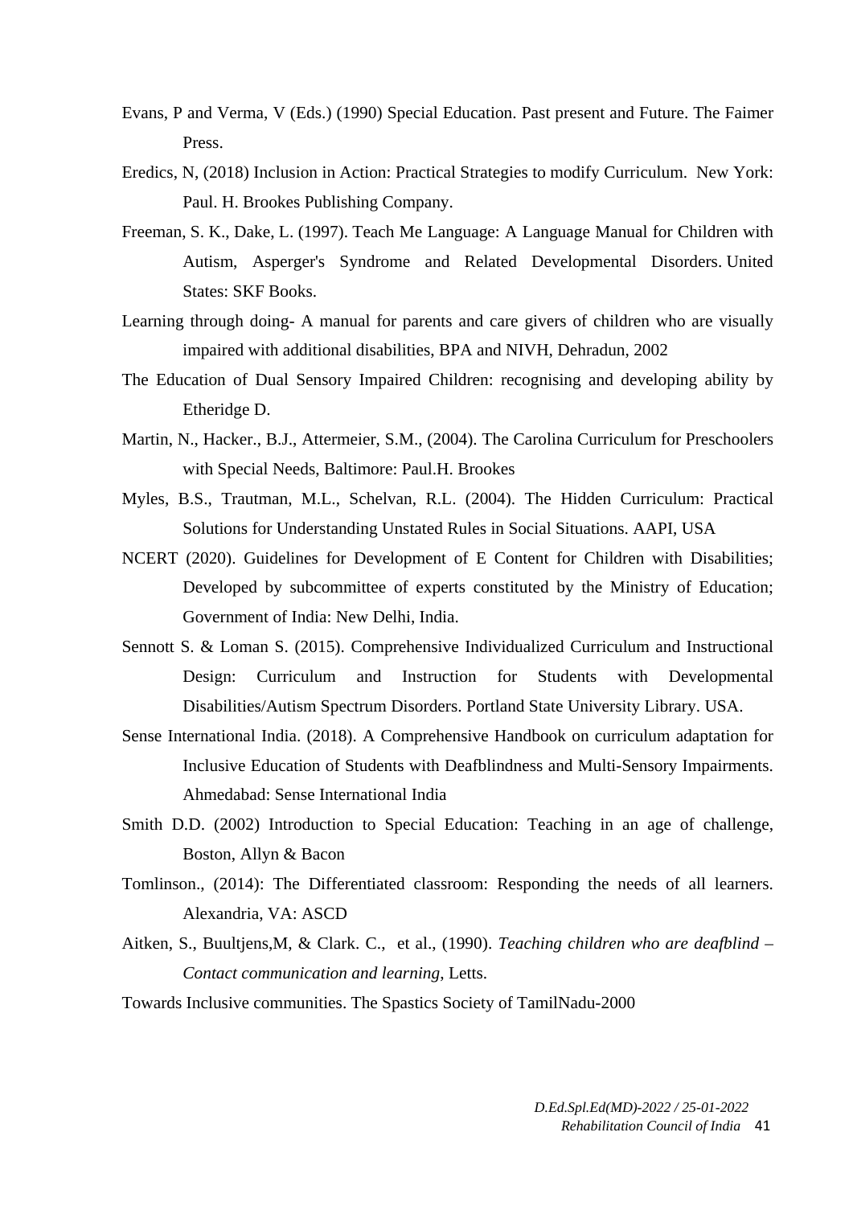Evans, P and Verma, V (Eds.) (1990) Special Education. Past present and Future. The Faimer Press.

Eredics, N, (2018) Inclusion in Action: Practical Strategies to modify Curriculum. New York: Paul. H. Brookes Publishing Company.

Freeman, S. K., Dake, L. (1997). Teach Me Language: A Language Manual for Children with Autism, Asperger's Syndrome and Related Developmental Disorders. United States: SKF Books.

Learning through doing- A manual for parents and care givers of children who are visually impaired with additional disabilities, BPA and NIVH, Dehradun, 2002

The Education of Dual Sensory Impaired Children: recognising and developing ability by Etheridge D.

Martin, N., Hacker., B.J., Attermeier, S.M., (2004). The Carolina Curriculum for Preschoolers with Special Needs, Baltimore: Paul.H. Brookes

Myles, B.S., Trautman, M.L., Schelvan, R.L. (2004). The Hidden Curriculum: Practical Solutions for Understanding Unstated Rules in Social Situations. AAPI, USA

NCERT (2020). Guidelines for Development of E Content for Children with Disabilities; Developed by subcommittee of experts constituted by the Ministry of Education; Government of India: New Delhi, India.

Sennott S. & Loman S. (2015). Comprehensive Individualized Curriculum and Instructional Design: Curriculum and Instruction for Students with Developmental Disabilities/Autism Spectrum Disorders. Portland State University Library. USA.

Sense International India. (2018). A Comprehensive Handbook on curriculum adaptation for Inclusive Education of Students with Deafblindness and Multi-Sensory Impairments. Ahmedabad: Sense International India

Smith D.D. (2002) Introduction to Special Education: Teaching in an age of challenge, Boston, Allyn & Bacon

Tomlinson., (2014): The Differentiated classroom: Responding the needs of all learners. Alexandria, VA: ASCD

Aitken, S., Buultjens,M, & Clark. C., et al., (1990). *Teaching children who are deafblind – Contact communication and learning*, Letts.

Towards Inclusive communities. The Spastics Society of TamilNadu-2000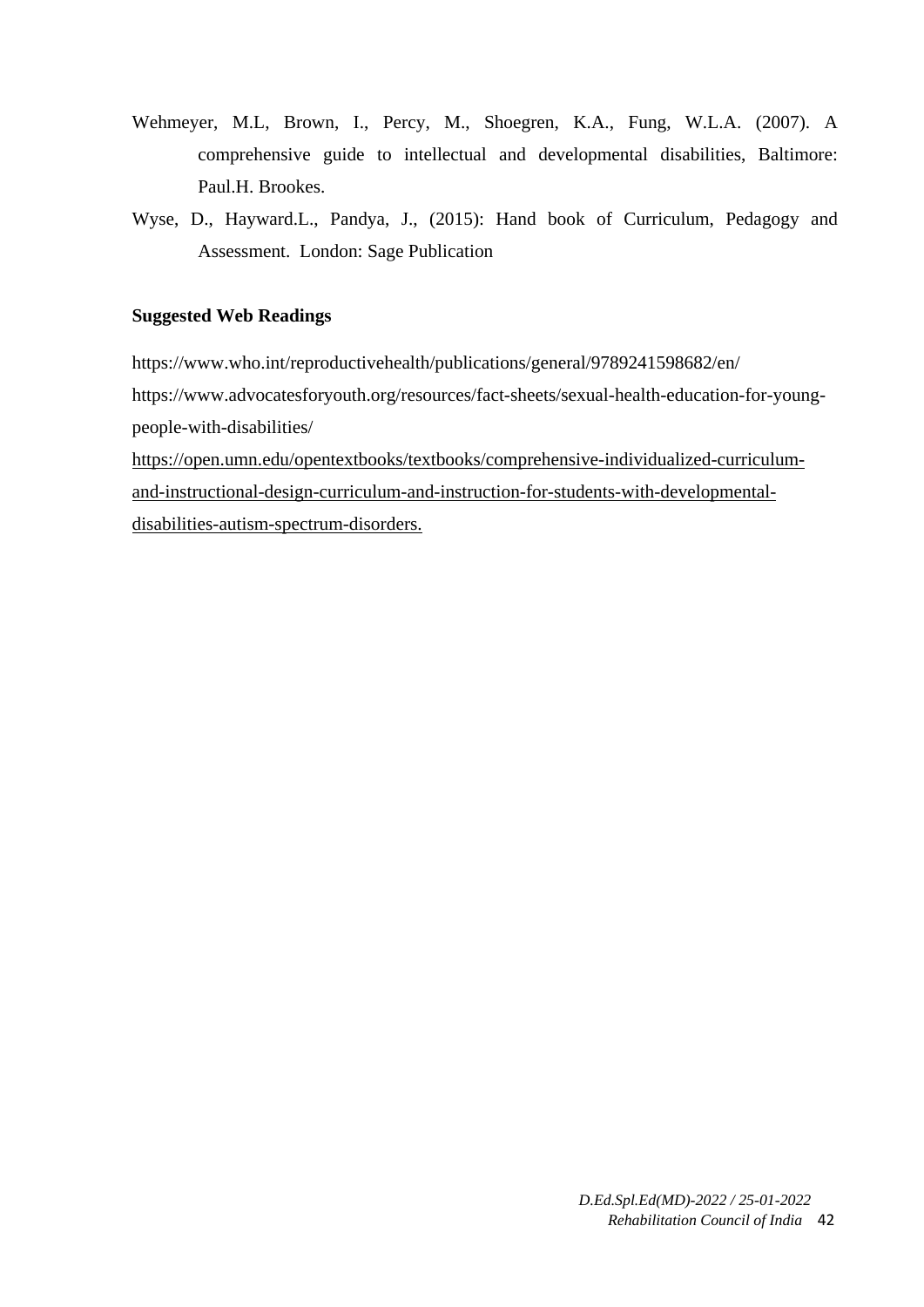Wehmeyer, M.L, Brown, I., Percy, M., Shoegren, K.A., Fung, W.L.A. (2007). A comprehensive guide to intellectual and developmental disabilities, Baltimore: Paul.H. Brookes.

Wyse, D., Hayward.L., Pandya, J., (2015): Hand book of Curriculum, Pedagogy and Assessment. London: Sage Publication

**Suggested Web Readings**

https://www.who.int/reproductivehealth/publications/general/9789241598682/en/

https://www.advocatesforyouth.org/resources/fact-sheets/sexual-health-education-for-young-people-with-disabilities/

https://open.umn.edu/opentextbooks/textbooks/comprehensive-individualized-curriculum-and-instructional-design-curriculum-and-instruction-for-students-with-developmental-disabilities-autism-spectrum-disorders.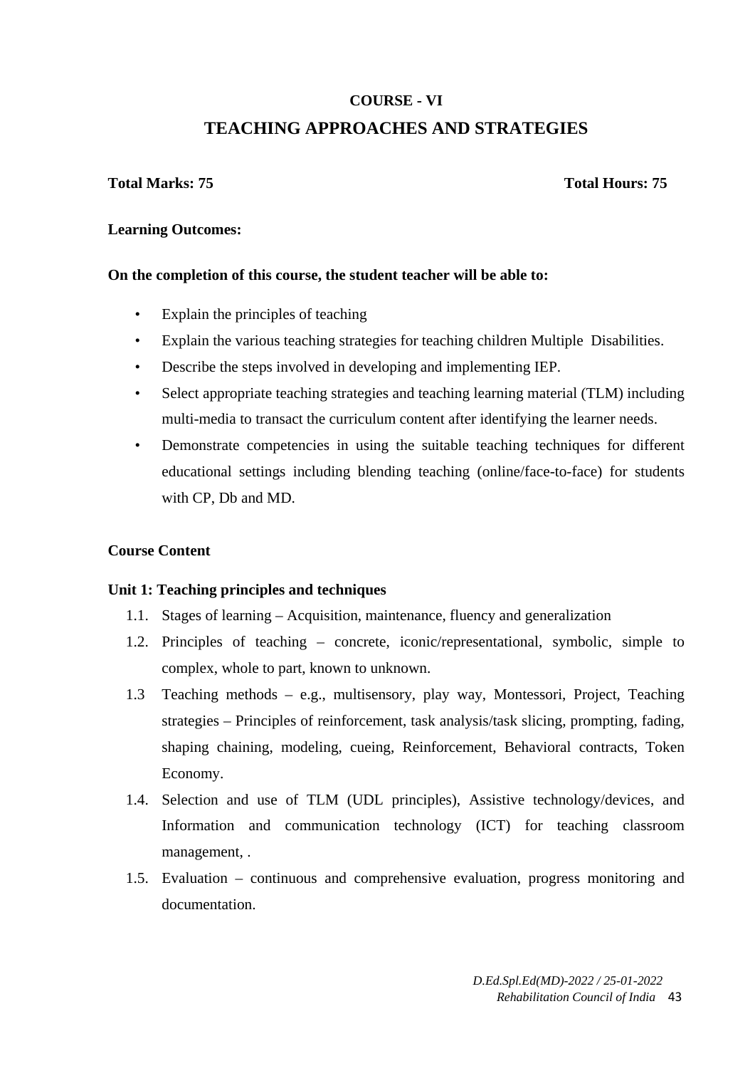**COURSE - VI**

# TEACHING APPROACHES AND STRATEGIES

**Total Marks: 75** **Total Hours: 75**

**Learning Outcomes:**

**On the completion of this course, the student teacher will be able to:**

- Explain the principles of teaching
- Explain the various teaching strategies for teaching children Multiple Disabilities.
- Describe the steps involved in developing and implementing IEP.
- Select appropriate teaching strategies and teaching learning material (TLM) including multi-media to transact the curriculum content after identifying the learner needs.
- Demonstrate competencies in using the suitable teaching techniques for different educational settings including blending teaching (online/face-to-face) for students with CP, Db and MD.

**Course Content**

**Unit 1: Teaching principles and techniques**

1.1. Stages of learning – Acquisition, maintenance, fluency and generalization

1.2. Principles of teaching – concrete, iconic/representational, symbolic, simple to complex, whole to part, known to unknown.

1.3 Teaching methods – e.g., multisensory, play way, Montessori, Project, Teaching strategies – Principles of reinforcement, task analysis/task slicing, prompting, fading, shaping chaining, modeling, cueing, Reinforcement, Behavioral contracts, Token Economy.

1.4. Selection and use of TLM (UDL principles), Assistive technology/devices, and Information and communication technology (ICT) for teaching classroom management, .

1.5. Evaluation – continuous and comprehensive evaluation, progress monitoring and documentation.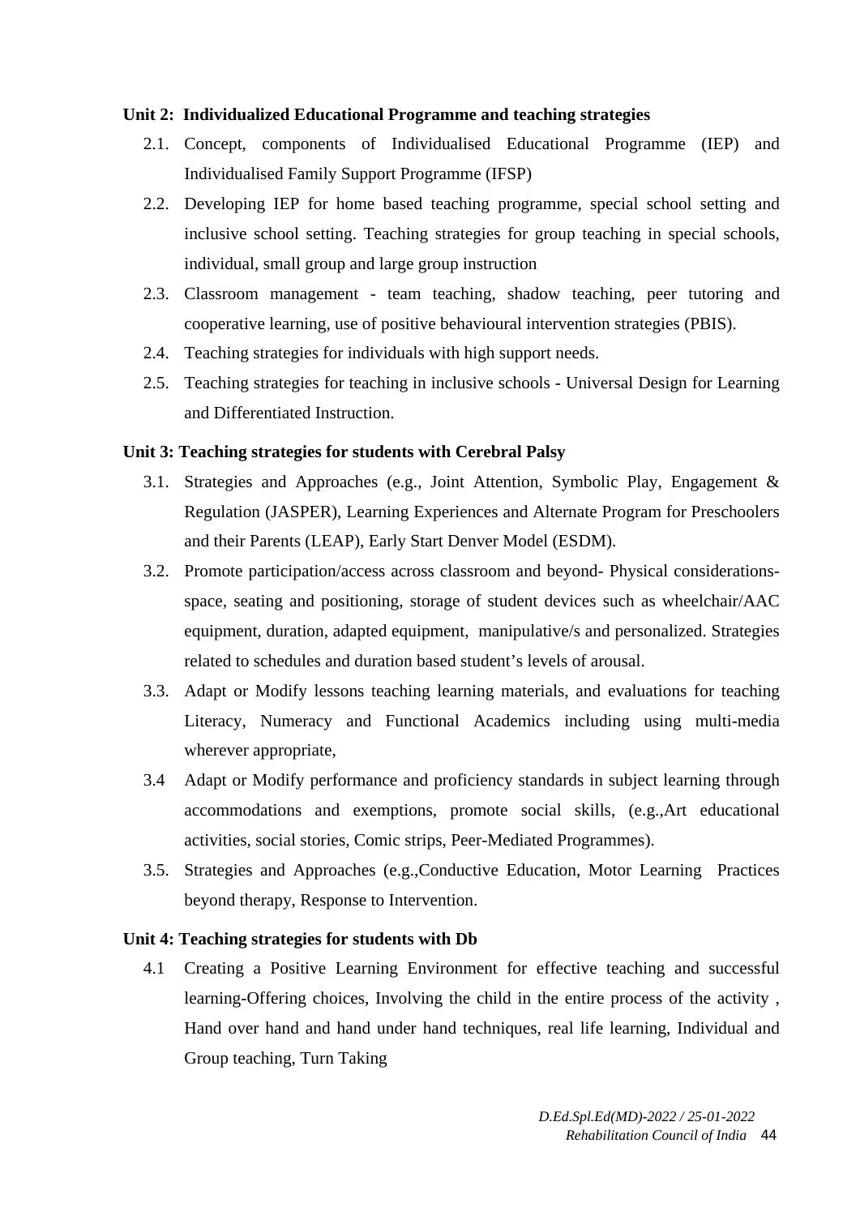**Unit 2: Individualized Educational Programme and teaching strategies**

2.1. Concept, components of Individualised Educational Programme (IEP) and Individualised Family Support Programme (IFSP)

2.2. Developing IEP for home based teaching programme, special school setting and inclusive school setting. Teaching strategies for group teaching in special schools, individual, small group and large group instruction

2.3. Classroom management - team teaching, shadow teaching, peer tutoring and cooperative learning, use of positive behavioural intervention strategies (PBIS).

2.4. Teaching strategies for individuals with high support needs.

2.5. Teaching strategies for teaching in inclusive schools - Universal Design for Learning and Differentiated Instruction.

**Unit 3: Teaching strategies for students with Cerebral Palsy**

3.1. Strategies and Approaches (e.g., Joint Attention, Symbolic Play, Engagement & Regulation (JASPER), Learning Experiences and Alternate Program for Preschoolers and their Parents (LEAP), Early Start Denver Model (ESDM).

3.2. Promote participation/access across classroom and beyond- Physical considerations- space, seating and positioning, storage of student devices such as wheelchair/AAC equipment, duration, adapted equipment, manipulative/s and personalized. Strategies related to schedules and duration based student's levels of arousal.

3.3. Adapt or Modify lessons teaching learning materials, and evaluations for teaching Literacy, Numeracy and Functional Academics including using multi-media wherever appropriate,

3.4 Adapt or Modify performance and proficiency standards in subject learning through accommodations and exemptions, promote social skills, (e.g.,Art educational activities, social stories, Comic strips, Peer-Mediated Programmes).

3.5. Strategies and Approaches (e.g.,Conductive Education, Motor Learning Practices beyond therapy, Response to Intervention.

**Unit 4: Teaching strategies for students with Db**

4.1 Creating a Positive Learning Environment for effective teaching and successful learning-Offering choices, Involving the child in the entire process of the activity , Hand over hand and hand under hand techniques, real life learning, Individual and Group teaching, Turn Taking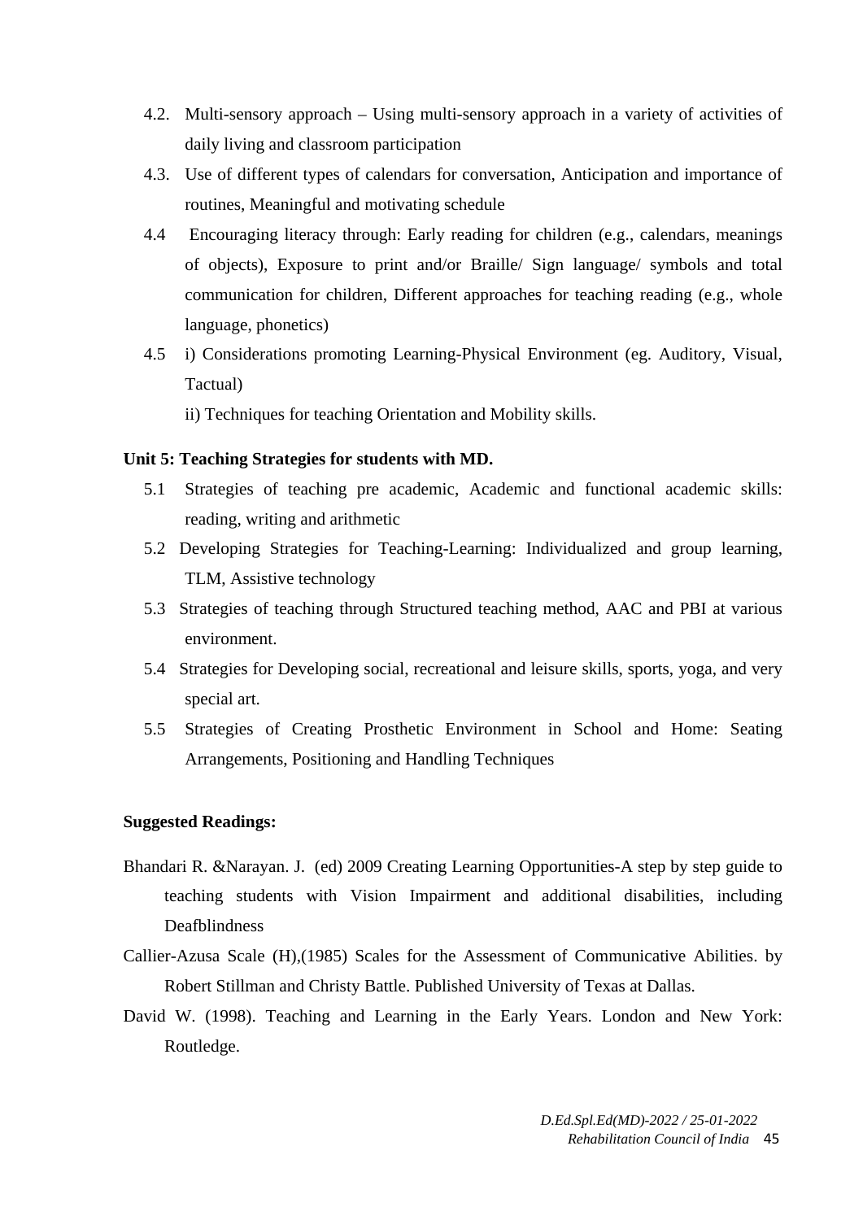4.2. Multi-sensory approach – Using multi-sensory approach in a variety of activities of daily living and classroom participation

4.3. Use of different types of calendars for conversation, Anticipation and importance of routines, Meaningful and motivating schedule

4.4 Encouraging literacy through: Early reading for children (e.g., calendars, meanings of objects), Exposure to print and/or Braille/ Sign language/ symbols and total communication for children, Different approaches for teaching reading (e.g., whole language, phonetics)

4.5 i) Considerations promoting Learning-Physical Environment (eg. Auditory, Visual, Tactual)

ii) Techniques for teaching Orientation and Mobility skills.

**Unit 5: Teaching Strategies for students with MD.**

5.1 Strategies of teaching pre academic, Academic and functional academic skills: reading, writing and arithmetic

5.2 Developing Strategies for Teaching-Learning: Individualized and group learning, TLM, Assistive technology

5.3 Strategies of teaching through Structured teaching method, AAC and PBI at various environment.

5.4 Strategies for Developing social, recreational and leisure skills, sports, yoga, and very special art.

5.5 Strategies of Creating Prosthetic Environment in School and Home: Seating Arrangements, Positioning and Handling Techniques

**Suggested Readings:**

Bhandari R. &Narayan. J. (ed) 2009 Creating Learning Opportunities-A step by step guide to teaching students with Vision Impairment and additional disabilities, including Deafblindness

Callier-Azusa Scale (H),(1985) Scales for the Assessment of Communicative Abilities. by Robert Stillman and Christy Battle. Published University of Texas at Dallas.

David W. (1998). Teaching and Learning in the Early Years. London and New York: Routledge.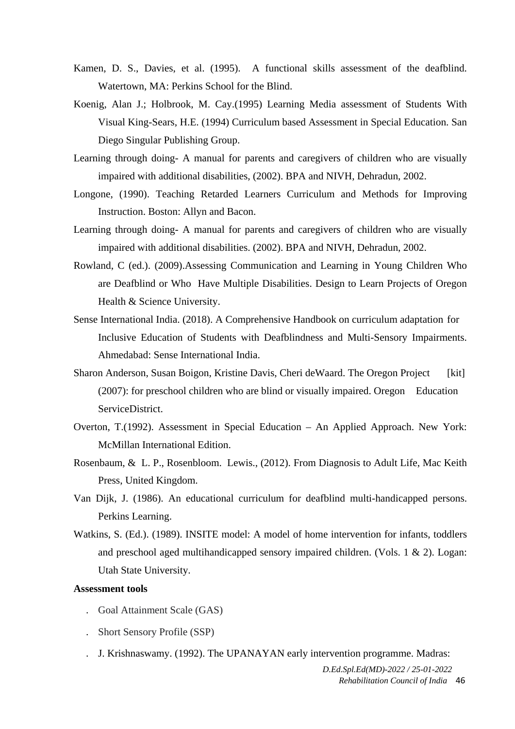Kamen, D. S., Davies, et al. (1995). A functional skills assessment of the deafblind. Watertown, MA: Perkins School for the Blind.

Koenig, Alan J.; Holbrook, M. Cay.(1995) Learning Media assessment of Students With Visual King-Sears, H.E. (1994) Curriculum based Assessment in Special Education. San Diego Singular Publishing Group.

Learning through doing- A manual for parents and caregivers of children who are visually impaired with additional disabilities, (2002). BPA and NIVH, Dehradun, 2002.

Longone, (1990). Teaching Retarded Learners Curriculum and Methods for Improving Instruction. Boston: Allyn and Bacon.

Learning through doing- A manual for parents and caregivers of children who are visually impaired with additional disabilities. (2002). BPA and NIVH, Dehradun, 2002.

Rowland, C (ed.). (2009).Assessing Communication and Learning in Young Children Who are Deafblind or Who Have Multiple Disabilities. Design to Learn Projects of Oregon Health & Science University.

Sense International India. (2018). A Comprehensive Handbook on curriculum adaptation for Inclusive Education of Students with Deafblindness and Multi-Sensory Impairments. Ahmedabad: Sense International India.

Sharon Anderson, Susan Boigon, Kristine Davis, Cheri deWaard. The Oregon Project [kit] (2007): for preschool children who are blind or visually impaired. Oregon Education ServiceDistrict.

Overton, T.(1992). Assessment in Special Education – An Applied Approach. New York: McMillan International Edition.

Rosenbaum, & L. P., Rosenbloom. Lewis., (2012). From Diagnosis to Adult Life, Mac Keith Press, United Kingdom.

Van Dijk, J. (1986). An educational curriculum for deafblind multi-handicapped persons. Perkins Learning.

Watkins, S. (Ed.). (1989). INSITE model: A model of home intervention for infants, toddlers and preschool aged multihandicapped sensory impaired children. (Vols. 1 & 2). Logan: Utah State University.

**Assessment tools**

- Goal Attainment Scale (GAS)
- Short Sensory Profile (SSP)
- J. Krishnaswamy. (1992). The UPANAYAN early intervention programme. Madras: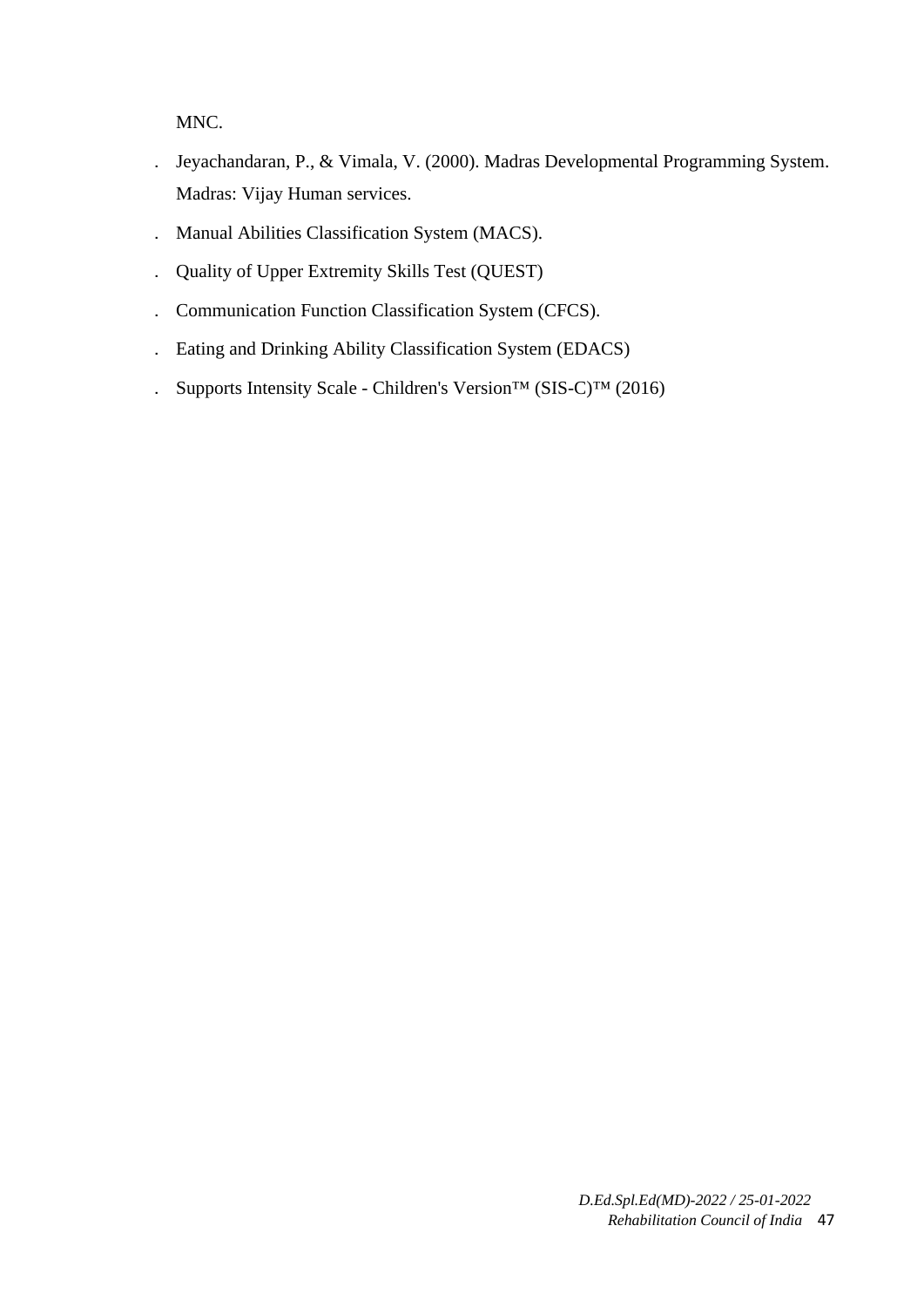MNC.

- Jeyachandaran, P., & Vimala, V. (2000). Madras Developmental Programming System. Madras: Vijay Human services.
- Manual Abilities Classification System (MACS).
- Quality of Upper Extremity Skills Test (QUEST)
- Communication Function Classification System (CFCS).
- Eating and Drinking Ability Classification System (EDACS)
- Supports Intensity Scale - Children's Version™ (SIS-C)™ (2016)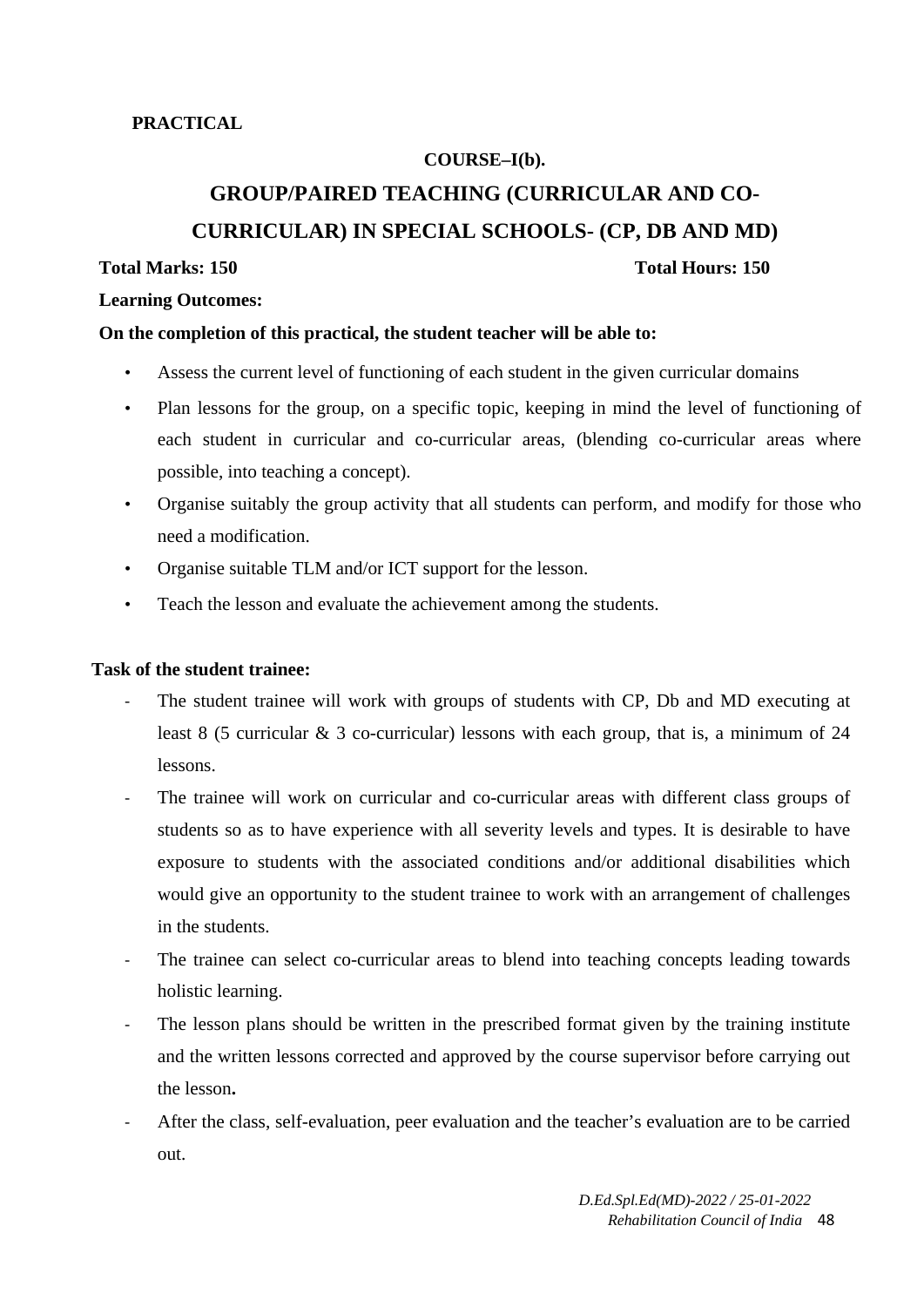**PRACTICAL**

**COURSE–I(b).**

## GROUP/PAIRED TEACHING (CURRICULAR AND CO-CURRICULAR) IN SPECIAL SCHOOLS- (CP, DB AND MD)

**Total Marks: 150** **Total Hours: 150**

**Learning Outcomes:**

**On the completion of this practical, the student teacher will be able to:**

- Assess the current level of functioning of each student in the given curricular domains
- Plan lessons for the group, on a specific topic, keeping in mind the level of functioning of each student in curricular and co-curricular areas, (blending co-curricular areas where possible, into teaching a concept).
- Organise suitably the group activity that all students can perform, and modify for those who need a modification.
- Organise suitable TLM and/or ICT support for the lesson.
- Teach the lesson and evaluate the achievement among the students.

**Task of the student trainee:**

- The student trainee will work with groups of students with CP, Db and MD executing at least 8 (5 curricular & 3 co-curricular) lessons with each group, that is, a minimum of 24 lessons.
- The trainee will work on curricular and co-curricular areas with different class groups of students so as to have experience with all severity levels and types. It is desirable to have exposure to students with the associated conditions and/or additional disabilities which would give an opportunity to the student trainee to work with an arrangement of challenges in the students.
- The trainee can select co-curricular areas to blend into teaching concepts leading towards holistic learning.
- The lesson plans should be written in the prescribed format given by the training institute and the written lessons corrected and approved by the course supervisor before carrying out the lesson**.**
- After the class, self-evaluation, peer evaluation and the teacher's evaluation are to be carried out.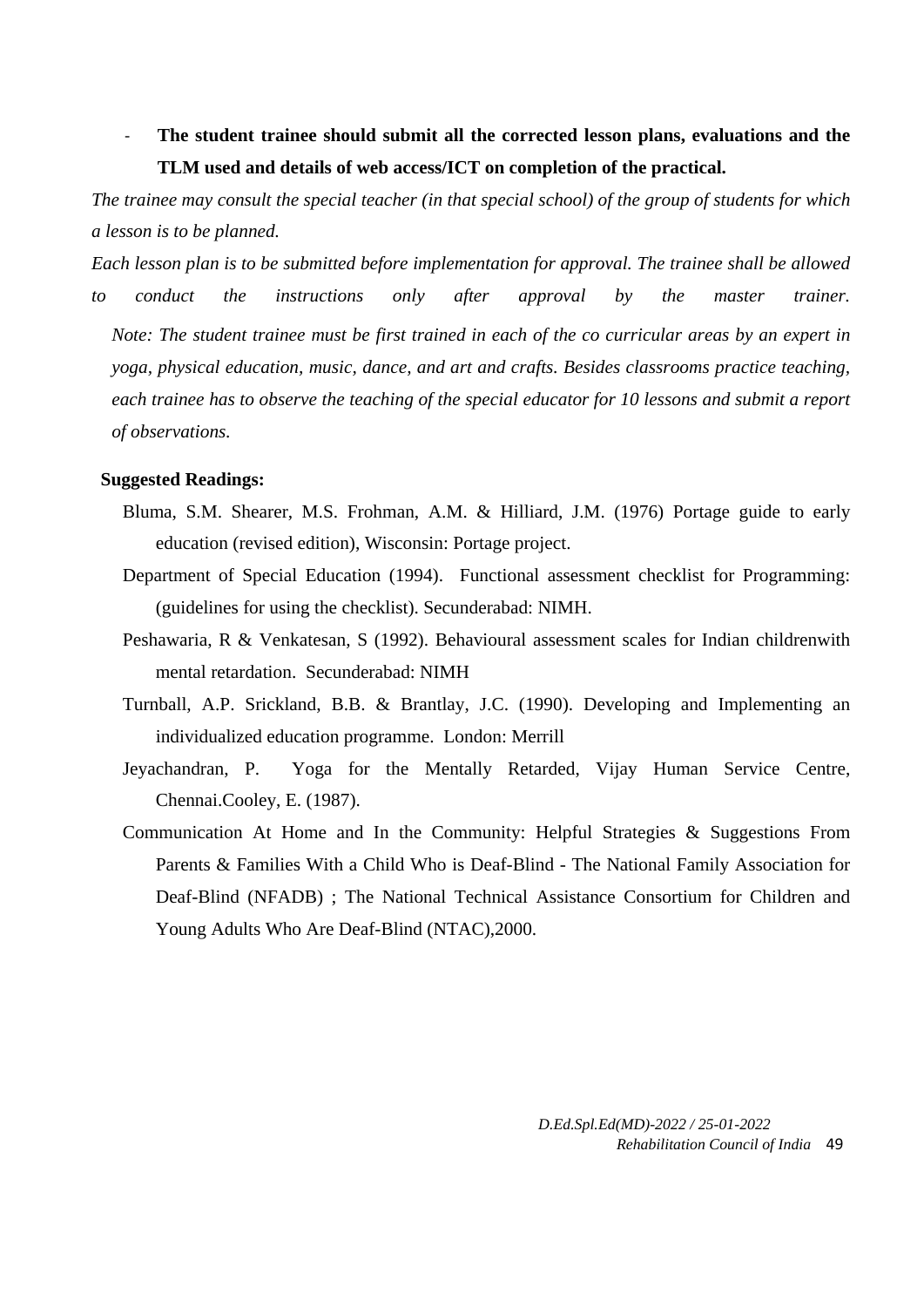- **The student trainee should submit all the corrected lesson plans, evaluations and the TLM used and details of web access/ICT on completion of the practical.**

*The trainee may consult the special teacher (in that special school) of the group of students for which a lesson is to be planned.*

*Each lesson plan is to be submitted before implementation for approval. The trainee shall be allowed to conduct the instructions only after approval by the master trainer.*

*Note: The student trainee must be first trained in each of the co curricular areas by an expert in yoga, physical education, music, dance, and art and crafts. Besides classrooms practice teaching, each trainee has to observe the teaching of the special educator for 10 lessons and submit a report of observations.*

**Suggested Readings:**

Bluma, S.M. Shearer, M.S. Frohman, A.M. & Hilliard, J.M. (1976) Portage guide to early education (revised edition), Wisconsin: Portage project.

Department of Special Education (1994). Functional assessment checklist for Programming: (guidelines for using the checklist). Secunderabad: NIMH.

Peshawaria, R & Venkatesan, S (1992). Behavioural assessment scales for Indian childrenwith mental retardation. Secunderabad: NIMH

Turnball, A.P. Srickland, B.B. & Brantlay, J.C. (1990). Developing and Implementing an individualized education programme. London: Merrill

Jeyachandran, P. Yoga for the Mentally Retarded, Vijay Human Service Centre, Chennai.Cooley, E. (1987).

Communication At Home and In the Community: Helpful Strategies & Suggestions From Parents & Families With a Child Who is Deaf-Blind - The National Family Association for Deaf-Blind (NFADB) ; The National Technical Assistance Consortium for Children and Young Adults Who Are Deaf-Blind (NTAC),2000.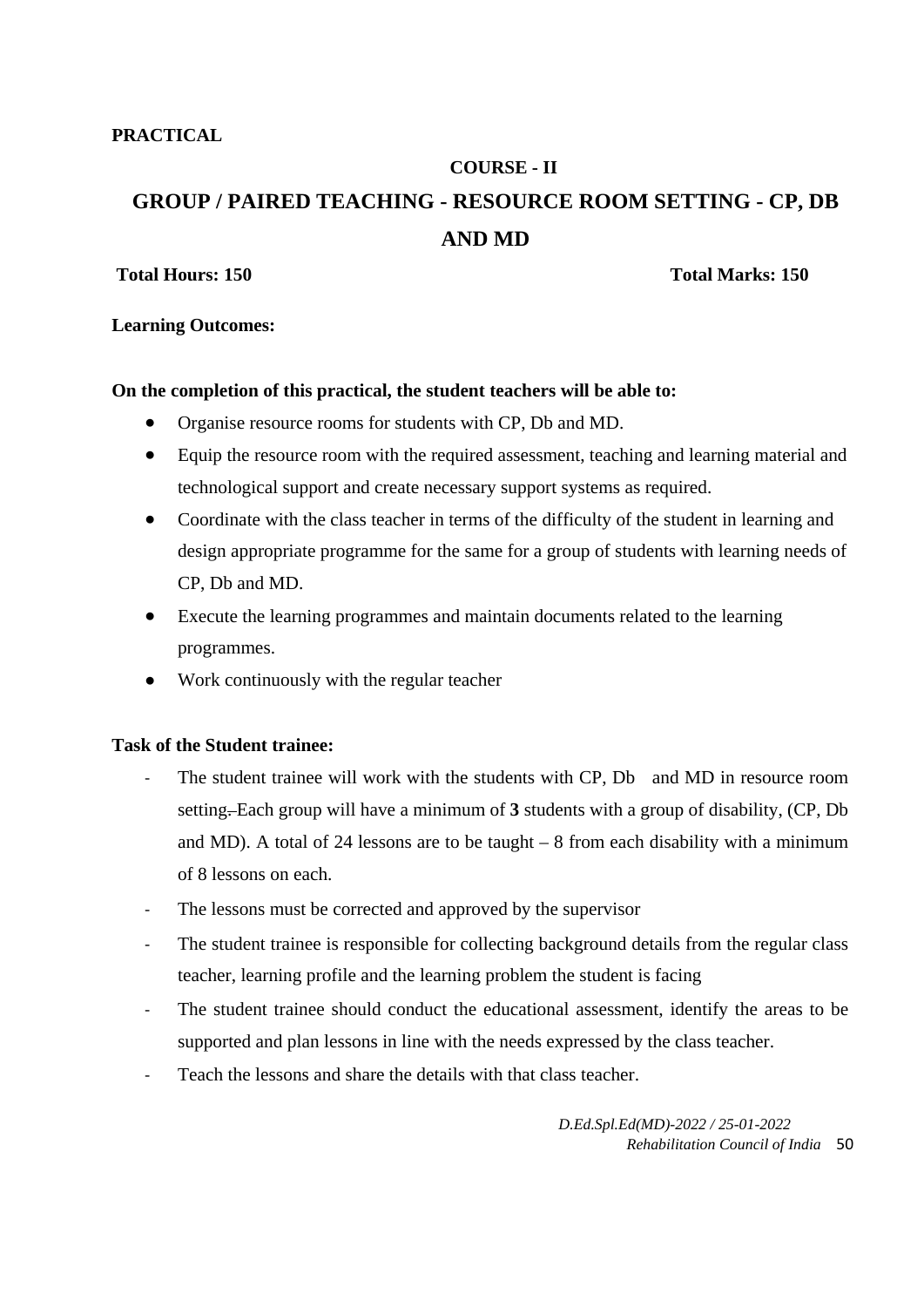**PRACTICAL**

**COURSE - II**

## GROUP / PAIRED TEACHING - RESOURCE ROOM SETTING - CP, DB AND MD

**Total Hours: 150** **Total Marks: 150**

**Learning Outcomes:**

**On the completion of this practical, the student teachers will be able to:**

- Organise resource rooms for students with CP, Db and MD.
- Equip the resource room with the required assessment, teaching and learning material and technological support and create necessary support systems as required.
- Coordinate with the class teacher in terms of the difficulty of the student in learning and design appropriate programme for the same for a group of students with learning needs of CP, Db and MD.
- Execute the learning programmes and maintain documents related to the learning programmes.
- Work continuously with the regular teacher

**Task of the Student trainee:**

- The student trainee will work with the students with CP, Db and MD in resource room setting. Each group will have a minimum of **3** students with a group of disability, (CP, Db and MD). A total of 24 lessons are to be taught – 8 from each disability with a minimum of 8 lessons on each.
- The lessons must be corrected and approved by the supervisor
- The student trainee is responsible for collecting background details from the regular class teacher, learning profile and the learning problem the student is facing
- The student trainee should conduct the educational assessment, identify the areas to be supported and plan lessons in line with the needs expressed by the class teacher.
- Teach the lessons and share the details with that class teacher.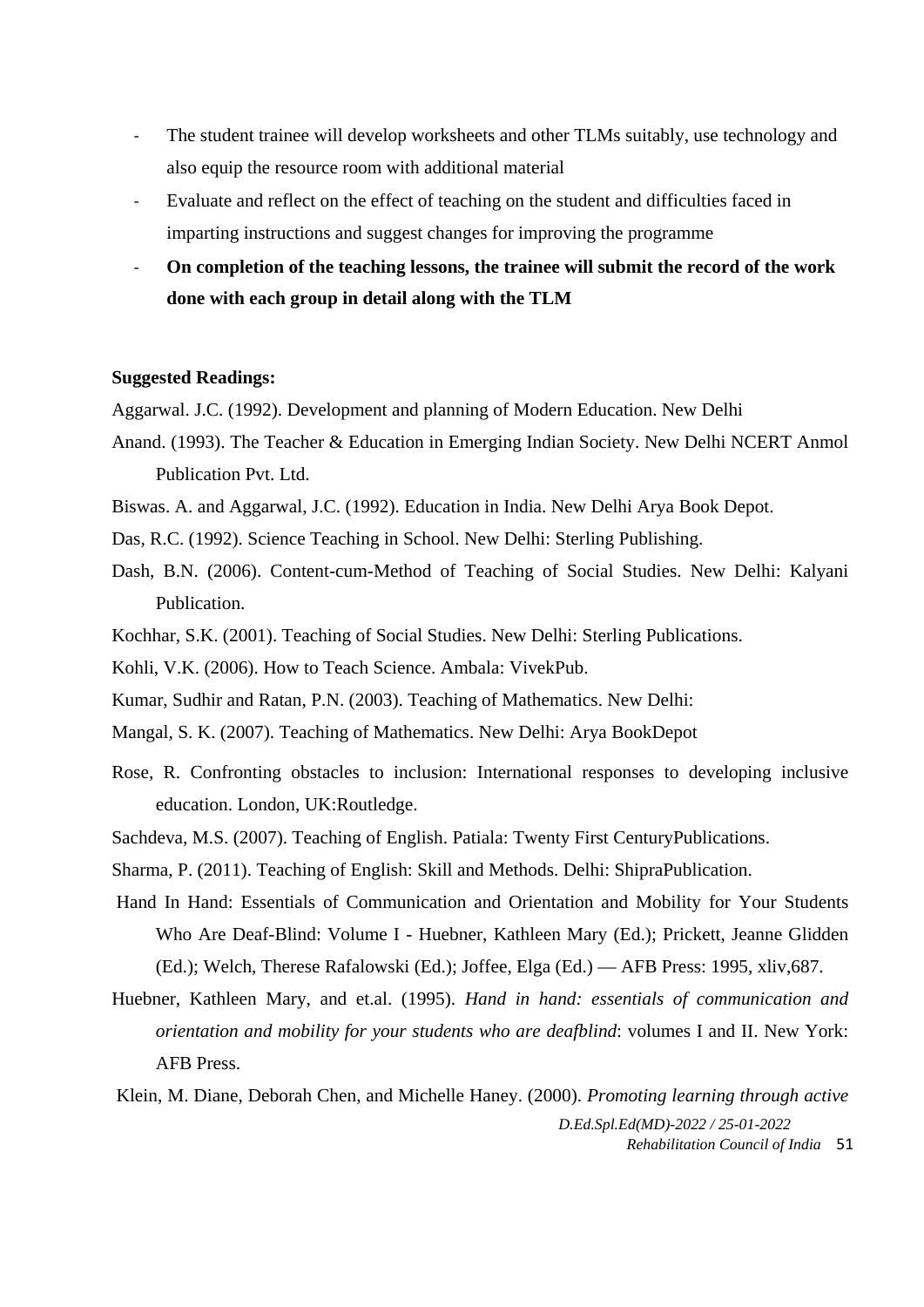- The student trainee will develop worksheets and other TLMs suitably, use technology and also equip the resource room with additional material
- Evaluate and reflect on the effect of teaching on the student and difficulties faced in imparting instructions and suggest changes for improving the programme
- **On completion of the teaching lessons, the trainee will submit the record of the work done with each group in detail along with the TLM**

**Suggested Readings:**

Aggarwal. J.C. (1992). Development and planning of Modern Education. New Delhi

Anand. (1993). The Teacher & Education in Emerging Indian Society. New Delhi NCERT Anmol Publication Pvt. Ltd.

Biswas. A. and Aggarwal, J.C. (1992). Education in India. New Delhi Arya Book Depot.

Das, R.C. (1992). Science Teaching in School. New Delhi: Sterling Publishing.

Dash, B.N. (2006). Content-cum-Method of Teaching of Social Studies. New Delhi: Kalyani Publication.

Kochhar, S.K. (2001). Teaching of Social Studies. New Delhi: Sterling Publications.

Kohli, V.K. (2006). How to Teach Science. Ambala: VivekPub.

Kumar, Sudhir and Ratan, P.N. (2003). Teaching of Mathematics. New Delhi:

Mangal, S. K. (2007). Teaching of Mathematics. New Delhi: Arya BookDepot

Rose, R. Confronting obstacles to inclusion: International responses to developing inclusive education. London, UK:Routledge.

Sachdeva, M.S. (2007). Teaching of English. Patiala: Twenty First CenturyPublications.

Sharma, P. (2011). Teaching of English: Skill and Methods. Delhi: ShipraPublication.

Hand In Hand: Essentials of Communication and Orientation and Mobility for Your Students Who Are Deaf-Blind: Volume I - Huebner, Kathleen Mary (Ed.); Prickett, Jeanne Glidden (Ed.); Welch, Therese Rafalowski (Ed.); Joffee, Elga (Ed.) — AFB Press: 1995, xliv,687.

Huebner, Kathleen Mary, and et.al. (1995). *Hand in hand: essentials of communication and orientation and mobility for your students who are deafblind*: volumes I and II. New York: AFB Press.

Klein, M. Diane, Deborah Chen, and Michelle Haney. (2000). *Promoting learning through active*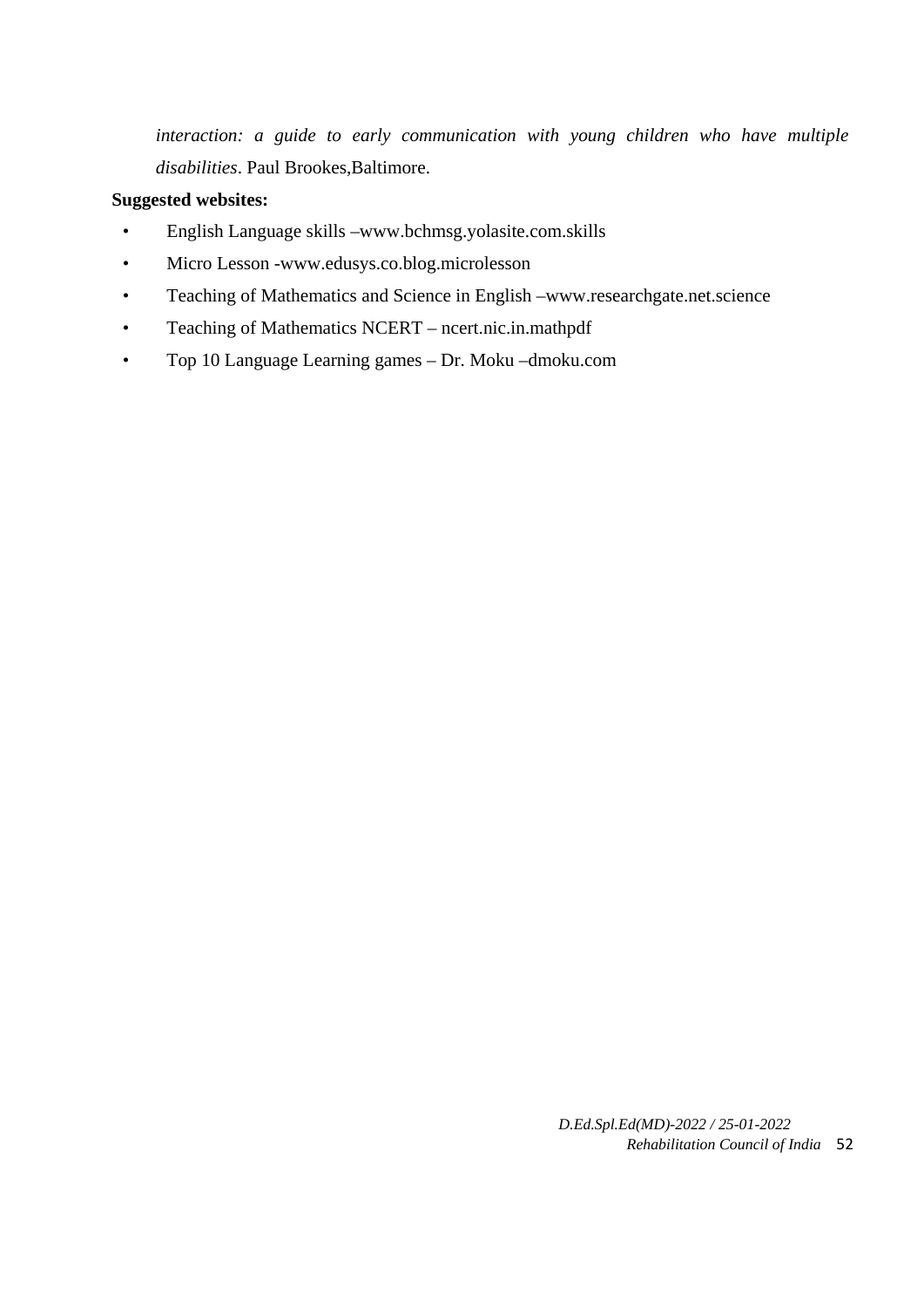*interaction: a guide to early communication with young children who have multiple disabilities*. Paul Brookes,Baltimore.

**Suggested websites:**

- English Language skills –www.bchmsg.yolasite.com.skills
- Micro Lesson -www.edusys.co.blog.microlesson
- Teaching of Mathematics and Science in English –www.researchgate.net.science
- Teaching of Mathematics NCERT – ncert.nic.in.mathpdf
- Top 10 Language Learning games – Dr. Moku –dmoku.com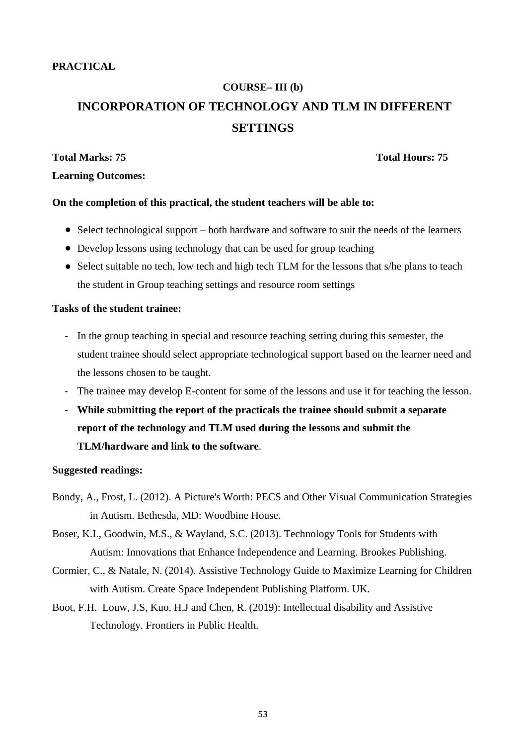**PRACTICAL**

**COURSE– III (b)**

## INCORPORATION OF TECHNOLOGY AND TLM IN DIFFERENT SETTINGS

**Total Marks: 75** **Total Hours: 75**

**Learning Outcomes:**

**On the completion of this practical, the student teachers will be able to:**

- Select technological support – both hardware and software to suit the needs of the learners
- Develop lessons using technology that can be used for group teaching
- Select suitable no tech, low tech and high tech TLM for the lessons that s/he plans to teach the student in Group teaching settings and resource room settings

**Tasks of the student trainee:**

- In the group teaching in special and resource teaching setting during this semester, the student trainee should select appropriate technological support based on the learner need and the lessons chosen to be taught.
- The trainee may develop E-content for some of the lessons and use it for teaching the lesson.
- **While submitting the report of the practicals the trainee should submit a separate report of the technology and TLM used during the lessons and submit the TLM/hardware and link to the software**.

**Suggested readings:**

Bondy, A., Frost, L. (2012). A Picture's Worth: PECS and Other Visual Communication Strategies in Autism. Bethesda, MD: Woodbine House.

Boser, K.I., Goodwin, M.S., & Wayland, S.C. (2013). Technology Tools for Students with Autism: Innovations that Enhance Independence and Learning. Brookes Publishing.

Cormier, C., & Natale, N. (2014). Assistive Technology Guide to Maximize Learning for Children with Autism. Create Space Independent Publishing Platform. UK.

Boot, F.H. Louw, J.S, Kuo, H.J and Chen, R. (2019): Intellectual disability and Assistive Technology. Frontiers in Public Health.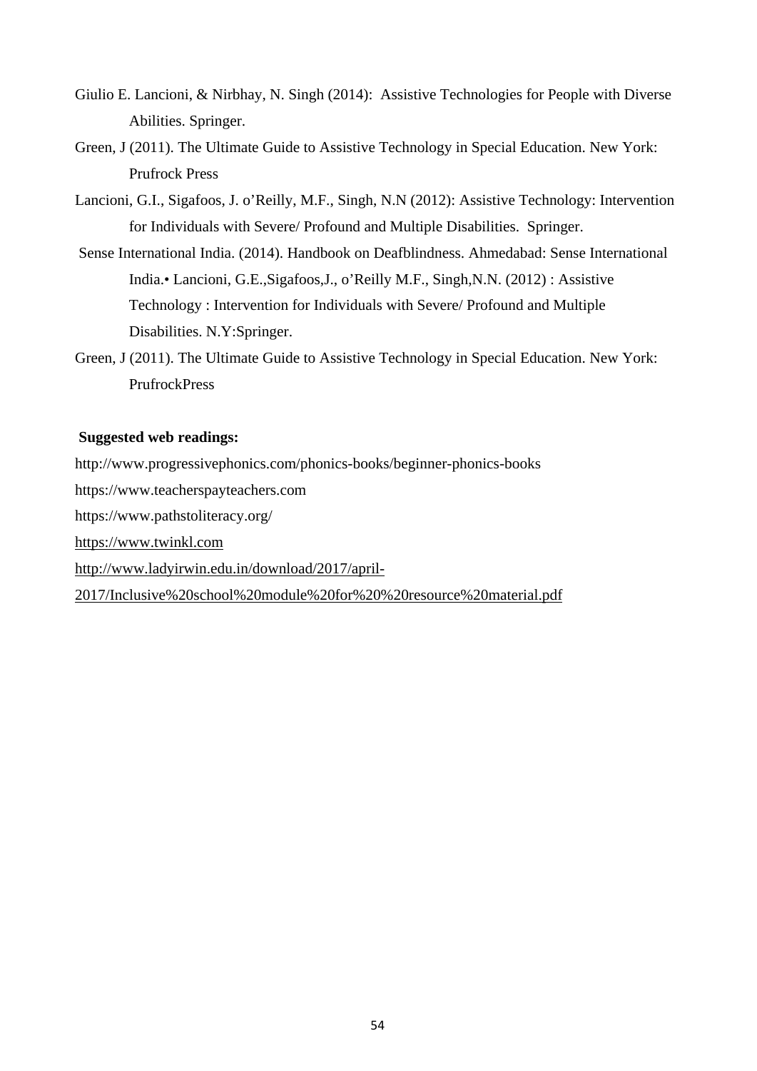Giulio E. Lancioni, & Nirbhay, N. Singh (2014): Assistive Technologies for People with Diverse Abilities. Springer.

Green, J (2011). The Ultimate Guide to Assistive Technology in Special Education. New York: Prufrock Press

Lancioni, G.I., Sigafoos, J. o'Reilly, M.F., Singh, N.N (2012): Assistive Technology: Intervention for Individuals with Severe/ Profound and Multiple Disabilities. Springer.

Sense International India. (2014). Handbook on Deafblindness. Ahmedabad: Sense International India.• Lancioni, G.E.,Sigafoos,J., o'Reilly M.F., Singh,N.N. (2012) : Assistive Technology : Intervention for Individuals with Severe/ Profound and Multiple Disabilities. N.Y:Springer.

Green, J (2011). The Ultimate Guide to Assistive Technology in Special Education. New York: PrufrockPress

**Suggested web readings:**

http://www.progressivephonics.com/phonics-books/beginner-phonics-books

https://www.teacherspayteachers.com

https://www.pathstoliteracy.org/

https://www.twinkl.com

http://www.ladyirwin.edu.in/download/2017/april-2017/Inclusive%20school%20module%20for%20%20resource%20material.pdf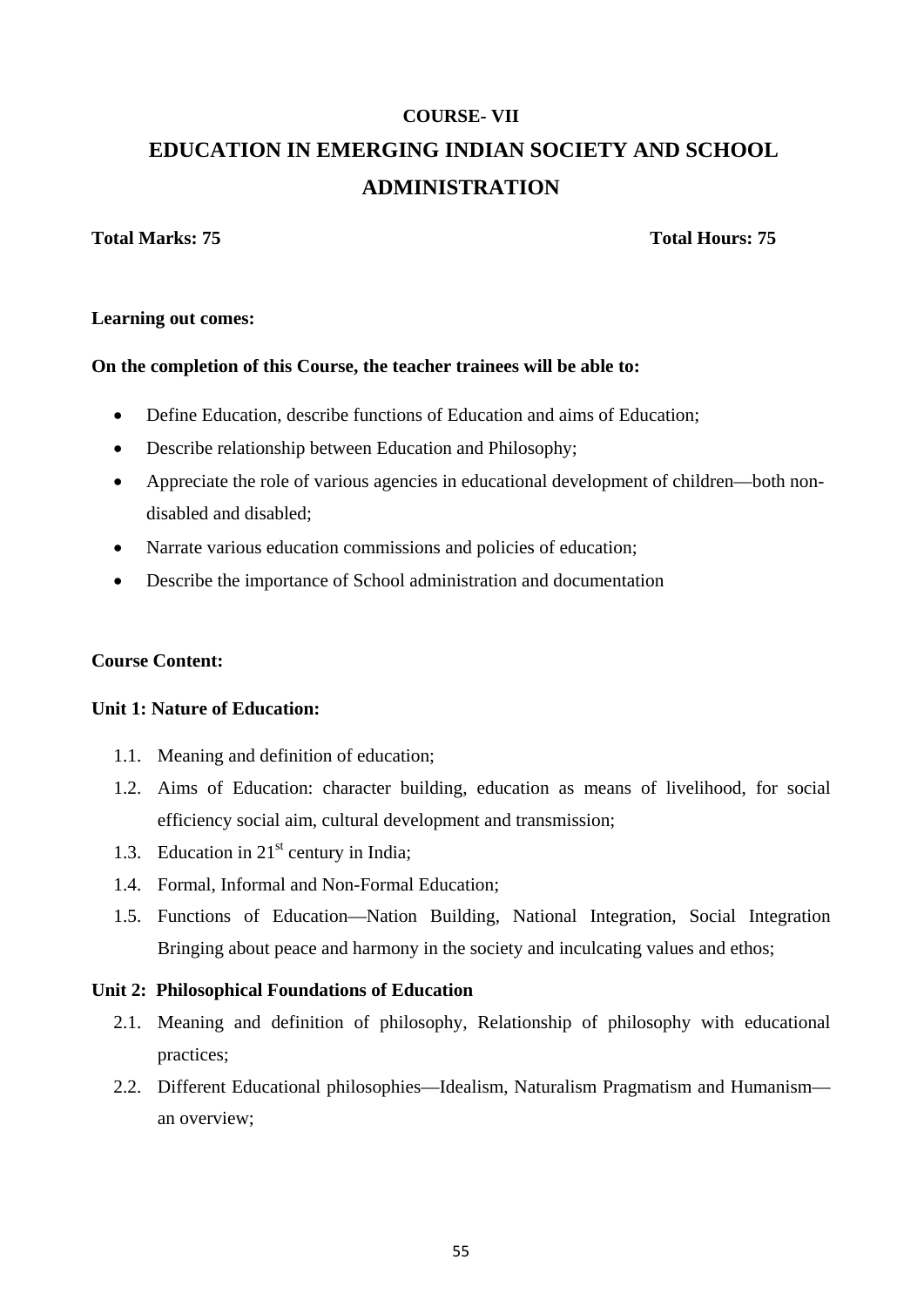**COURSE- VII**

# EDUCATION IN EMERGING INDIAN SOCIETY AND SCHOOL ADMINISTRATION

**Total Marks: 75** **Total Hours: 75**

**Learning out comes:**

**On the completion of this Course, the teacher trainees will be able to:**

- Define Education, describe functions of Education and aims of Education;
- Describe relationship between Education and Philosophy;
- Appreciate the role of various agencies in educational development of children—both non-disabled and disabled;
- Narrate various education commissions and policies of education;
- Describe the importance of School administration and documentation

**Course Content:**

**Unit 1: Nature of Education:**

1.1. Meaning and definition of education;
1.2. Aims of Education: character building, education as means of livelihood, for social efficiency social aim, cultural development and transmission;
1.3. Education in 21st century in India;
1.4. Formal, Informal and Non-Formal Education;
1.5. Functions of Education—Nation Building, National Integration, Social Integration Bringing about peace and harmony in the society and inculcating values and ethos;

**Unit 2: Philosophical Foundations of Education**

2.1. Meaning and definition of philosophy, Relationship of philosophy with educational practices;
2.2. Different Educational philosophies—Idealism, Naturalism Pragmatism and Humanism—an overview;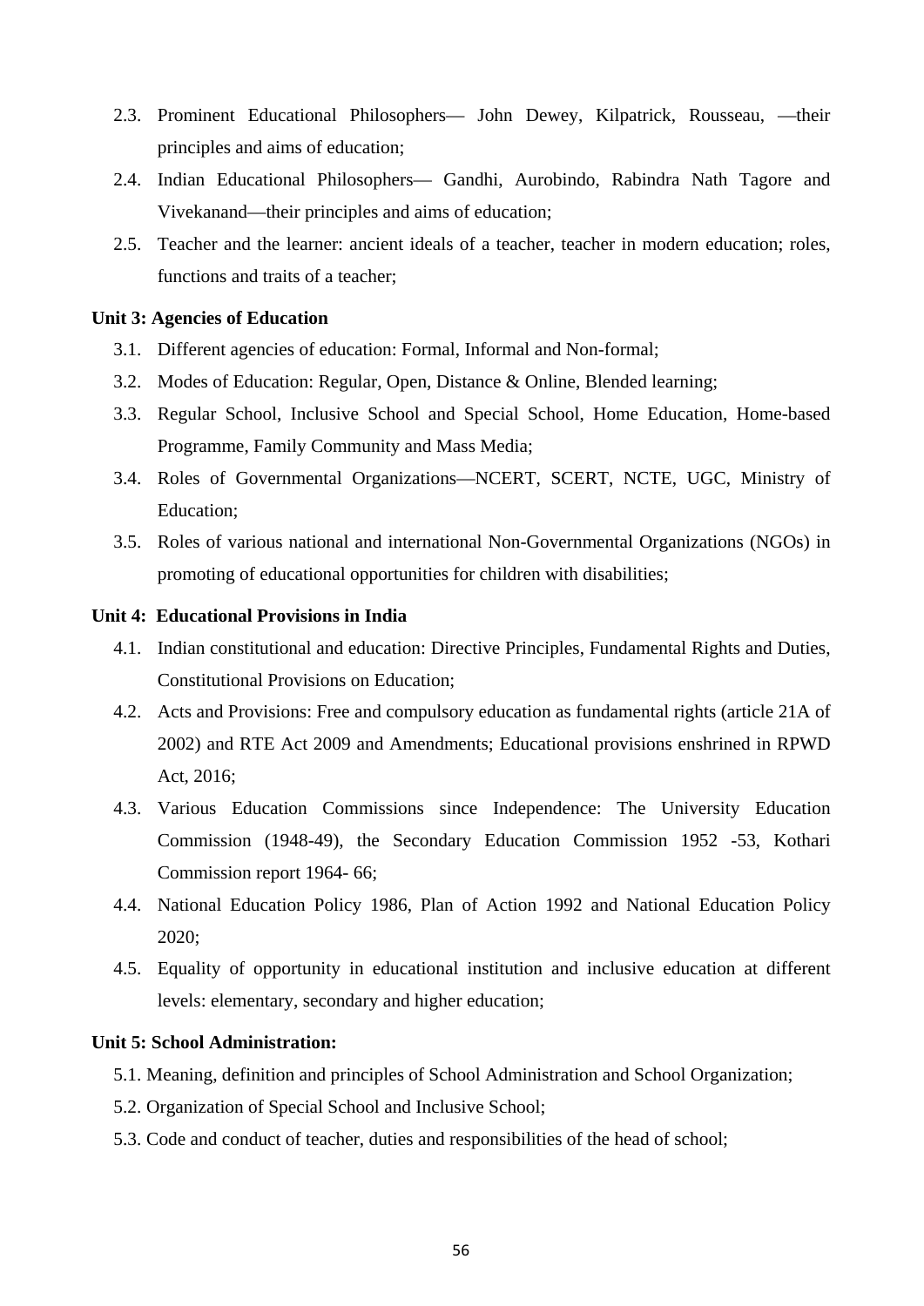2.3. Prominent Educational Philosophers— John Dewey, Kilpatrick, Rousseau, —their principles and aims of education;

2.4. Indian Educational Philosophers— Gandhi, Aurobindo, Rabindra Nath Tagore and Vivekanand—their principles and aims of education;

2.5. Teacher and the learner: ancient ideals of a teacher, teacher in modern education; roles, functions and traits of a teacher;

**Unit 3: Agencies of Education**

3.1. Different agencies of education: Formal, Informal and Non-formal;

3.2. Modes of Education: Regular, Open, Distance & Online, Blended learning;

3.3. Regular School, Inclusive School and Special School, Home Education, Home-based Programme, Family Community and Mass Media;

3.4. Roles of Governmental Organizations—NCERT, SCERT, NCTE, UGC, Ministry of Education;

3.5. Roles of various national and international Non-Governmental Organizations (NGOs) in promoting of educational opportunities for children with disabilities;

**Unit 4: Educational Provisions in India**

4.1. Indian constitutional and education: Directive Principles, Fundamental Rights and Duties, Constitutional Provisions on Education;

4.2. Acts and Provisions: Free and compulsory education as fundamental rights (article 21A of 2002) and RTE Act 2009 and Amendments; Educational provisions enshrined in RPWD Act, 2016;

4.3. Various Education Commissions since Independence: The University Education Commission (1948-49), the Secondary Education Commission 1952 -53, Kothari Commission report 1964- 66;

4.4. National Education Policy 1986, Plan of Action 1992 and National Education Policy 2020;

4.5. Equality of opportunity in educational institution and inclusive education at different levels: elementary, secondary and higher education;

**Unit 5: School Administration:**

5.1. Meaning, definition and principles of School Administration and School Organization;

5.2. Organization of Special School and Inclusive School;

5.3. Code and conduct of teacher, duties and responsibilities of the head of school;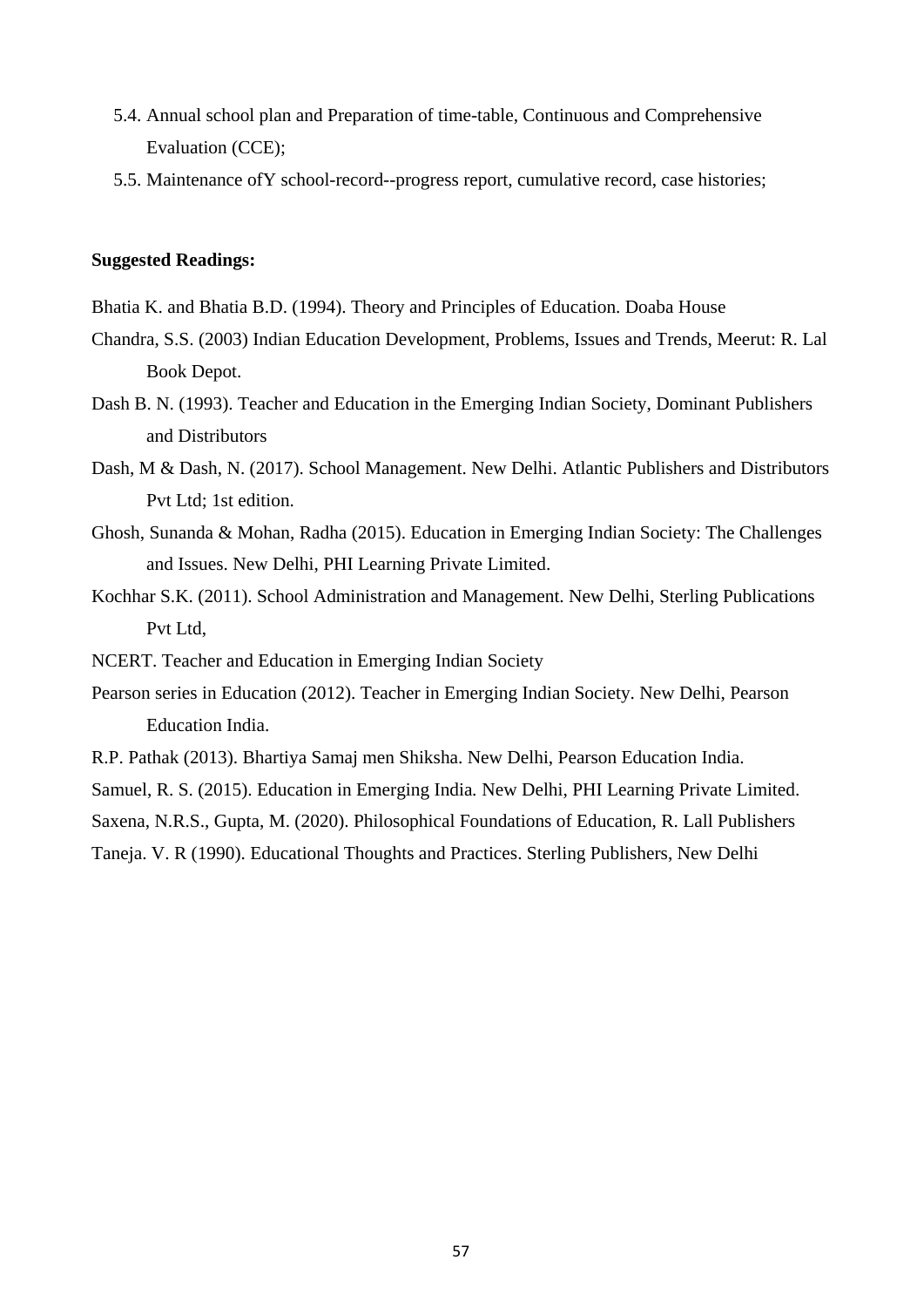5.4. Annual school plan and Preparation of time-table, Continuous and Comprehensive Evaluation (CCE);

5.5. Maintenance ofY school-record--progress report, cumulative record, case histories;

**Suggested Readings:**

Bhatia K. and Bhatia B.D. (1994). Theory and Principles of Education. Doaba House

Chandra, S.S. (2003) Indian Education Development, Problems, Issues and Trends, Meerut: R. Lal Book Depot.

Dash B. N. (1993). Teacher and Education in the Emerging Indian Society, Dominant Publishers and Distributors

Dash, M & Dash, N. (2017). School Management. New Delhi. Atlantic Publishers and Distributors Pvt Ltd; 1st edition.

Ghosh, Sunanda & Mohan, Radha (2015). Education in Emerging Indian Society: The Challenges and Issues. New Delhi, PHI Learning Private Limited.

Kochhar S.K. (2011). School Administration and Management. New Delhi, Sterling Publications Pvt Ltd,

NCERT. Teacher and Education in Emerging Indian Society

Pearson series in Education (2012). Teacher in Emerging Indian Society. New Delhi, Pearson Education India.

R.P. Pathak (2013). Bhartiya Samaj men Shiksha. New Delhi, Pearson Education India.

Samuel, R. S. (2015). Education in Emerging India. New Delhi, PHI Learning Private Limited.

Saxena, N.R.S., Gupta, M. (2020). Philosophical Foundations of Education, R. Lall Publishers

Taneja. V. R (1990). Educational Thoughts and Practices. Sterling Publishers, New Delhi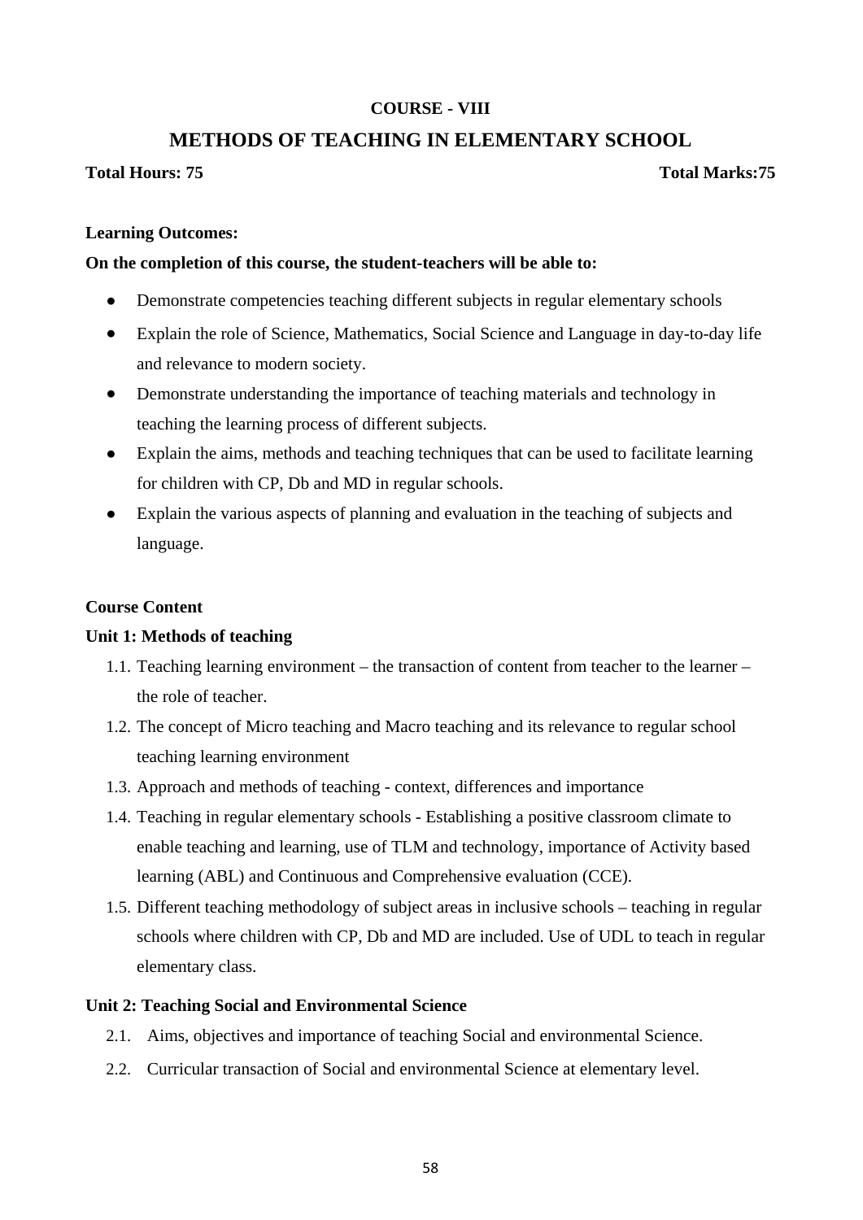## COURSE - VIII

# METHODS OF TEACHING IN ELEMENTARY SCHOOL

**Total Hours: 75** **Total Marks:75**

**Learning Outcomes:**

**On the completion of this course, the student-teachers will be able to:**

- Demonstrate competencies teaching different subjects in regular elementary schools
- Explain the role of Science, Mathematics, Social Science and Language in day-to-day life and relevance to modern society.
- Demonstrate understanding the importance of teaching materials and technology in teaching the learning process of different subjects.
- Explain the aims, methods and teaching techniques that can be used to facilitate learning for children with CP, Db and MD in regular schools.
- Explain the various aspects of planning and evaluation in the teaching of subjects and language.

**Course Content**

**Unit 1: Methods of teaching**

1.1. Teaching learning environment – the transaction of content from teacher to the learner – the role of teacher.
1.2. The concept of Micro teaching and Macro teaching and its relevance to regular school teaching learning environment
1.3. Approach and methods of teaching - context, differences and importance
1.4. Teaching in regular elementary schools - Establishing a positive classroom climate to enable teaching and learning, use of TLM and technology, importance of Activity based learning (ABL) and Continuous and Comprehensive evaluation (CCE).
1.5. Different teaching methodology of subject areas in inclusive schools – teaching in regular schools where children with CP, Db and MD are included. Use of UDL to teach in regular elementary class.

**Unit 2: Teaching Social and Environmental Science**

2.1. Aims, objectives and importance of teaching Social and environmental Science.
2.2. Curricular transaction of Social and environmental Science at elementary level.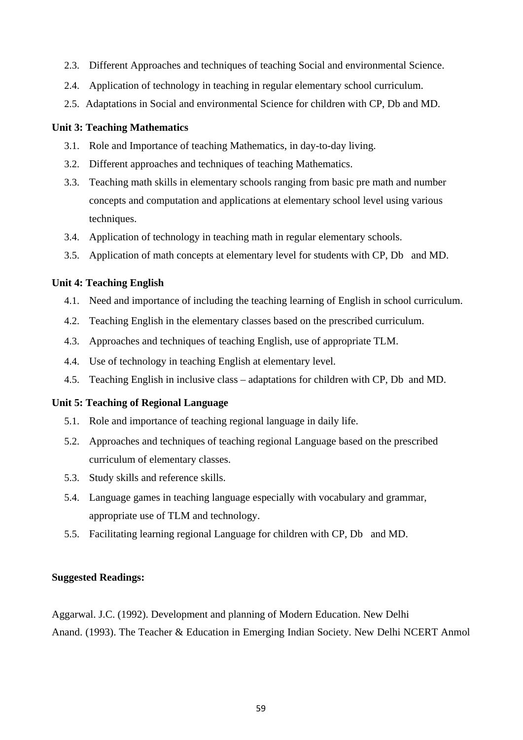2.3. Different Approaches and techniques of teaching Social and environmental Science.

2.4. Application of technology in teaching in regular elementary school curriculum.

2.5. Adaptations in Social and environmental Science for children with CP, Db and MD.

**Unit 3: Teaching Mathematics**

3.1. Role and Importance of teaching Mathematics, in day-to-day living.

3.2. Different approaches and techniques of teaching Mathematics.

3.3. Teaching math skills in elementary schools ranging from basic pre math and number concepts and computation and applications at elementary school level using various techniques.

3.4. Application of technology in teaching math in regular elementary schools.

3.5. Application of math concepts at elementary level for students with CP, Db and MD.

**Unit 4: Teaching English**

4.1. Need and importance of including the teaching learning of English in school curriculum.

4.2. Teaching English in the elementary classes based on the prescribed curriculum.

4.3. Approaches and techniques of teaching English, use of appropriate TLM.

4.4. Use of technology in teaching English at elementary level.

4.5. Teaching English in inclusive class – adaptations for children with CP, Db and MD.

**Unit 5: Teaching of Regional Language**

5.1. Role and importance of teaching regional language in daily life.

5.2. Approaches and techniques of teaching regional Language based on the prescribed curriculum of elementary classes.

5.3. Study skills and reference skills.

5.4. Language games in teaching language especially with vocabulary and grammar, appropriate use of TLM and technology.

5.5. Facilitating learning regional Language for children with CP, Db and MD.

**Suggested Readings:**

Aggarwal. J.C. (1992). Development and planning of Modern Education. New Delhi

Anand. (1993). The Teacher & Education in Emerging Indian Society. New Delhi NCERT Anmol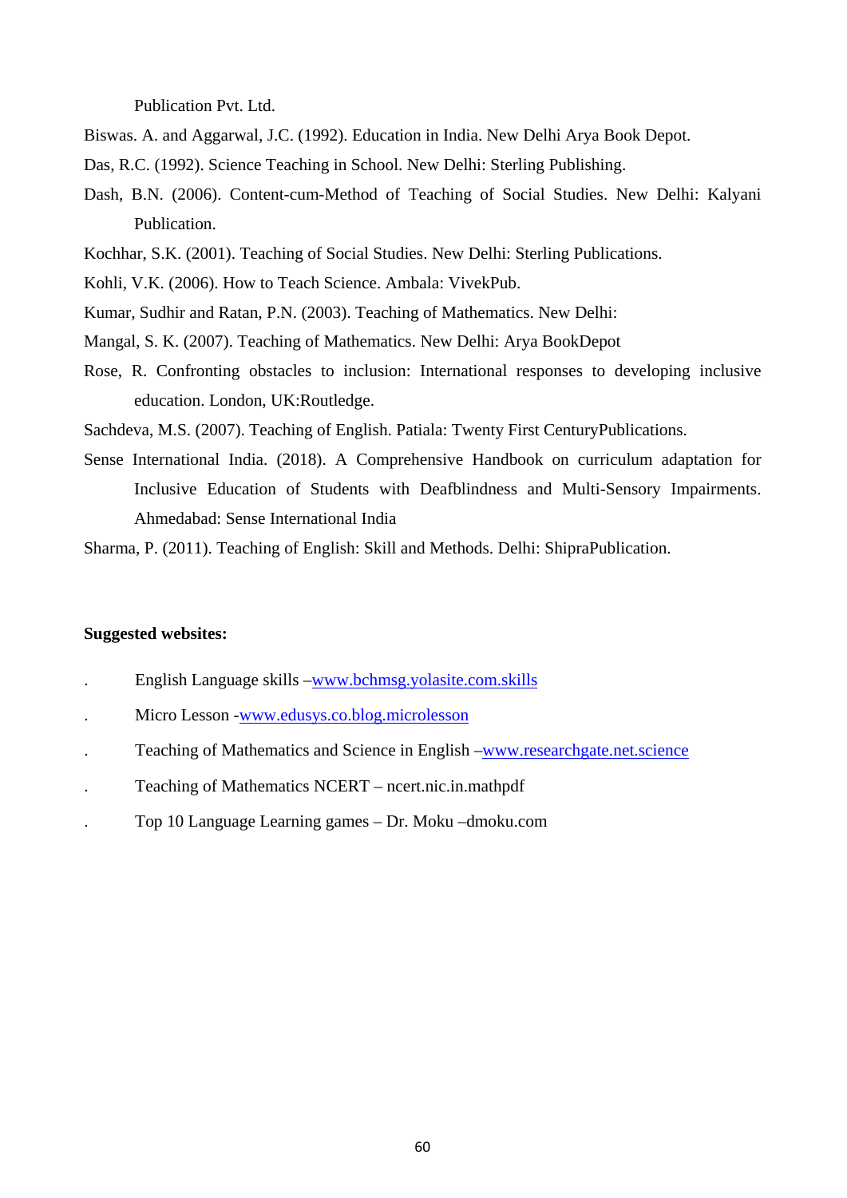Publication Pvt. Ltd.

Biswas. A. and Aggarwal, J.C. (1992). Education in India. New Delhi Arya Book Depot.

Das, R.C. (1992). Science Teaching in School. New Delhi: Sterling Publishing.

Dash, B.N. (2006). Content-cum-Method of Teaching of Social Studies. New Delhi: Kalyani Publication.

Kochhar, S.K. (2001). Teaching of Social Studies. New Delhi: Sterling Publications.

Kohli, V.K. (2006). How to Teach Science. Ambala: VivekPub.

Kumar, Sudhir and Ratan, P.N. (2003). Teaching of Mathematics. New Delhi:

Mangal, S. K. (2007). Teaching of Mathematics. New Delhi: Arya BookDepot

Rose, R. Confronting obstacles to inclusion: International responses to developing inclusive education. London, UK:Routledge.

Sachdeva, M.S. (2007). Teaching of English. Patiala: Twenty First CenturyPublications.

Sense International India. (2018). A Comprehensive Handbook on curriculum adaptation for Inclusive Education of Students with Deafblindness and Multi-Sensory Impairments. Ahmedabad: Sense International India

Sharma, P. (2011). Teaching of English: Skill and Methods. Delhi: ShipraPublication.

**Suggested websites:**

- English Language skills –www.bchmsg.yolasite.com.skills
- Micro Lesson -www.edusys.co.blog.microlesson
- Teaching of Mathematics and Science in English –www.researchgate.net.science
- Teaching of Mathematics NCERT – ncert.nic.in.mathpdf
- Top 10 Language Learning games – Dr. Moku –dmoku.com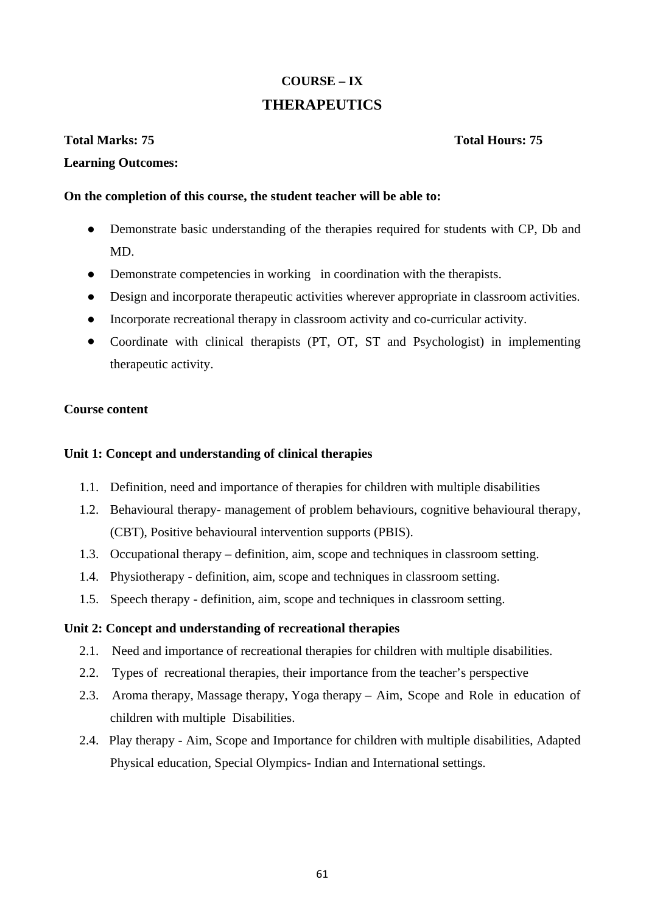# COURSE – IX

# THERAPEUTICS

**Total Marks: 75** **Total Hours: 75**

**Learning Outcomes:**

**On the completion of this course, the student teacher will be able to:**

- Demonstrate basic understanding of the therapies required for students with CP, Db and MD.
- Demonstrate competencies in working in coordination with the therapists.
- Design and incorporate therapeutic activities wherever appropriate in classroom activities.
- Incorporate recreational therapy in classroom activity and co-curricular activity.
- Coordinate with clinical therapists (PT, OT, ST and Psychologist) in implementing therapeutic activity.

**Course content**

**Unit 1: Concept and understanding of clinical therapies**

1.1. Definition, need and importance of therapies for children with multiple disabilities
1.2. Behavioural therapy- management of problem behaviours, cognitive behavioural therapy, (CBT), Positive behavioural intervention supports (PBIS).
1.3. Occupational therapy – definition, aim, scope and techniques in classroom setting.
1.4. Physiotherapy - definition, aim, scope and techniques in classroom setting.
1.5. Speech therapy - definition, aim, scope and techniques in classroom setting.

**Unit 2: Concept and understanding of recreational therapies**

2.1. Need and importance of recreational therapies for children with multiple disabilities.
2.2. Types of recreational therapies, their importance from the teacher's perspective
2.3. Aroma therapy, Massage therapy, Yoga therapy – Aim, Scope and Role in education of children with multiple Disabilities.
2.4. Play therapy - Aim, Scope and Importance for children with multiple disabilities, Adapted Physical education, Special Olympics- Indian and International settings.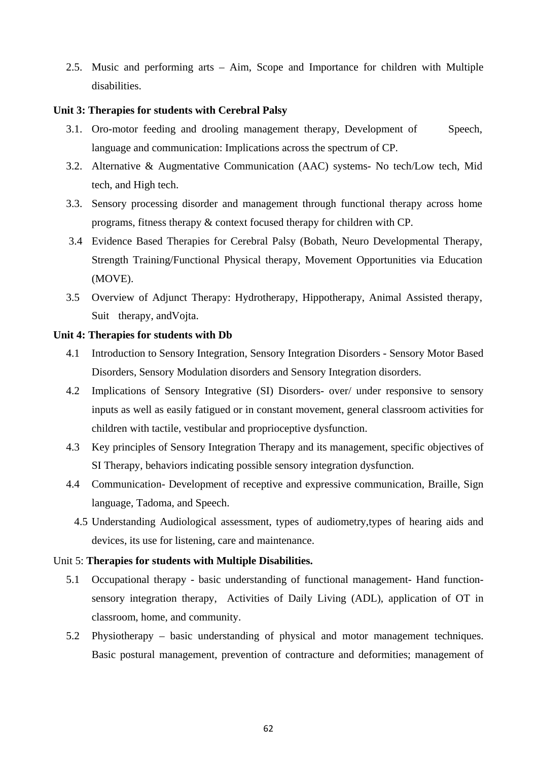2.5. Music and performing arts – Aim, Scope and Importance for children with Multiple disabilities.

**Unit 3: Therapies for students with Cerebral Palsy**

3.1. Oro-motor feeding and drooling management therapy, Development of Speech, language and communication: Implications across the spectrum of CP.

3.2. Alternative & Augmentative Communication (AAC) systems- No tech/Low tech, Mid tech, and High tech.

3.3. Sensory processing disorder and management through functional therapy across home programs, fitness therapy & context focused therapy for children with CP.

3.4 Evidence Based Therapies for Cerebral Palsy (Bobath, Neuro Developmental Therapy, Strength Training/Functional Physical therapy, Movement Opportunities via Education (MOVE).

3.5 Overview of Adjunct Therapy: Hydrotherapy, Hippotherapy, Animal Assisted therapy, Suit therapy, andVojta.

**Unit 4: Therapies for students with Db**

4.1 Introduction to Sensory Integration, Sensory Integration Disorders - Sensory Motor Based Disorders, Sensory Modulation disorders and Sensory Integration disorders.

4.2 Implications of Sensory Integrative (SI) Disorders- over/ under responsive to sensory inputs as well as easily fatigued or in constant movement, general classroom activities for children with tactile, vestibular and proprioceptive dysfunction.

4.3 Key principles of Sensory Integration Therapy and its management, specific objectives of SI Therapy, behaviors indicating possible sensory integration dysfunction.

4.4 Communication- Development of receptive and expressive communication, Braille, Sign language, Tadoma, and Speech.

4.5 Understanding Audiological assessment, types of audiometry,types of hearing aids and devices, its use for listening, care and maintenance.

Unit 5: **Therapies for students with Multiple Disabilities.**

5.1 Occupational therapy - basic understanding of functional management- Hand function- sensory integration therapy, Activities of Daily Living (ADL), application of OT in classroom, home, and community.

5.2 Physiotherapy – basic understanding of physical and motor management techniques. Basic postural management, prevention of contracture and deformities; management of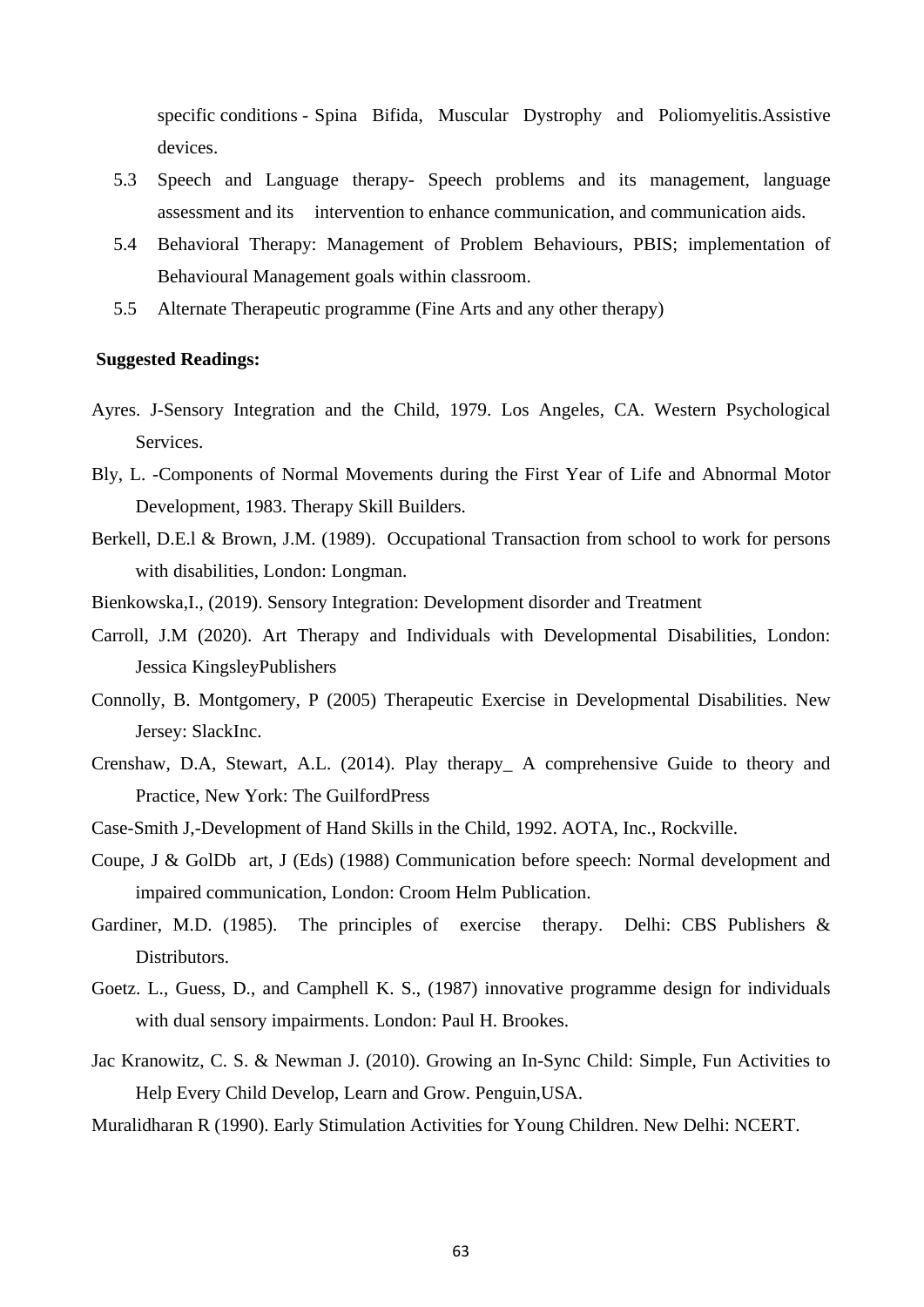specific conditions - Spina Bifida, Muscular Dystrophy and Poliomyelitis.Assistive devices.

5.3 Speech and Language therapy- Speech problems and its management, language assessment and its intervention to enhance communication, and communication aids.

5.4 Behavioral Therapy: Management of Problem Behaviours, PBIS; implementation of Behavioural Management goals within classroom.

5.5 Alternate Therapeutic programme (Fine Arts and any other therapy)

**Suggested Readings:**

Ayres. J-Sensory Integration and the Child, 1979. Los Angeles, CA. Western Psychological Services.

Bly, L. -Components of Normal Movements during the First Year of Life and Abnormal Motor Development, 1983. Therapy Skill Builders.

Berkell, D.E.l & Brown, J.M. (1989). Occupational Transaction from school to work for persons with disabilities, London: Longman.

Bienkowska,I., (2019). Sensory Integration: Development disorder and Treatment

Carroll, J.M (2020). Art Therapy and Individuals with Developmental Disabilities, London: Jessica KingsleyPublishers

Connolly, B. Montgomery, P (2005) Therapeutic Exercise in Developmental Disabilities. New Jersey: SlackInc.

Crenshaw, D.A, Stewart, A.L. (2014). Play therapy_ A comprehensive Guide to theory and Practice, New York: The GuilfordPress

Case-Smith J,-Development of Hand Skills in the Child, 1992. AOTA, Inc., Rockville.

Coupe, J & GolDb art, J (Eds) (1988) Communication before speech: Normal development and impaired communication, London: Croom Helm Publication.

Gardiner, M.D. (1985). The principles of exercise therapy. Delhi: CBS Publishers & Distributors.

Goetz. L., Guess, D., and Camphell K. S., (1987) innovative programme design for individuals with dual sensory impairments. London: Paul H. Brookes.

Jac Kranowitz, C. S. & Newman J. (2010). Growing an In-Sync Child: Simple, Fun Activities to Help Every Child Develop, Learn and Grow. Penguin,USA.

Muralidharan R (1990). Early Stimulation Activities for Young Children. New Delhi: NCERT.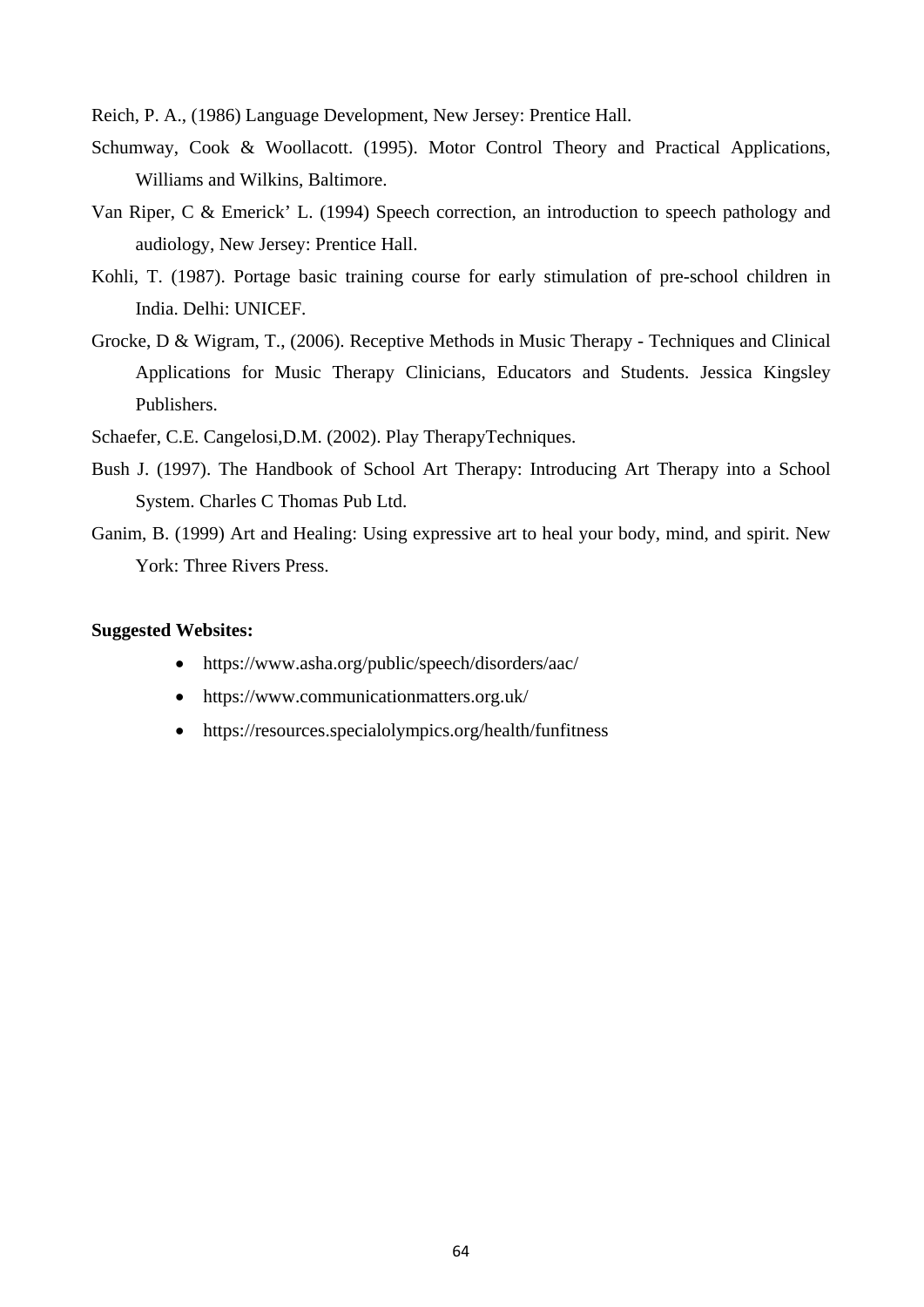Reich, P. A., (1986) Language Development, New Jersey: Prentice Hall.

Schumway, Cook & Woollacott. (1995). Motor Control Theory and Practical Applications, Williams and Wilkins, Baltimore.

Van Riper, C & Emerick' L. (1994) Speech correction, an introduction to speech pathology and audiology, New Jersey: Prentice Hall.

Kohli, T. (1987). Portage basic training course for early stimulation of pre-school children in India. Delhi: UNICEF.

Grocke, D & Wigram, T., (2006). Receptive Methods in Music Therapy - Techniques and Clinical Applications for Music Therapy Clinicians, Educators and Students. Jessica Kingsley Publishers.

Schaefer, C.E. Cangelosi,D.M. (2002). Play TherapyTechniques.

Bush J. (1997). The Handbook of School Art Therapy: Introducing Art Therapy into a School System. Charles C Thomas Pub Ltd.

Ganim, B. (1999) Art and Healing: Using expressive art to heal your body, mind, and spirit. New York: Three Rivers Press.

**Suggested Websites:**

- https://www.asha.org/public/speech/disorders/aac/
- https://www.communicationmatters.org.uk/
- https://resources.specialolympics.org/health/funfitness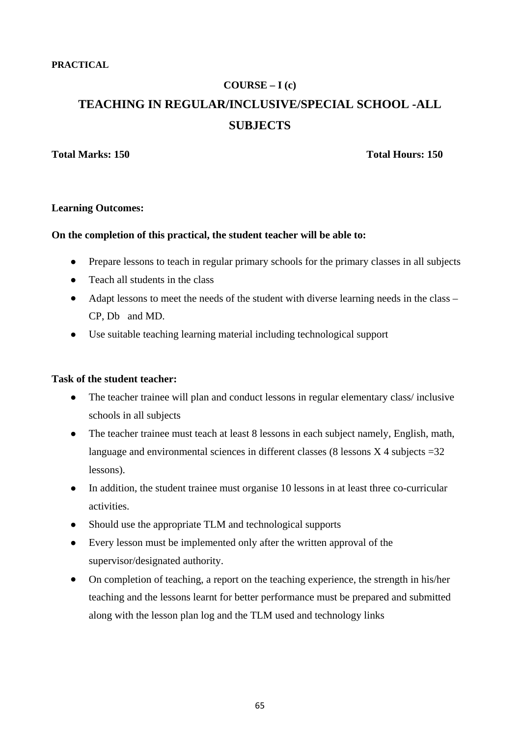**PRACTICAL**

**COURSE – I (c)**

## TEACHING IN REGULAR/INCLUSIVE/SPECIAL SCHOOL -ALL SUBJECTS

**Total Marks: 150** **Total Hours: 150**

**Learning Outcomes:**

**On the completion of this practical, the student teacher will be able to:**

- Prepare lessons to teach in regular primary schools for the primary classes in all subjects
- Teach all students in the class
- Adapt lessons to meet the needs of the student with diverse learning needs in the class – CP, Db and MD.
- Use suitable teaching learning material including technological support

**Task of the student teacher:**

- The teacher trainee will plan and conduct lessons in regular elementary class/ inclusive schools in all subjects
- The teacher trainee must teach at least 8 lessons in each subject namely, English, math, language and environmental sciences in different classes (8 lessons X 4 subjects =32 lessons).
- In addition, the student trainee must organise 10 lessons in at least three co-curricular activities.
- Should use the appropriate TLM and technological supports
- Every lesson must be implemented only after the written approval of the supervisor/designated authority.
- On completion of teaching, a report on the teaching experience, the strength in his/her teaching and the lessons learnt for better performance must be prepared and submitted along with the lesson plan log and the TLM used and technology links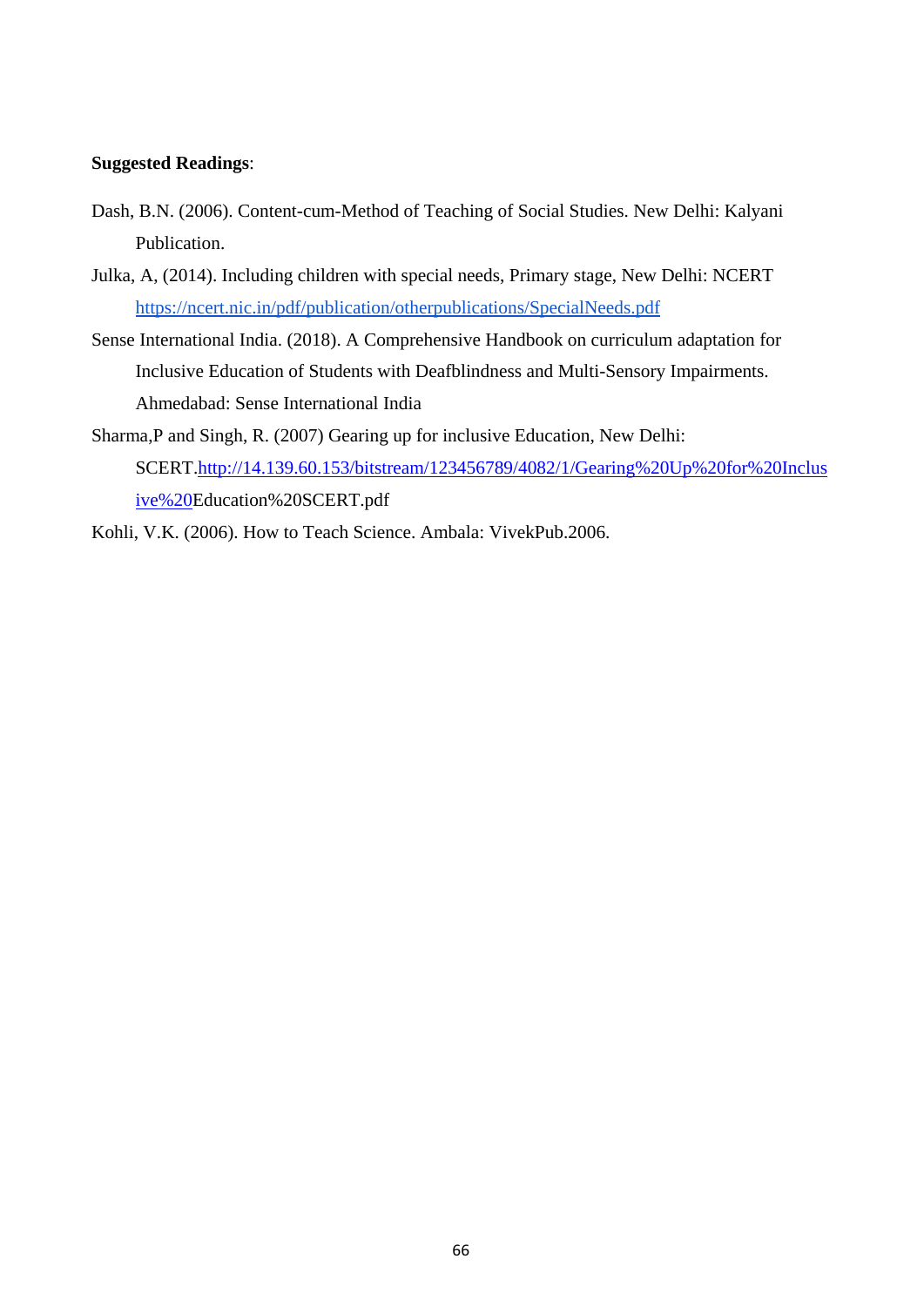**Suggested Readings**:

Dash, B.N. (2006). Content-cum-Method of Teaching of Social Studies. New Delhi: Kalyani Publication.

Julka, A, (2014). Including children with special needs, Primary stage, New Delhi: NCERT https://ncert.nic.in/pdf/publication/otherpublications/SpecialNeeds.pdf

Sense International India. (2018). A Comprehensive Handbook on curriculum adaptation for Inclusive Education of Students with Deafblindness and Multi-Sensory Impairments. Ahmedabad: Sense International India

Sharma,P and Singh, R. (2007) Gearing up for inclusive Education, New Delhi: SCERT.http://14.139.60.153/bitstream/123456789/4082/1/Gearing%20Up%20for%20Inclusive%20Education%20SCERT.pdf

Kohli, V.K. (2006). How to Teach Science. Ambala: VivekPub.2006.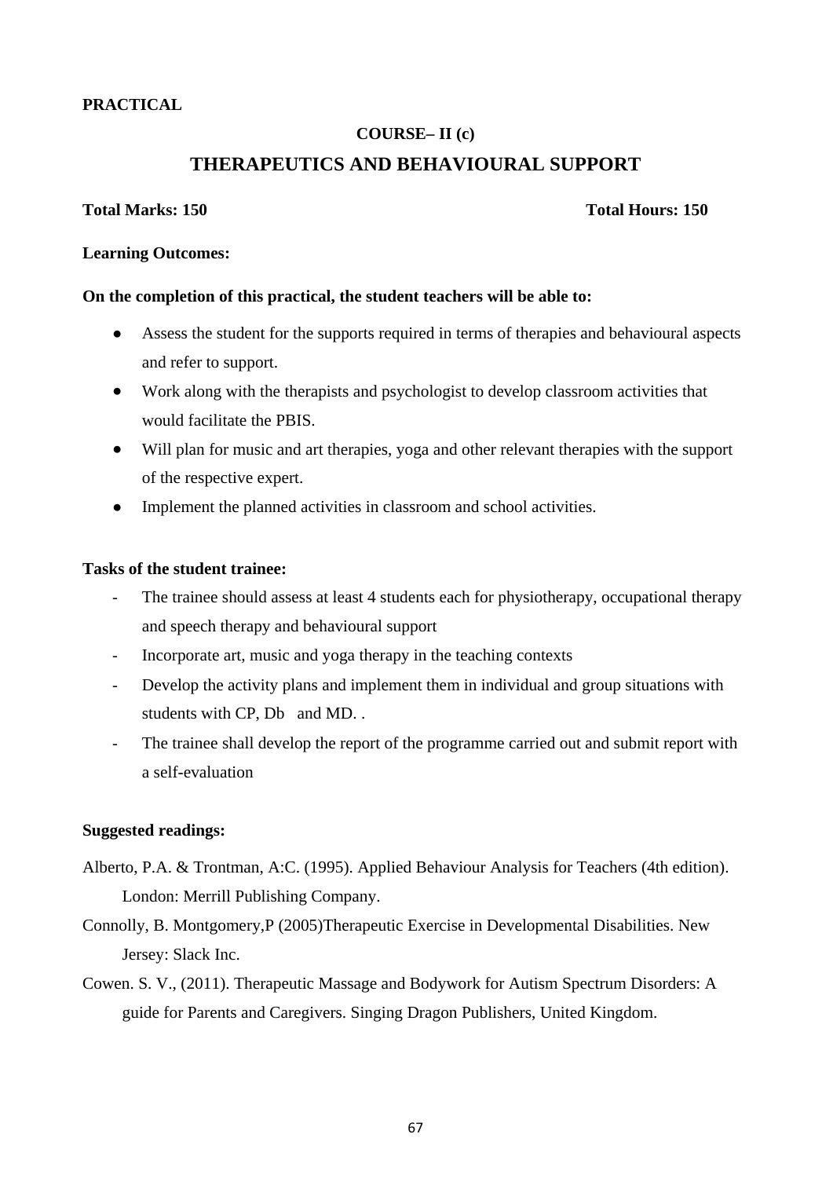**PRACTICAL**

**COURSE– II (c)**

## THERAPEUTICS AND BEHAVIOURAL SUPPORT

**Total Marks: 150** **Total Hours: 150**

**Learning Outcomes:**

**On the completion of this practical, the student teachers will be able to:**

- Assess the student for the supports required in terms of therapies and behavioural aspects and refer to support.
- Work along with the therapists and psychologist to develop classroom activities that would facilitate the PBIS.
- Will plan for music and art therapies, yoga and other relevant therapies with the support of the respective expert.
- Implement the planned activities in classroom and school activities.

**Tasks of the student trainee:**

- The trainee should assess at least 4 students each for physiotherapy, occupational therapy and speech therapy and behavioural support
- Incorporate art, music and yoga therapy in the teaching contexts
- Develop the activity plans and implement them in individual and group situations with students with CP, Db and MD. .
- The trainee shall develop the report of the programme carried out and submit report with a self-evaluation

**Suggested readings:**

Alberto, P.A. & Trontman, A:C. (1995). Applied Behaviour Analysis for Teachers (4th edition). London: Merrill Publishing Company.

Connolly, B. Montgomery,P (2005)Therapeutic Exercise in Developmental Disabilities. New Jersey: Slack Inc.

Cowen. S. V., (2011). Therapeutic Massage and Bodywork for Autism Spectrum Disorders: A guide for Parents and Caregivers. Singing Dragon Publishers, United Kingdom.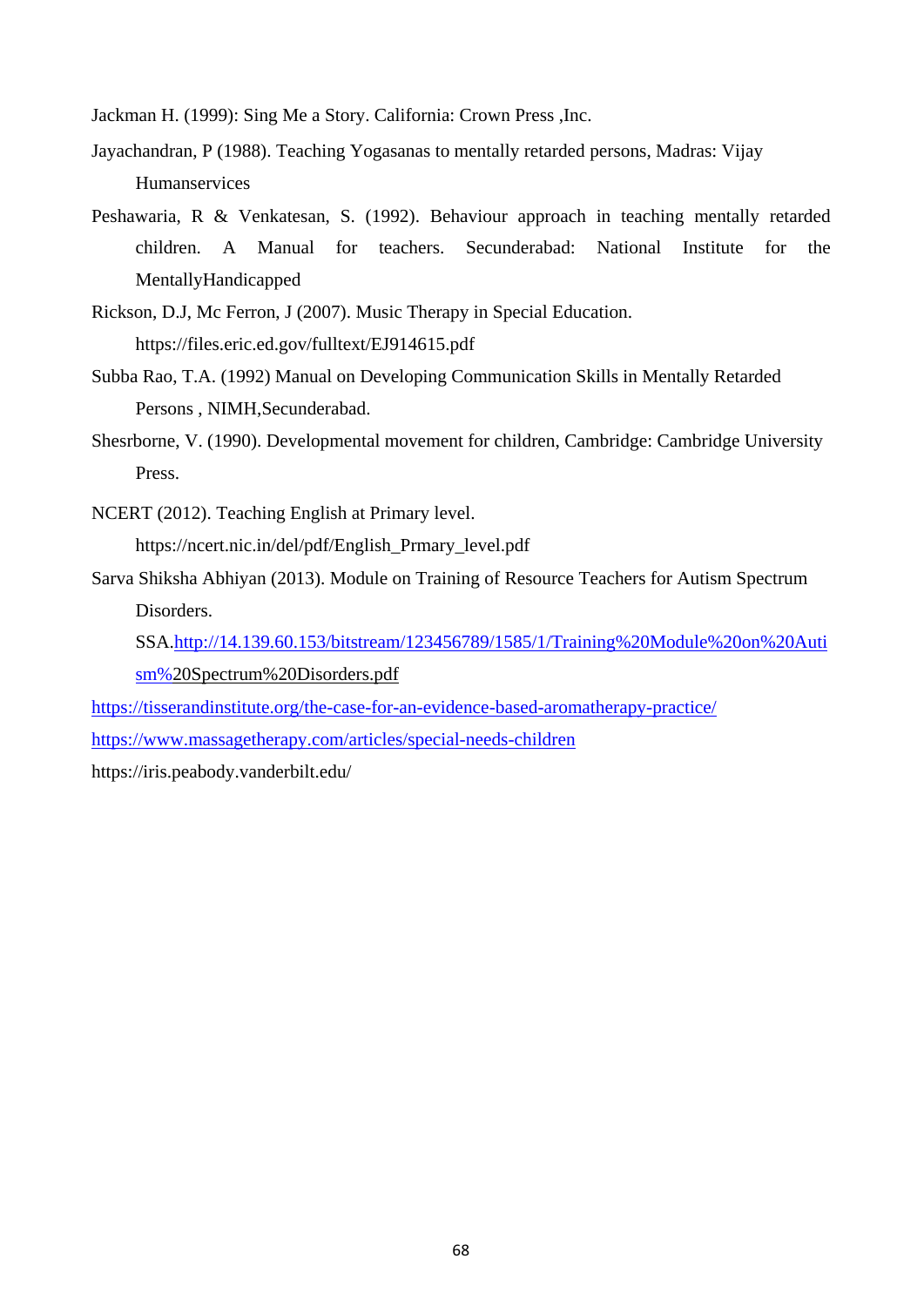Jackman H. (1999): Sing Me a Story. California: Crown Press ,Inc.

Jayachandran, P (1988). Teaching Yogasanas to mentally retarded persons, Madras: Vijay Humanservices

Peshawaria, R & Venkatesan, S. (1992). Behaviour approach in teaching mentally retarded children. A Manual for teachers. Secunderabad: National Institute for the MentallyHandicapped

Rickson, D.J, Mc Ferron, J (2007). Music Therapy in Special Education. https://files.eric.ed.gov/fulltext/EJ914615.pdf

Subba Rao, T.A. (1992) Manual on Developing Communication Skills in Mentally Retarded Persons , NIMH,Secunderabad.

Shesrborne, V. (1990). Developmental movement for children, Cambridge: Cambridge University Press.

NCERT (2012). Teaching English at Primary level. https://ncert.nic.in/del/pdf/English_Prmary_level.pdf

Sarva Shiksha Abhiyan (2013). Module on Training of Resource Teachers for Autism Spectrum Disorders. SSA.http://14.139.60.153/bitstream/123456789/1585/1/Training%20Module%20on%20Autism%20Spectrum%20Disorders.pdf

https://tisserandinstitute.org/the-case-for-an-evidence-based-aromatherapy-practice/

https://www.massagetherapy.com/articles/special-needs-children

https://iris.peabody.vanderbilt.edu/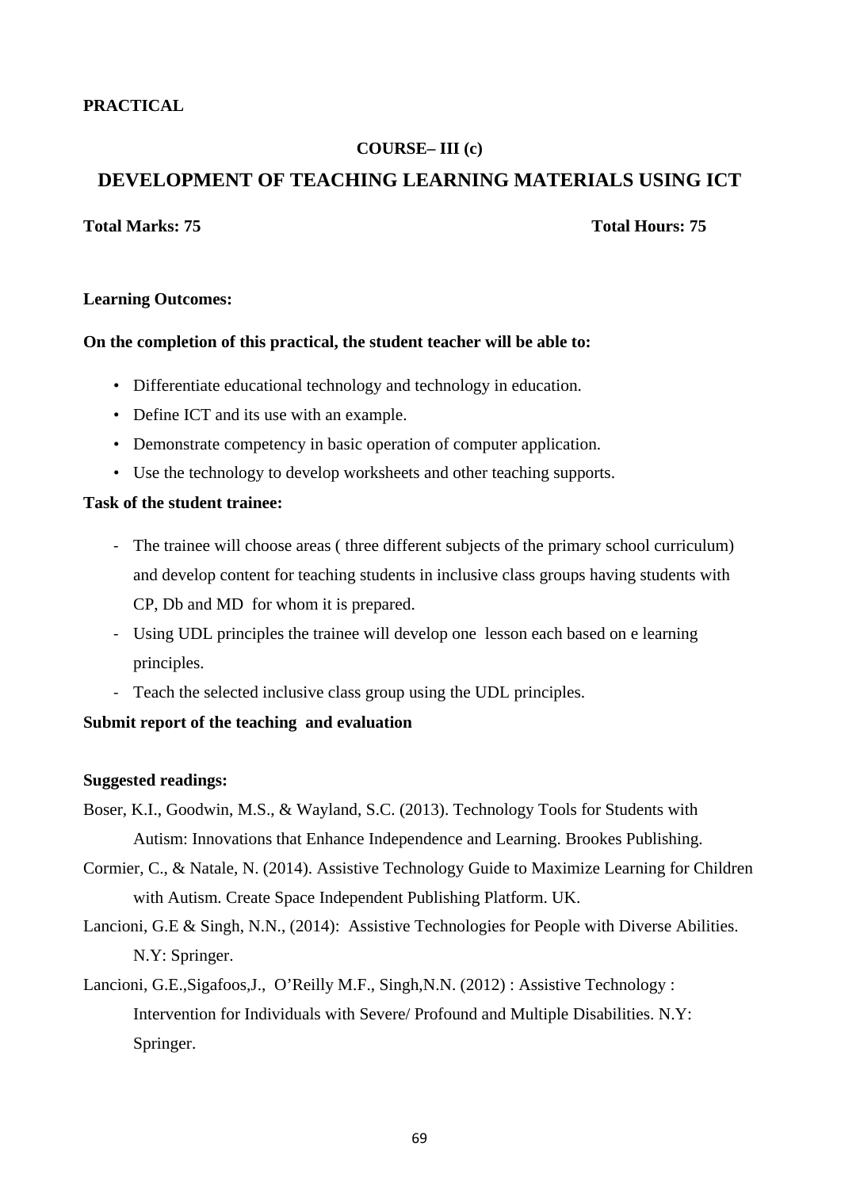**PRACTICAL**

**COURSE– III (c)**

## DEVELOPMENT OF TEACHING LEARNING MATERIALS USING ICT

**Total Marks: 75** **Total Hours: 75**

**Learning Outcomes:**

**On the completion of this practical, the student teacher will be able to:**

- Differentiate educational technology and technology in education.
- Define ICT and its use with an example.
- Demonstrate competency in basic operation of computer application.
- Use the technology to develop worksheets and other teaching supports.

**Task of the student trainee:**

- The trainee will choose areas ( three different subjects of the primary school curriculum) and develop content for teaching students in inclusive class groups having students with CP, Db and MD for whom it is prepared.
- Using UDL principles the trainee will develop one lesson each based on e learning principles.
- Teach the selected inclusive class group using the UDL principles.

**Submit report of the teaching and evaluation**

**Suggested readings:**

Boser, K.I., Goodwin, M.S., & Wayland, S.C. (2013). Technology Tools for Students with Autism: Innovations that Enhance Independence and Learning. Brookes Publishing.

Cormier, C., & Natale, N. (2014). Assistive Technology Guide to Maximize Learning for Children with Autism. Create Space Independent Publishing Platform. UK.

Lancioni, G.E & Singh, N.N., (2014): Assistive Technologies for People with Diverse Abilities. N.Y: Springer.

Lancioni, G.E.,Sigafoos,J., O'Reilly M.F., Singh,N.N. (2012) : Assistive Technology : Intervention for Individuals with Severe/ Profound and Multiple Disabilities. N.Y: Springer.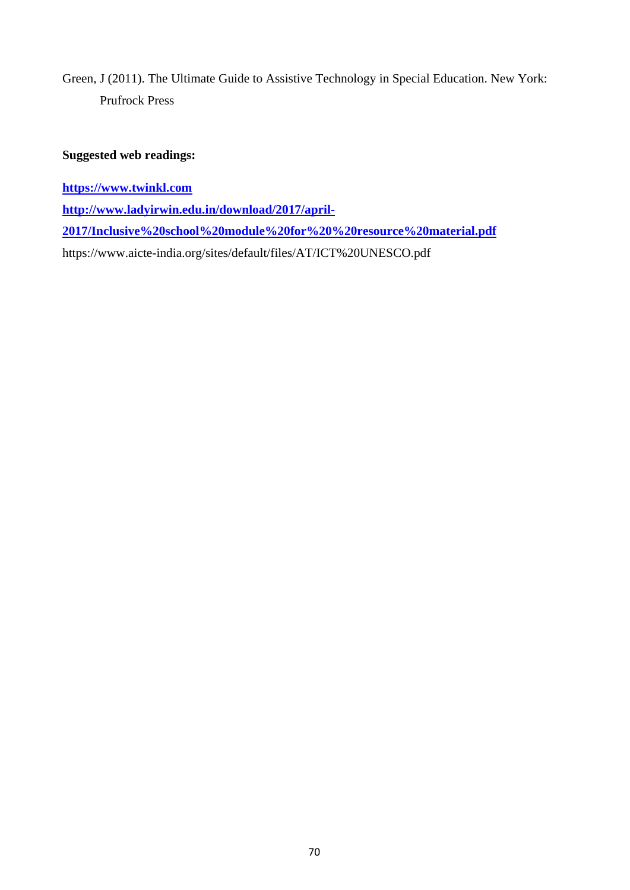Green, J (2011). The Ultimate Guide to Assistive Technology in Special Education. New York: Prufrock Press

**Suggested web readings:**

**https://www.twinkl.com**

**http://www.ladyirwin.edu.in/download/2017/april-2017/Inclusive%20school%20module%20for%20%20resource%20material.pdf**

https://www.aicte-india.org/sites/default/files/AT/ICT%20UNESCO.pdf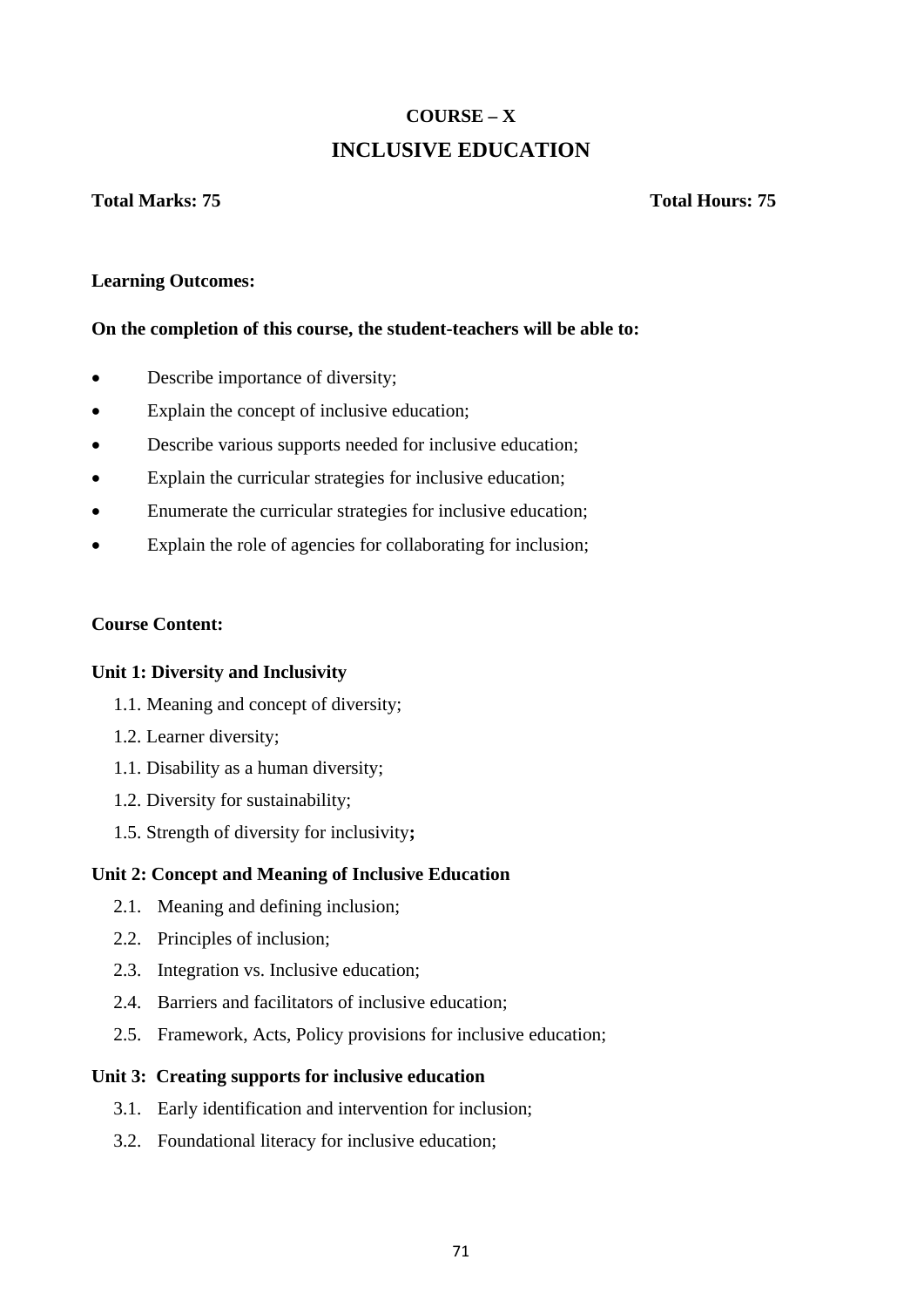## COURSE – X

## INCLUSIVE EDUCATION

**Total Marks: 75** **Total Hours: 75**

**Learning Outcomes:**

**On the completion of this course, the student-teachers will be able to:**

- Describe importance of diversity;
- Explain the concept of inclusive education;
- Describe various supports needed for inclusive education;
- Explain the curricular strategies for inclusive education;
- Enumerate the curricular strategies for inclusive education;
- Explain the role of agencies for collaborating for inclusion;

**Course Content:**

**Unit 1: Diversity and Inclusivity**

1.1. Meaning and concept of diversity;
1.2. Learner diversity;
1.1. Disability as a human diversity;
1.2. Diversity for sustainability;
1.5. Strength of diversity for inclusivity**;**

**Unit 2: Concept and Meaning of Inclusive Education**

2.1. Meaning and defining inclusion;
2.2. Principles of inclusion;
2.3. Integration vs. Inclusive education;
2.4. Barriers and facilitators of inclusive education;
2.5. Framework, Acts, Policy provisions for inclusive education;

**Unit 3: Creating supports for inclusive education**

3.1. Early identification and intervention for inclusion;
3.2. Foundational literacy for inclusive education;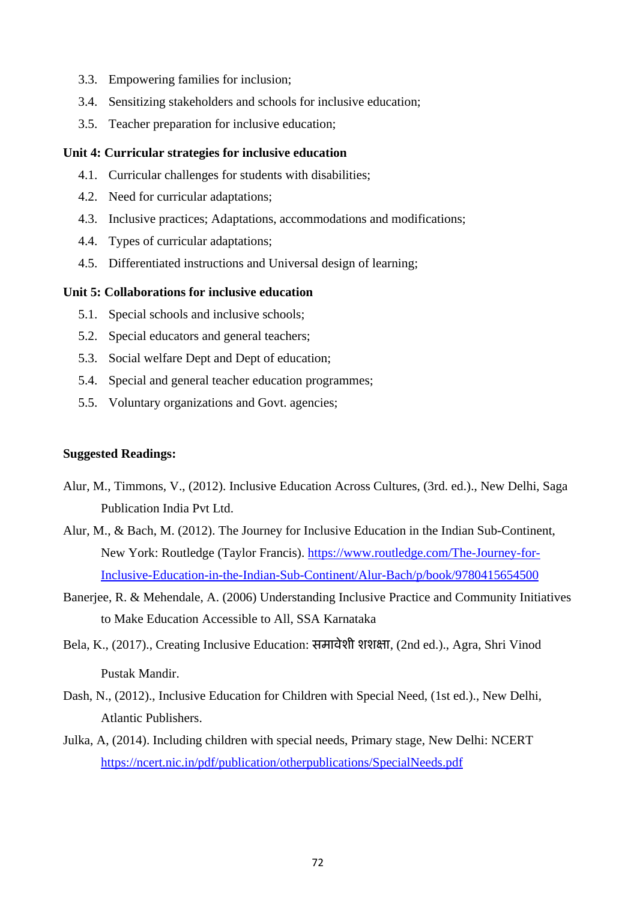3.3. Empowering families for inclusion;

3.4. Sensitizing stakeholders and schools for inclusive education;

3.5. Teacher preparation for inclusive education;

**Unit 4: Curricular strategies for inclusive education**

4.1. Curricular challenges for students with disabilities;

4.2. Need for curricular adaptations;

4.3. Inclusive practices; Adaptations, accommodations and modifications;

4.4. Types of curricular adaptations;

4.5. Differentiated instructions and Universal design of learning;

**Unit 5: Collaborations for inclusive education**

5.1. Special schools and inclusive schools;

5.2. Special educators and general teachers;

5.3. Social welfare Dept and Dept of education;

5.4. Special and general teacher education programmes;

5.5. Voluntary organizations and Govt. agencies;

**Suggested Readings:**

Alur, M., Timmons, V., (2012). Inclusive Education Across Cultures, (3rd. ed.)., New Delhi, Saga Publication India Pvt Ltd.

Alur, M., & Bach, M. (2012). The Journey for Inclusive Education in the Indian Sub-Continent, New York: Routledge (Taylor Francis). https://www.routledge.com/The-Journey-for-Inclusive-Education-in-the-Indian-Sub-Continent/Alur-Bach/p/book/9780415654500

Banerjee, R. & Mehendale, A. (2006) Understanding Inclusive Practice and Community Initiatives to Make Education Accessible to All, SSA Karnataka

Bela, K., (2017)., Creating Inclusive Education: समावेशी शशक्षा, (2nd ed.)., Agra, Shri Vinod Pustak Mandir.

Dash, N., (2012)., Inclusive Education for Children with Special Need, (1st ed.)., New Delhi, Atlantic Publishers.

Julka, A, (2014). Including children with special needs, Primary stage, New Delhi: NCERT https://ncert.nic.in/pdf/publication/otherpublications/SpecialNeeds.pdf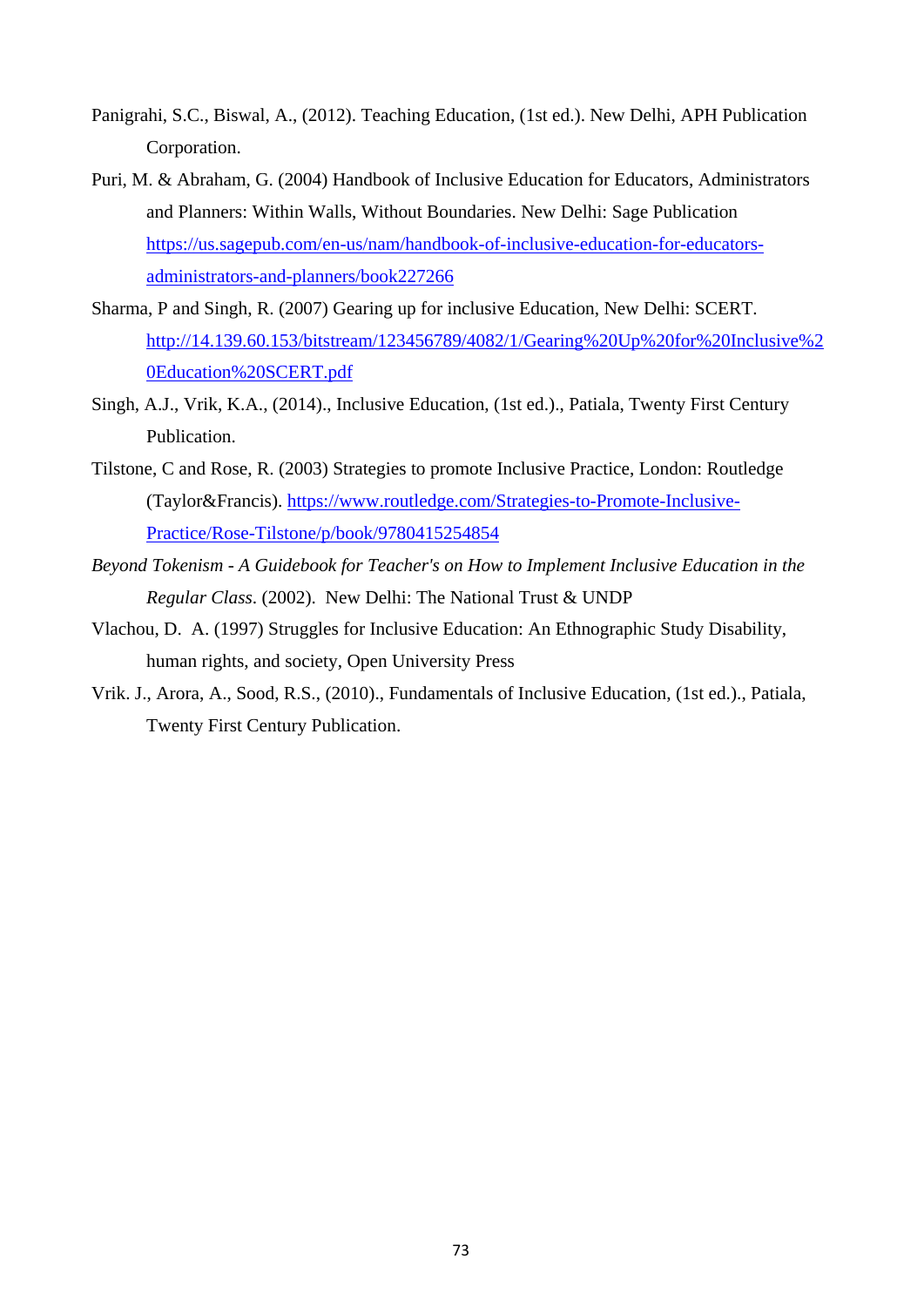Panigrahi, S.C., Biswal, A., (2012). Teaching Education, (1st ed.). New Delhi, APH Publication Corporation.

Puri, M. & Abraham, G. (2004) Handbook of Inclusive Education for Educators, Administrators and Planners: Within Walls, Without Boundaries. New Delhi: Sage Publication https://us.sagepub.com/en-us/nam/handbook-of-inclusive-education-for-educators-administrators-and-planners/book227266

Sharma, P and Singh, R. (2007) Gearing up for inclusive Education, New Delhi: SCERT. http://14.139.60.153/bitstream/123456789/4082/1/Gearing%20Up%20for%20Inclusive%20Education%20SCERT.pdf

Singh, A.J., Vrik, K.A., (2014)., Inclusive Education, (1st ed.)., Patiala, Twenty First Century Publication.

Tilstone, C and Rose, R. (2003) Strategies to promote Inclusive Practice, London: Routledge (Taylor&Francis). https://www.routledge.com/Strategies-to-Promote-Inclusive-Practice/Rose-Tilstone/p/book/9780415254854

*Beyond Tokenism - A Guidebook for Teacher's on How to Implement Inclusive Education in the Regular Class*. (2002). New Delhi: The National Trust & UNDP

Vlachou, D. A. (1997) Struggles for Inclusive Education: An Ethnographic Study Disability, human rights, and society, Open University Press

Vrik. J., Arora, A., Sood, R.S., (2010)., Fundamentals of Inclusive Education, (1st ed.)., Patiala, Twenty First Century Publication.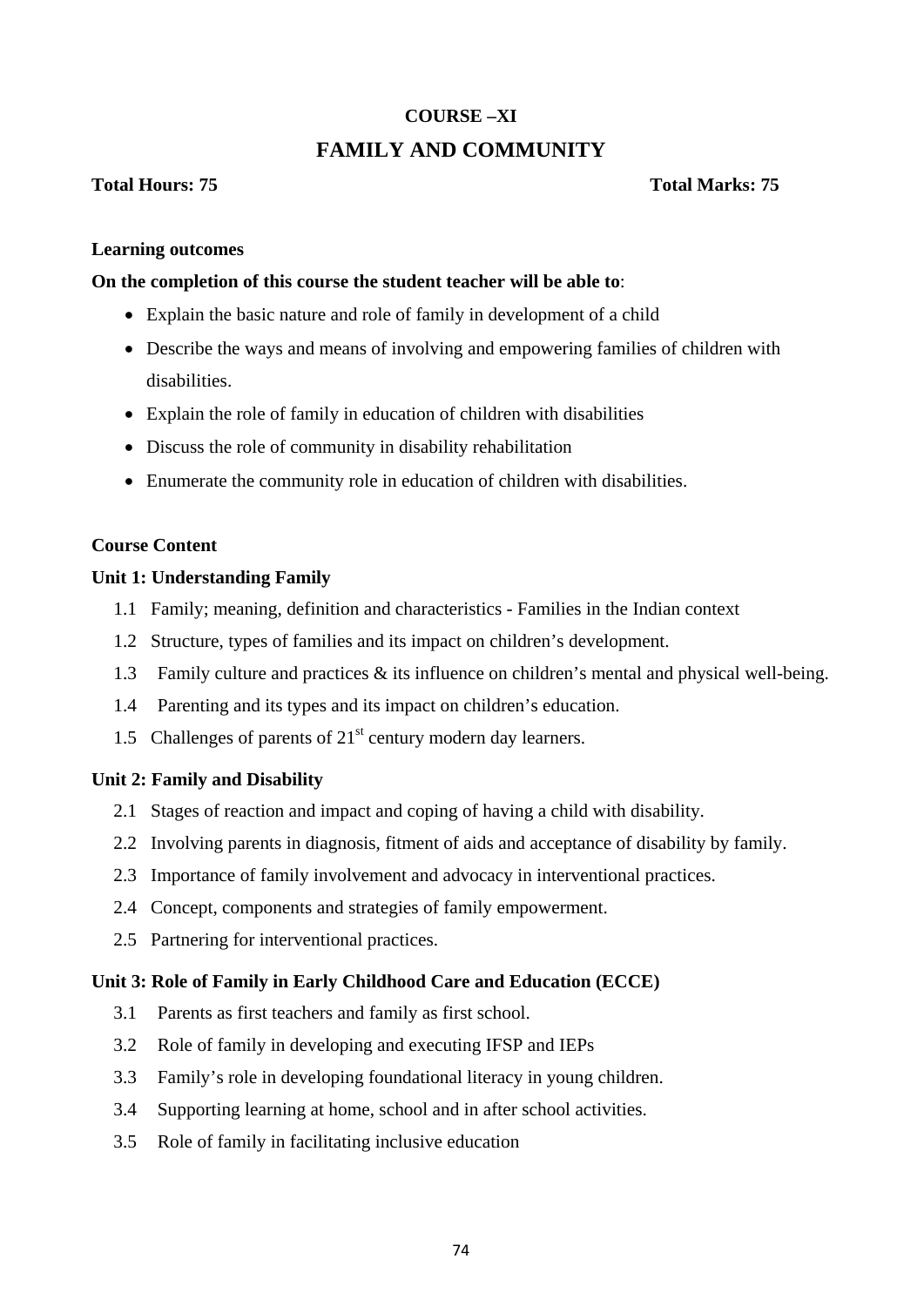**COURSE –XI**

# FAMILY AND COMMUNITY

**Total Hours: 75** **Total Marks: 75**

**Learning outcomes**

**On the completion of this course the student teacher will be able to**:

- Explain the basic nature and role of family in development of a child
- Describe the ways and means of involving and empowering families of children with disabilities.
- Explain the role of family in education of children with disabilities
- Discuss the role of community in disability rehabilitation
- Enumerate the community role in education of children with disabilities.

**Course Content**

**Unit 1: Understanding Family**

1.1 Family; meaning, definition and characteristics - Families in the Indian context

1.2 Structure, types of families and its impact on children's development.

1.3 Family culture and practices & its influence on children's mental and physical well-being.

1.4 Parenting and its types and its impact on children's education.

1.5 Challenges of parents of 21st century modern day learners.

**Unit 2: Family and Disability**

2.1 Stages of reaction and impact and coping of having a child with disability.

2.2 Involving parents in diagnosis, fitment of aids and acceptance of disability by family.

2.3 Importance of family involvement and advocacy in interventional practices.

2.4 Concept, components and strategies of family empowerment.

2.5 Partnering for interventional practices.

**Unit 3: Role of Family in Early Childhood Care and Education (ECCE)**

3.1 Parents as first teachers and family as first school.

3.2 Role of family in developing and executing IFSP and IEPs

3.3 Family's role in developing foundational literacy in young children.

3.4 Supporting learning at home, school and in after school activities.

3.5 Role of family in facilitating inclusive education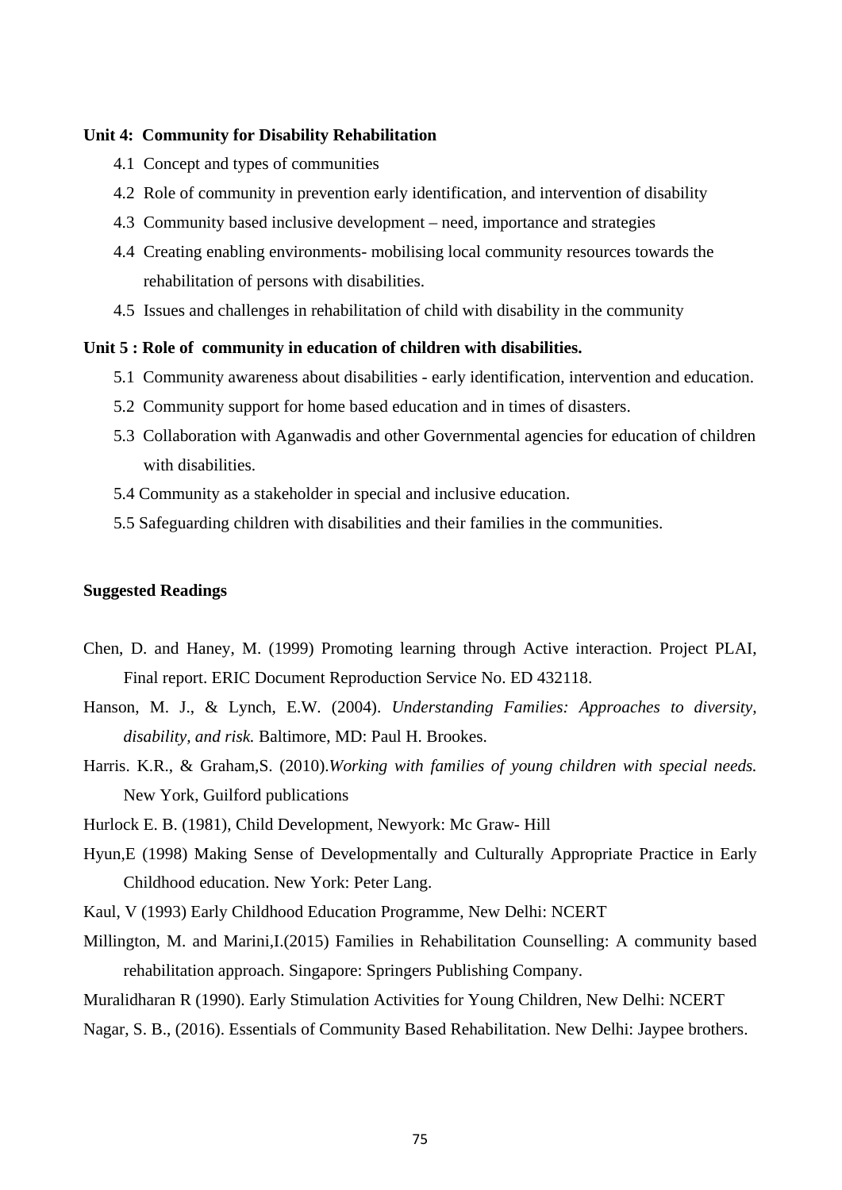**Unit 4: Community for Disability Rehabilitation**

- 4.1 Concept and types of communities
- 4.2 Role of community in prevention early identification, and intervention of disability
- 4.3 Community based inclusive development – need, importance and strategies
- 4.4 Creating enabling environments- mobilising local community resources towards the rehabilitation of persons with disabilities.
- 4.5 Issues and challenges in rehabilitation of child with disability in the community

**Unit 5 : Role of community in education of children with disabilities.**

- 5.1 Community awareness about disabilities - early identification, intervention and education.
- 5.2 Community support for home based education and in times of disasters.
- 5.3 Collaboration with Aganwadis and other Governmental agencies for education of children with disabilities.
- 5.4 Community as a stakeholder in special and inclusive education.
- 5.5 Safeguarding children with disabilities and their families in the communities.

**Suggested Readings**

Chen, D. and Haney, M. (1999) Promoting learning through Active interaction. Project PLAI, Final report. ERIC Document Reproduction Service No. ED 432118.

Hanson, M. J., & Lynch, E.W. (2004). *Understanding Families: Approaches to diversity, disability, and risk.* Baltimore, MD: Paul H. Brookes.

Harris. K.R., & Graham,S. (2010).*Working with families of young children with special needs.* New York, Guilford publications

Hurlock E. B. (1981), Child Development, Newyork: Mc Graw- Hill

Hyun,E (1998) Making Sense of Developmentally and Culturally Appropriate Practice in Early Childhood education. New York: Peter Lang.

Kaul, V (1993) Early Childhood Education Programme, New Delhi: NCERT

Millington, M. and Marini,I.(2015) Families in Rehabilitation Counselling: A community based rehabilitation approach. Singapore: Springers Publishing Company.

Muralidharan R (1990). Early Stimulation Activities for Young Children, New Delhi: NCERT

Nagar, S. B., (2016). Essentials of Community Based Rehabilitation. New Delhi: Jaypee brothers.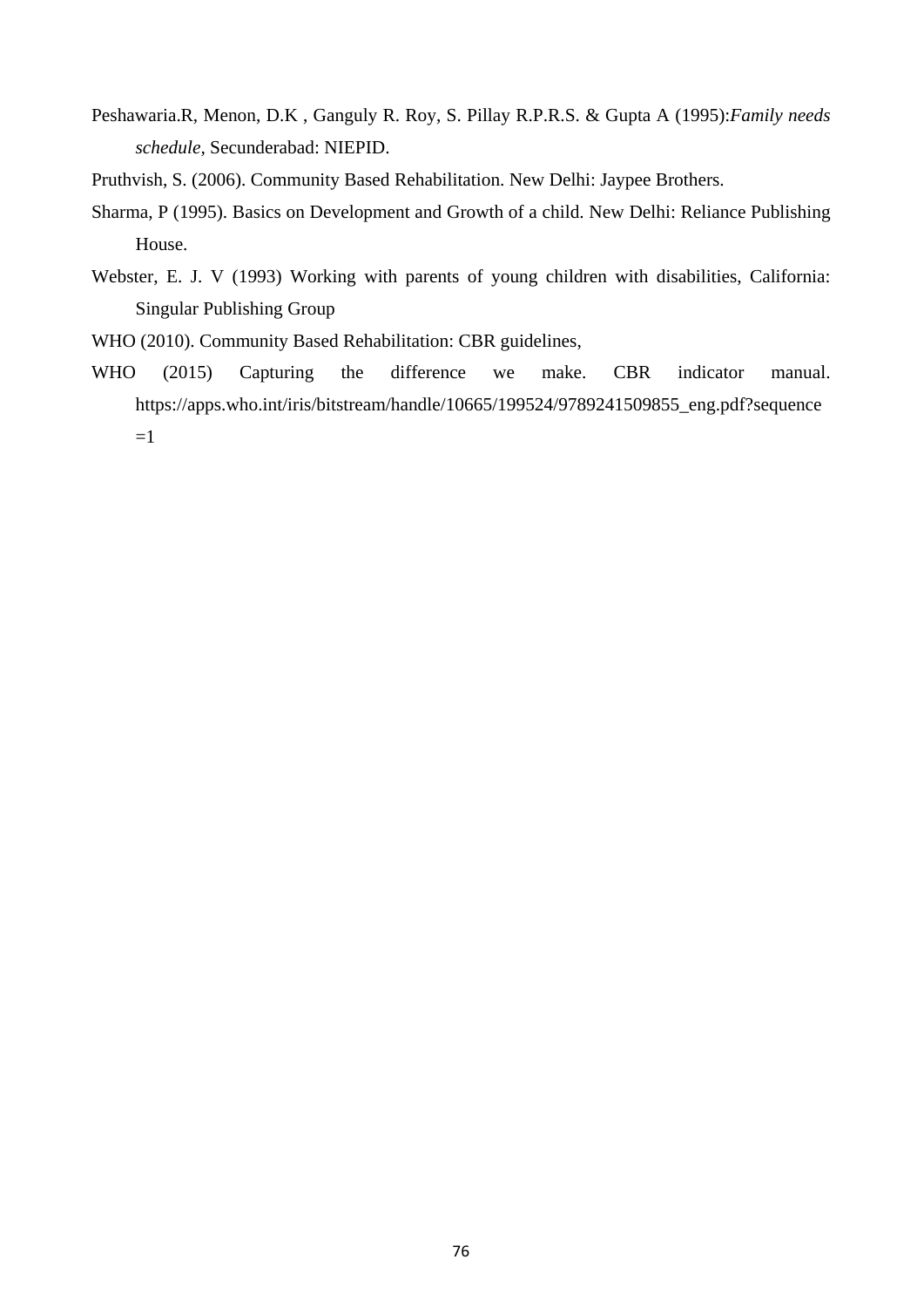Peshawaria.R, Menon, D.K , Ganguly R. Roy, S. Pillay R.P.R.S. & Gupta A (1995):*Family needs schedule*, Secunderabad: NIEPID.

Pruthvish, S. (2006). Community Based Rehabilitation. New Delhi: Jaypee Brothers.

Sharma, P (1995). Basics on Development and Growth of a child. New Delhi: Reliance Publishing House.

Webster, E. J. V (1993) Working with parents of young children with disabilities, California: Singular Publishing Group

WHO (2010). Community Based Rehabilitation: CBR guidelines,

WHO (2015) Capturing the difference we make. CBR indicator manual. https://apps.who.int/iris/bitstream/handle/10665/199524/9789241509855_eng.pdf?sequence=1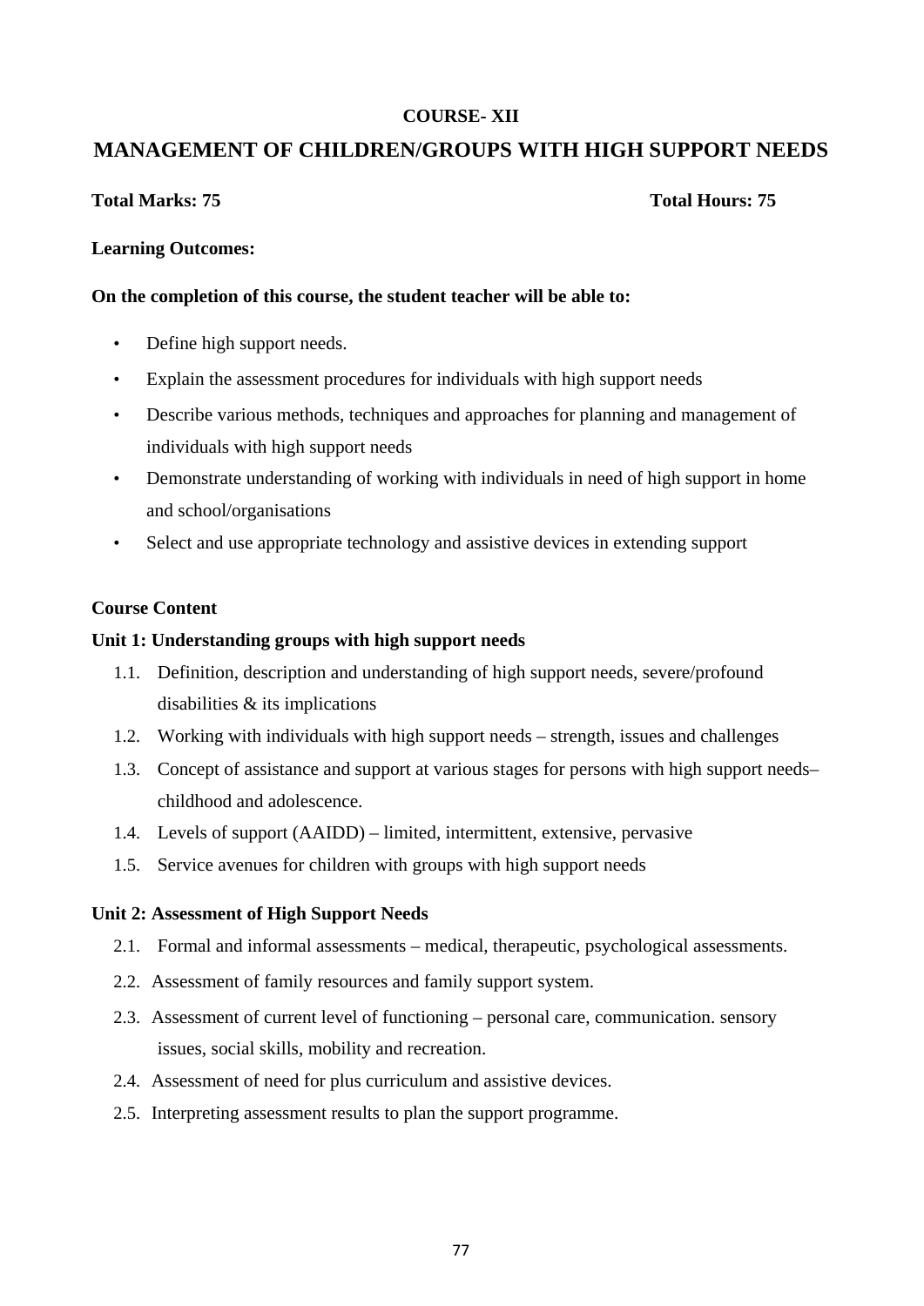**COURSE- XII**

# MANAGEMENT OF CHILDREN/GROUPS WITH HIGH SUPPORT NEEDS

**Total Marks: 75** **Total Hours: 75**

**Learning Outcomes:**

**On the completion of this course, the student teacher will be able to:**

- Define high support needs.
- Explain the assessment procedures for individuals with high support needs
- Describe various methods, techniques and approaches for planning and management of individuals with high support needs
- Demonstrate understanding of working with individuals in need of high support in home and school/organisations
- Select and use appropriate technology and assistive devices in extending support

**Course Content**

**Unit 1: Understanding groups with high support needs**

1.1. Definition, description and understanding of high support needs, severe/profound disabilities & its implications

1.2. Working with individuals with high support needs – strength, issues and challenges

1.3. Concept of assistance and support at various stages for persons with high support needs– childhood and adolescence.

1.4. Levels of support (AAIDD) – limited, intermittent, extensive, pervasive

1.5. Service avenues for children with groups with high support needs

**Unit 2: Assessment of High Support Needs**

2.1. Formal and informal assessments – medical, therapeutic, psychological assessments.

2.2. Assessment of family resources and family support system.

2.3. Assessment of current level of functioning – personal care, communication. sensory issues, social skills, mobility and recreation.

2.4. Assessment of need for plus curriculum and assistive devices.

2.5. Interpreting assessment results to plan the support programme.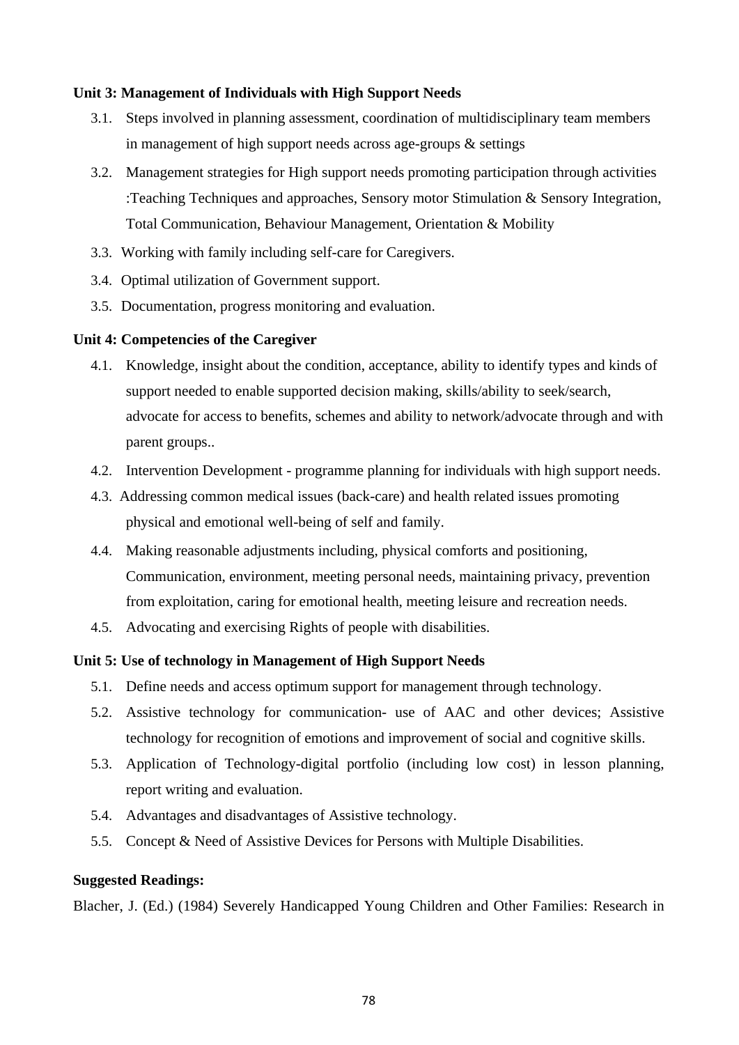**Unit 3: Management of Individuals with High Support Needs**

3.1. Steps involved in planning assessment, coordination of multidisciplinary team members in management of high support needs across age-groups & settings

3.2. Management strategies for High support needs promoting participation through activities :Teaching Techniques and approaches, Sensory motor Stimulation & Sensory Integration, Total Communication, Behaviour Management, Orientation & Mobility

3.3. Working with family including self-care for Caregivers.

3.4. Optimal utilization of Government support.

3.5. Documentation, progress monitoring and evaluation.

**Unit 4: Competencies of the Caregiver**

4.1. Knowledge, insight about the condition, acceptance, ability to identify types and kinds of support needed to enable supported decision making, skills/ability to seek/search, advocate for access to benefits, schemes and ability to network/advocate through and with parent groups..

4.2. Intervention Development - programme planning for individuals with high support needs.

4.3. Addressing common medical issues (back-care) and health related issues promoting physical and emotional well-being of self and family.

4.4. Making reasonable adjustments including, physical comforts and positioning, Communication, environment, meeting personal needs, maintaining privacy, prevention from exploitation, caring for emotional health, meeting leisure and recreation needs.

4.5. Advocating and exercising Rights of people with disabilities.

**Unit 5: Use of technology in Management of High Support Needs**

5.1. Define needs and access optimum support for management through technology.

5.2. Assistive technology for communication- use of AAC and other devices; Assistive technology for recognition of emotions and improvement of social and cognitive skills.

5.3. Application of Technology-digital portfolio (including low cost) in lesson planning, report writing and evaluation.

5.4. Advantages and disadvantages of Assistive technology.

5.5. Concept & Need of Assistive Devices for Persons with Multiple Disabilities.

**Suggested Readings:**

Blacher, J. (Ed.) (1984) Severely Handicapped Young Children and Other Families: Research in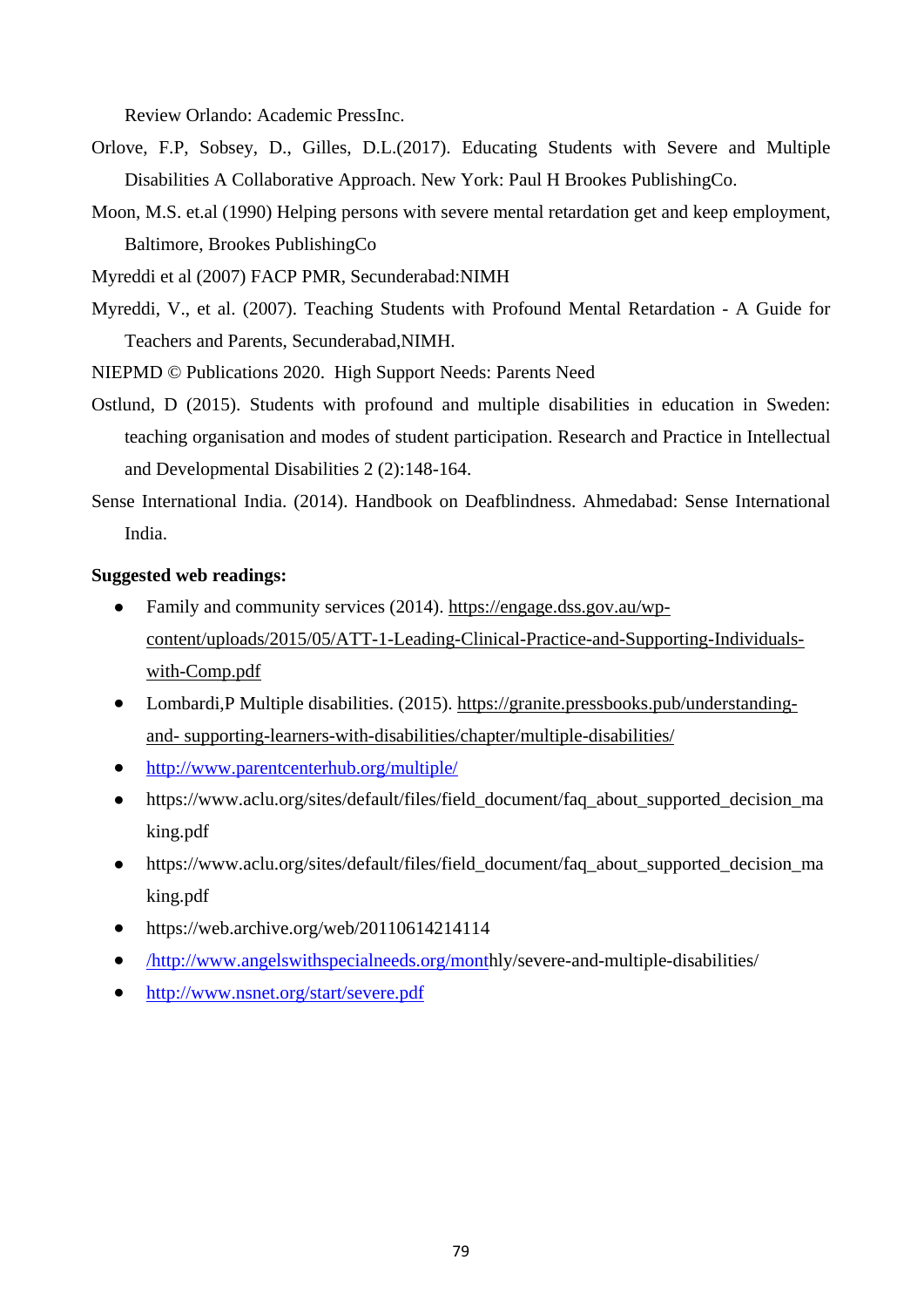Review Orlando: Academic PressInc.

Orlove, F.P, Sobsey, D., Gilles, D.L.(2017). Educating Students with Severe and Multiple Disabilities A Collaborative Approach. New York: Paul H Brookes PublishingCo.

Moon, M.S. et.al (1990) Helping persons with severe mental retardation get and keep employment, Baltimore, Brookes PublishingCo

Myreddi et al (2007) FACP PMR, Secunderabad:NIMH

Myreddi, V., et al. (2007). Teaching Students with Profound Mental Retardation - A Guide for Teachers and Parents, Secunderabad,NIMH.

NIEPMD © Publications 2020. High Support Needs: Parents Need

Ostlund, D (2015). Students with profound and multiple disabilities in education in Sweden: teaching organisation and modes of student participation. Research and Practice in Intellectual and Developmental Disabilities 2 (2):148-164.

Sense International India. (2014). Handbook on Deafblindness. Ahmedabad: Sense International India.

**Suggested web readings:**

- Family and community services (2014). https://engage.dss.gov.au/wp-content/uploads/2015/05/ATT-1-Leading-Clinical-Practice-and-Supporting-Individuals-with-Comp.pdf
- Lombardi,P Multiple disabilities. (2015). https://granite.pressbooks.pub/understanding-and- supporting-learners-with-disabilities/chapter/multiple-disabilities/
- http://www.parentcenterhub.org/multiple/
- https://www.aclu.org/sites/default/files/field_document/faq_about_supported_decision_making.pdf
- https://www.aclu.org/sites/default/files/field_document/faq_about_supported_decision_making.pdf
- https://web.archive.org/web/20110614214114
- /http://www.angelswithspecialneeds.org/monthly/severe-and-multiple-disabilities/
- http://www.nsnet.org/start/severe.pdf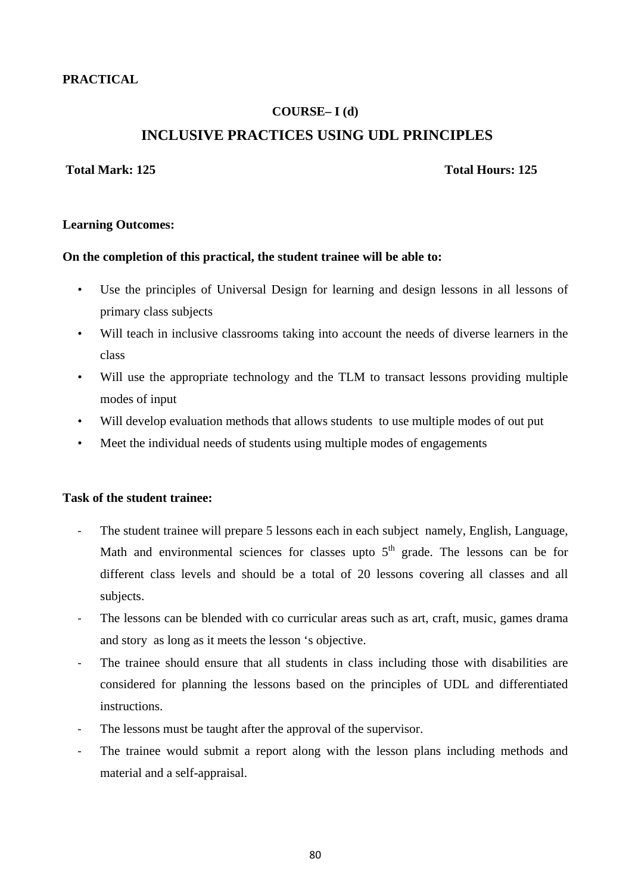**PRACTICAL**

**COURSE– I (d)**

## INCLUSIVE PRACTICES USING UDL PRINCIPLES

**Total Mark: 125** **Total Hours: 125**

**Learning Outcomes:**

**On the completion of this practical, the student trainee will be able to:**

- Use the principles of Universal Design for learning and design lessons in all lessons of primary class subjects
- Will teach in inclusive classrooms taking into account the needs of diverse learners in the class
- Will use the appropriate technology and the TLM to transact lessons providing multiple modes of input
- Will develop evaluation methods that allows students to use multiple modes of out put
- Meet the individual needs of students using multiple modes of engagements

**Task of the student trainee:**

- The student trainee will prepare 5 lessons each in each subject namely, English, Language, Math and environmental sciences for classes upto 5th grade. The lessons can be for different class levels and should be a total of 20 lessons covering all classes and all subjects.
- The lessons can be blended with co curricular areas such as art, craft, music, games drama and story as long as it meets the lesson 's objective.
- The trainee should ensure that all students in class including those with disabilities are considered for planning the lessons based on the principles of UDL and differentiated instructions.
- The lessons must be taught after the approval of the supervisor.
- The trainee would submit a report along with the lesson plans including methods and material and a self-appraisal.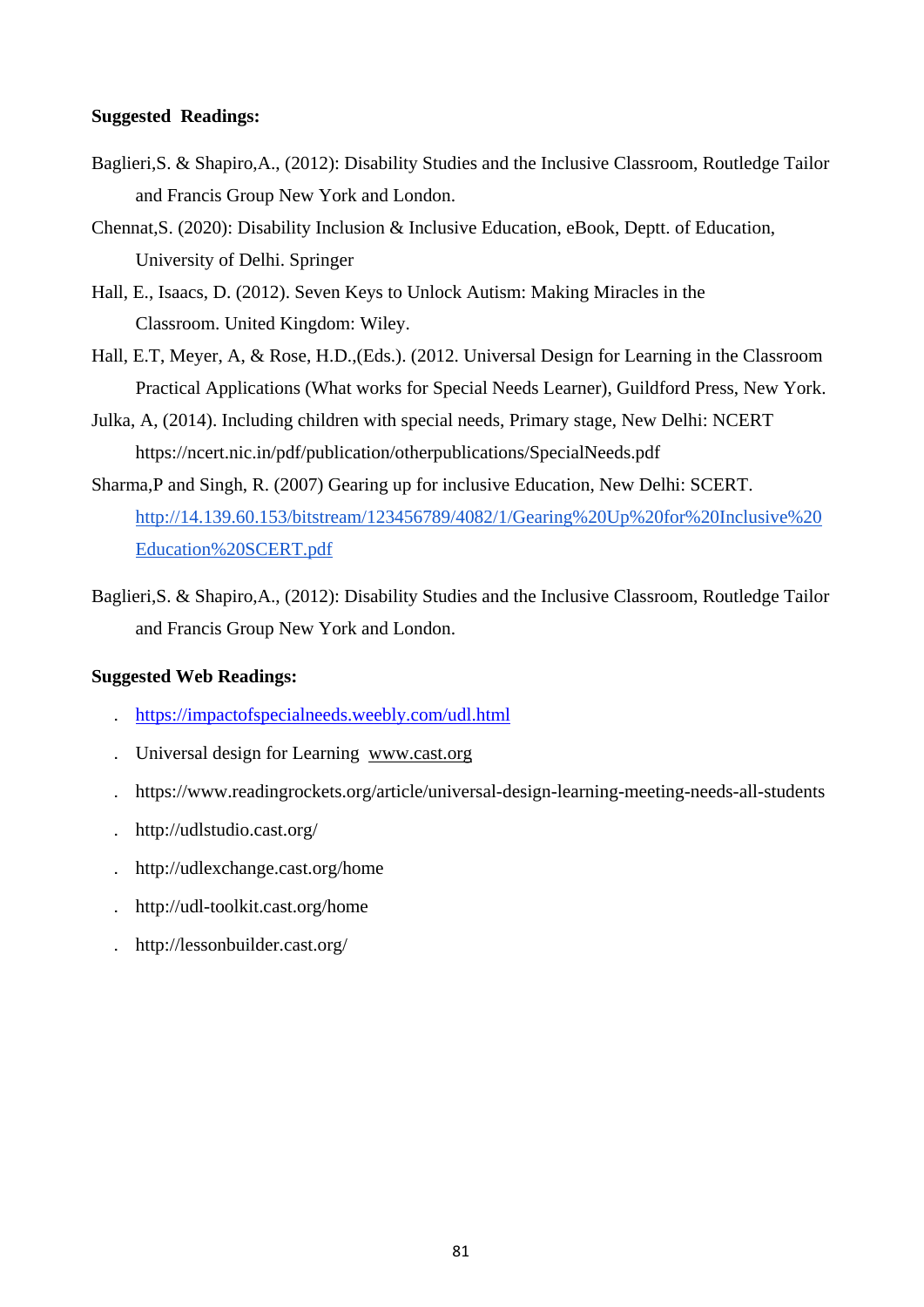**Suggested Readings:**

Baglieri,S. & Shapiro,A., (2012): Disability Studies and the Inclusive Classroom, Routledge Tailor and Francis Group New York and London.

Chennat,S. (2020): Disability Inclusion & Inclusive Education, eBook, Deptt. of Education, University of Delhi. Springer

Hall, E., Isaacs, D. (2012). Seven Keys to Unlock Autism: Making Miracles in the Classroom. United Kingdom: Wiley.

Hall, E.T, Meyer, A, & Rose, H.D.,(Eds.). (2012. Universal Design for Learning in the Classroom Practical Applications (What works for Special Needs Learner), Guildford Press, New York.

Julka, A, (2014). Including children with special needs, Primary stage, New Delhi: NCERT https://ncert.nic.in/pdf/publication/otherpublications/SpecialNeeds.pdf

Sharma,P and Singh, R. (2007) Gearing up for inclusive Education, New Delhi: SCERT. http://14.139.60.153/bitstream/123456789/4082/1/Gearing%20Up%20for%20Inclusive%20Education%20SCERT.pdf

Baglieri,S. & Shapiro,A., (2012): Disability Studies and the Inclusive Classroom, Routledge Tailor and Francis Group New York and London.

**Suggested Web Readings:**

- https://impactofspecialneeds.weebly.com/udl.html
- Universal design for Learning www.cast.org
- https://www.readingrockets.org/article/universal-design-learning-meeting-needs-all-students
- http://udlstudio.cast.org/
- http://udlexchange.cast.org/home
- http://udl-toolkit.cast.org/home
- http://lessonbuilder.cast.org/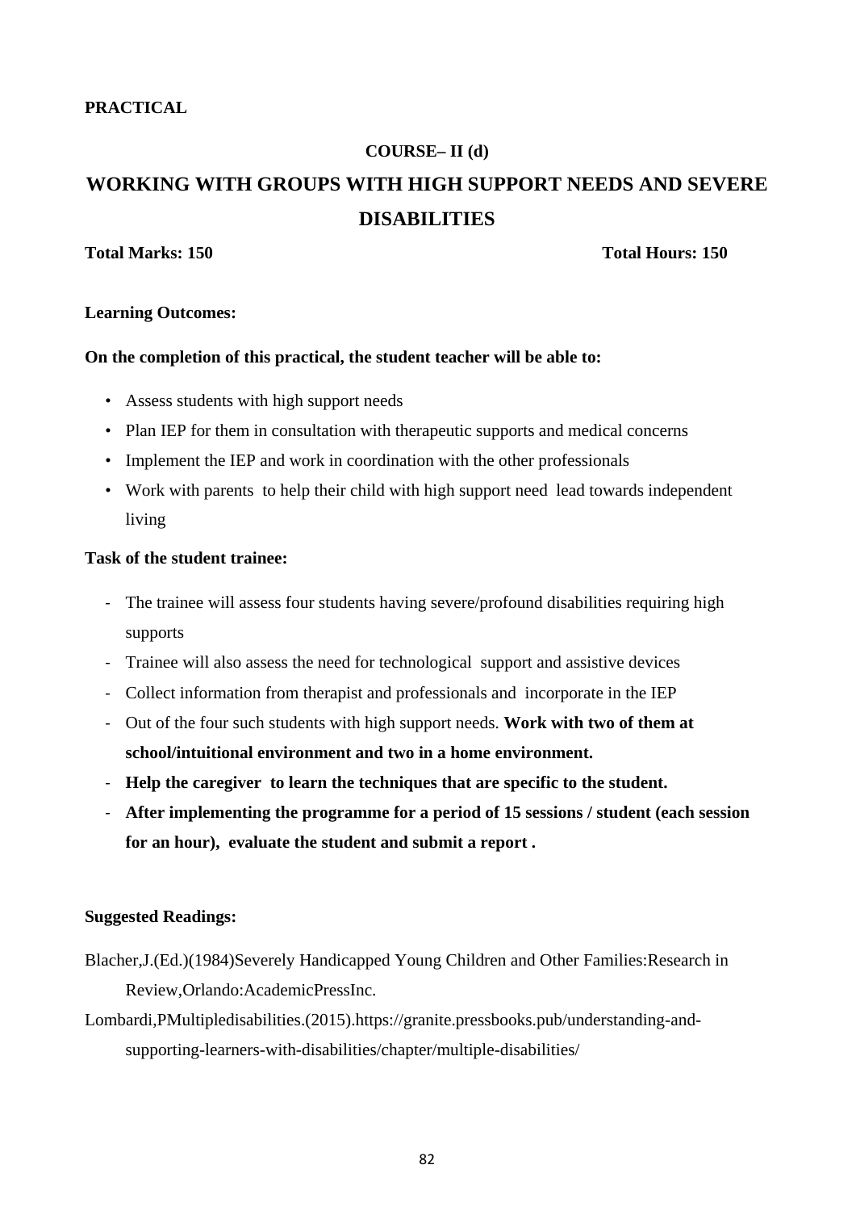**PRACTICAL**

**COURSE– II (d)**

# WORKING WITH GROUPS WITH HIGH SUPPORT NEEDS AND SEVERE DISABILITIES

**Total Marks: 150** **Total Hours: 150**

**Learning Outcomes:**

**On the completion of this practical, the student teacher will be able to:**

- Assess students with high support needs
- Plan IEP for them in consultation with therapeutic supports and medical concerns
- Implement the IEP and work in coordination with the other professionals
- Work with parents to help their child with high support need lead towards independent living

**Task of the student trainee:**

- The trainee will assess four students having severe/profound disabilities requiring high supports
- Trainee will also assess the need for technological support and assistive devices
- Collect information from therapist and professionals and incorporate in the IEP
- Out of the four such students with high support needs. **Work with two of them at school/intuitional environment and two in a home environment.**
- **Help the caregiver to learn the techniques that are specific to the student.**
- **After implementing the programme for a period of 15 sessions / student (each session for an hour), evaluate the student and submit a report .**

**Suggested Readings:**

Blacher,J.(Ed.)(1984)Severely Handicapped Young Children and Other Families:Research in Review,Orlando:AcademicPressInc.

Lombardi,PMultipledisabilities.(2015).https://granite.pressbooks.pub/understanding-and-supporting-learners-with-disabilities/chapter/multiple-disabilities/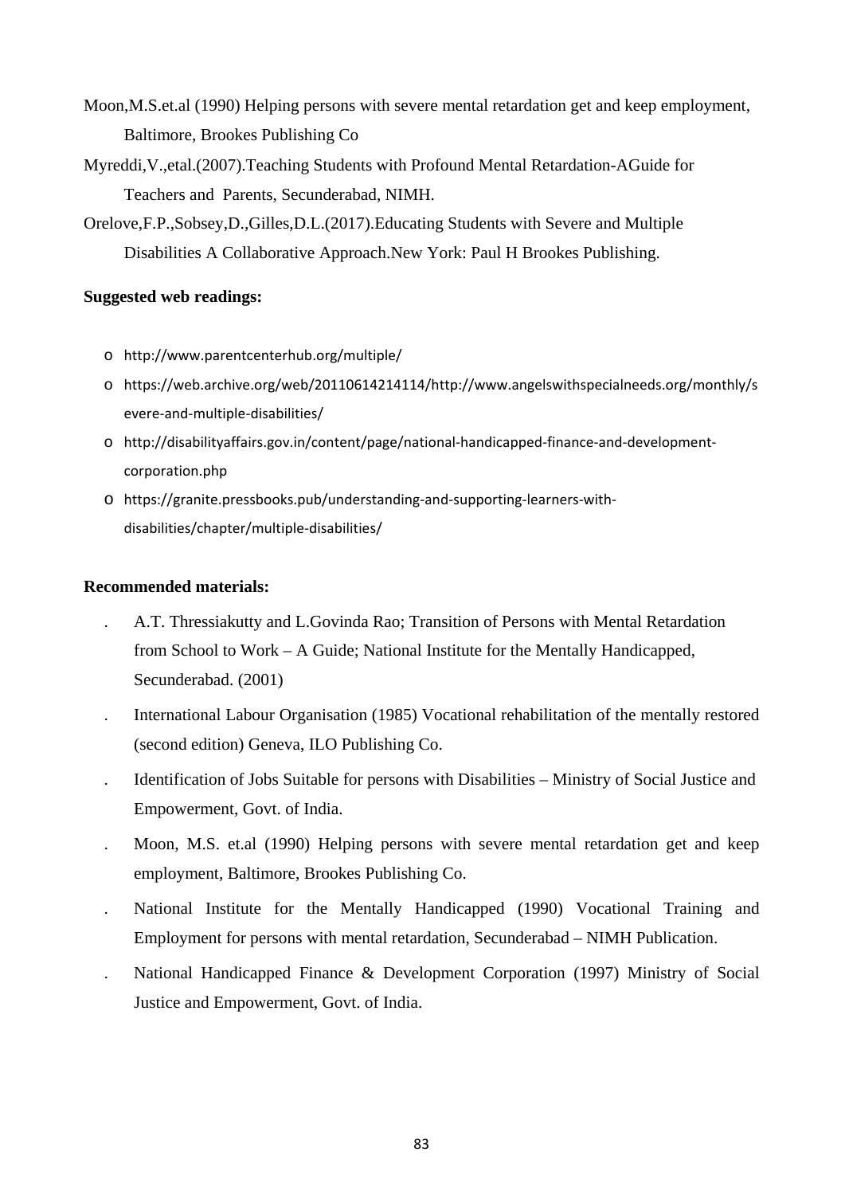Moon,M.S.et.al (1990) Helping persons with severe mental retardation get and keep employment, Baltimore, Brookes Publishing Co

Myreddi,V.,etal.(2007).Teaching Students with Profound Mental Retardation-AGuide for Teachers and Parents, Secunderabad, NIMH.

Orelove,F.P.,Sobsey,D.,Gilles,D.L.(2017).Educating Students with Severe and Multiple Disabilities A Collaborative Approach.New York: Paul H Brookes Publishing.

**Suggested web readings:**

- http://www.parentcenterhub.org/multiple/
- https://web.archive.org/web/20110614214114/http://www.angelswithspecialneeds.org/monthly/severe-and-multiple-disabilities/
- http://disabilityaffairs.gov.in/content/page/national-handicapped-finance-and-development-corporation.php
- https://granite.pressbooks.pub/understanding-and-supporting-learners-with-disabilities/chapter/multiple-disabilities/

**Recommended materials:**

- A.T. Thressiakutty and L.Govinda Rao; Transition of Persons with Mental Retardation from School to Work – A Guide; National Institute for the Mentally Handicapped, Secunderabad. (2001)
- International Labour Organisation (1985) Vocational rehabilitation of the mentally restored (second edition) Geneva, ILO Publishing Co.
- Identification of Jobs Suitable for persons with Disabilities – Ministry of Social Justice and Empowerment, Govt. of India.
- Moon, M.S. et.al (1990) Helping persons with severe mental retardation get and keep employment, Baltimore, Brookes Publishing Co.
- National Institute for the Mentally Handicapped (1990) Vocational Training and Employment for persons with mental retardation, Secunderabad – NIMH Publication.
- National Handicapped Finance & Development Corporation (1997) Ministry of Social Justice and Empowerment, Govt. of India.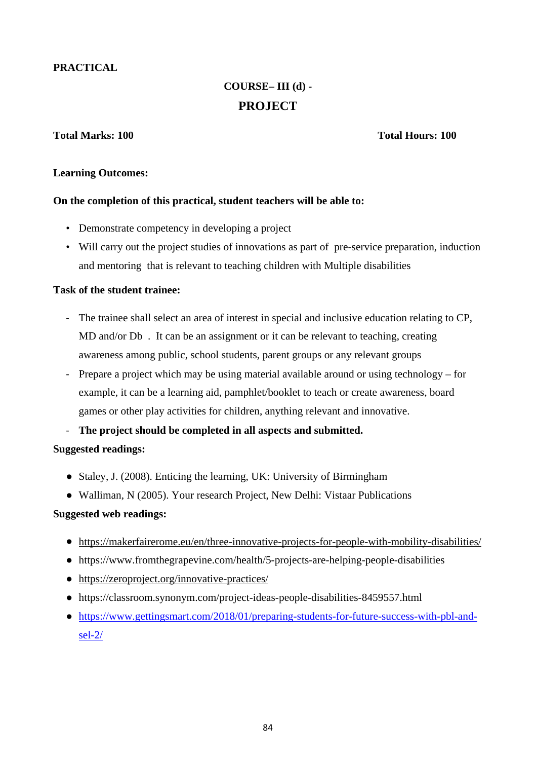**PRACTICAL**

## COURSE– III (d) -

## PROJECT

**Total Marks: 100** **Total Hours: 100**

**Learning Outcomes:**

**On the completion of this practical, student teachers will be able to:**

- Demonstrate competency in developing a project
- Will carry out the project studies of innovations as part of pre-service preparation, induction and mentoring that is relevant to teaching children with Multiple disabilities

**Task of the student trainee:**

- The trainee shall select an area of interest in special and inclusive education relating to CP, MD and/or Db . It can be an assignment or it can be relevant to teaching, creating awareness among public, school students, parent groups or any relevant groups
- Prepare a project which may be using material available around or using technology – for example, it can be a learning aid, pamphlet/booklet to teach or create awareness, board games or other play activities for children, anything relevant and innovative.
- **The project should be completed in all aspects and submitted.**

**Suggested readings:**

- Staley, J. (2008). Enticing the learning, UK: University of Birmingham
- Walliman, N (2005). Your research Project, New Delhi: Vistaar Publications

**Suggested web readings:**

- https://makerfairerome.eu/en/three-innovative-projects-for-people-with-mobility-disabilities/
- https://www.fromthegrapevine.com/health/5-projects-are-helping-people-disabilities
- https://zeroproject.org/innovative-practices/
- https://classroom.synonym.com/project-ideas-people-disabilities-8459557.html
- https://www.gettingsmart.com/2018/01/preparing-students-for-future-success-with-pbl-and-sel-2/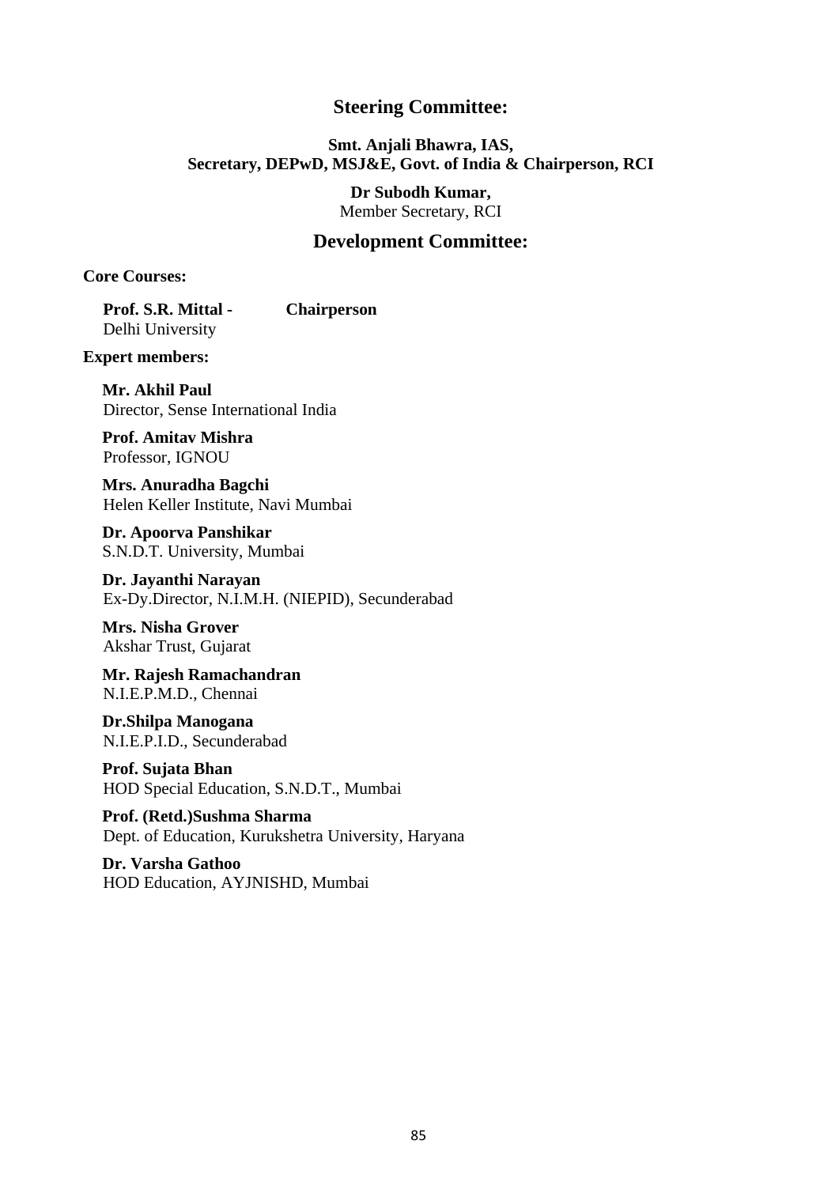## Steering Committee:

**Smt. Anjali Bhawra, IAS,**
**Secretary, DEPwD, MSJ&E, Govt. of India & Chairperson, RCI**

**Dr Subodh Kumar,**
Member Secretary, RCI

## Development Committee:

**Core Courses:**

**Prof. S.R. Mittal -** **Chairperson**
Delhi University

**Expert members:**

**Mr. Akhil Paul**
Director, Sense International India

**Prof. Amitav Mishra**
Professor, IGNOU

**Mrs. Anuradha Bagchi**
Helen Keller Institute, Navi Mumbai

**Dr. Apoorva Panshikar**
S.N.D.T. University, Mumbai

**Dr. Jayanthi Narayan**
Ex-Dy.Director, N.I.M.H. (NIEPID), Secunderabad

**Mrs. Nisha Grover**
Akshar Trust, Gujarat

**Mr. Rajesh Ramachandran**
N.I.E.P.M.D., Chennai

**Dr.Shilpa Manogana**
N.I.E.P.I.D., Secunderabad

**Prof. Sujata Bhan**
HOD Special Education, S.N.D.T., Mumbai

**Prof. (Retd.)Sushma Sharma**
Dept. of Education, Kurukshetra University, Haryana

**Dr. Varsha Gathoo**
HOD Education, AYJNISHD, Mumbai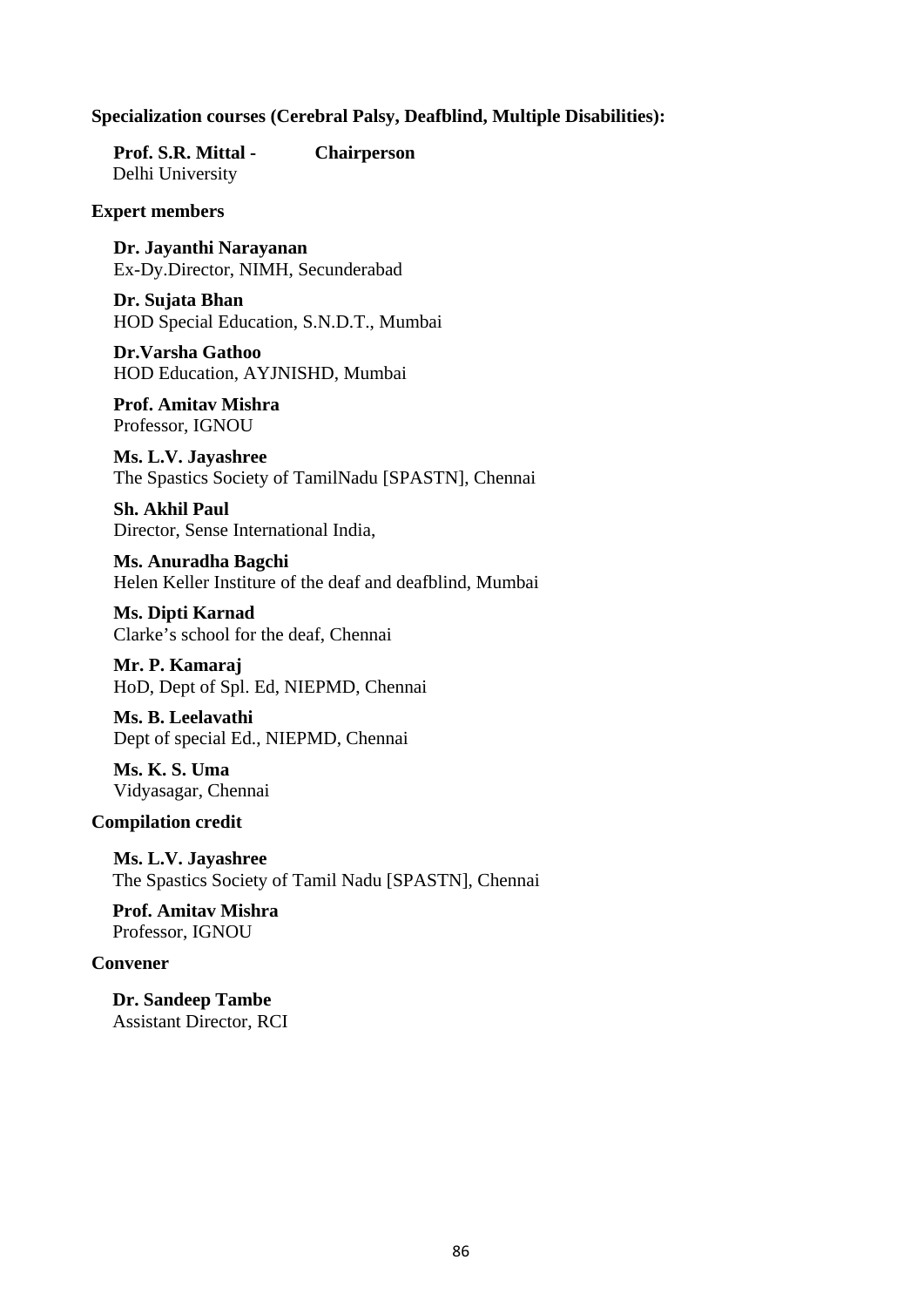**Specialization courses (Cerebral Palsy, Deafblind, Multiple Disabilities):**

**Prof. S.R. Mittal - Chairperson**
Delhi University

**Expert members**

**Dr. Jayanthi Narayanan**
Ex-Dy.Director, NIMH, Secunderabad

**Dr. Sujata Bhan**
HOD Special Education, S.N.D.T., Mumbai

**Dr.Varsha Gathoo**
HOD Education, AYJNISHD, Mumbai

**Prof. Amitav Mishra**
Professor, IGNOU

**Ms. L.V. Jayashree**
The Spastics Society of TamilNadu [SPASTN], Chennai

**Sh. Akhil Paul**
Director, Sense International India,

**Ms. Anuradha Bagchi**
Helen Keller Institure of the deaf and deafblind, Mumbai

**Ms. Dipti Karnad**
Clarke's school for the deaf, Chennai

**Mr. P. Kamaraj**
HoD, Dept of Spl. Ed, NIEPMD, Chennai

**Ms. B. Leelavathi**
Dept of special Ed., NIEPMD, Chennai

**Ms. K. S. Uma**
Vidyasagar, Chennai

**Compilation credit**

**Ms. L.V. Jayashree**
The Spastics Society of Tamil Nadu [SPASTN], Chennai

**Prof. Amitav Mishra**
Professor, IGNOU

**Convener**

**Dr. Sandeep Tambe**
Assistant Director, RCI